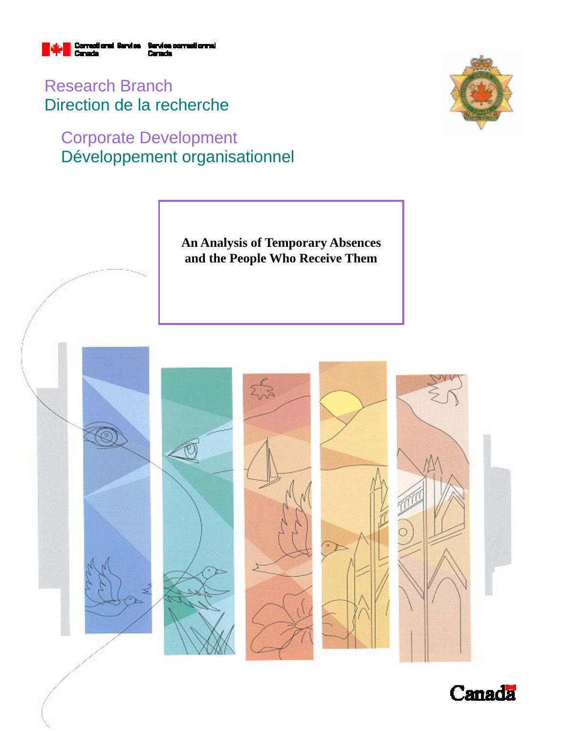Correctional Service Canada Service correctionnel Canada

Research Branch
Direction de la recherche

Corporate Development
Développement organisationnel

# An Analysis of Temporary Absences and the People Who Receive Them

Canada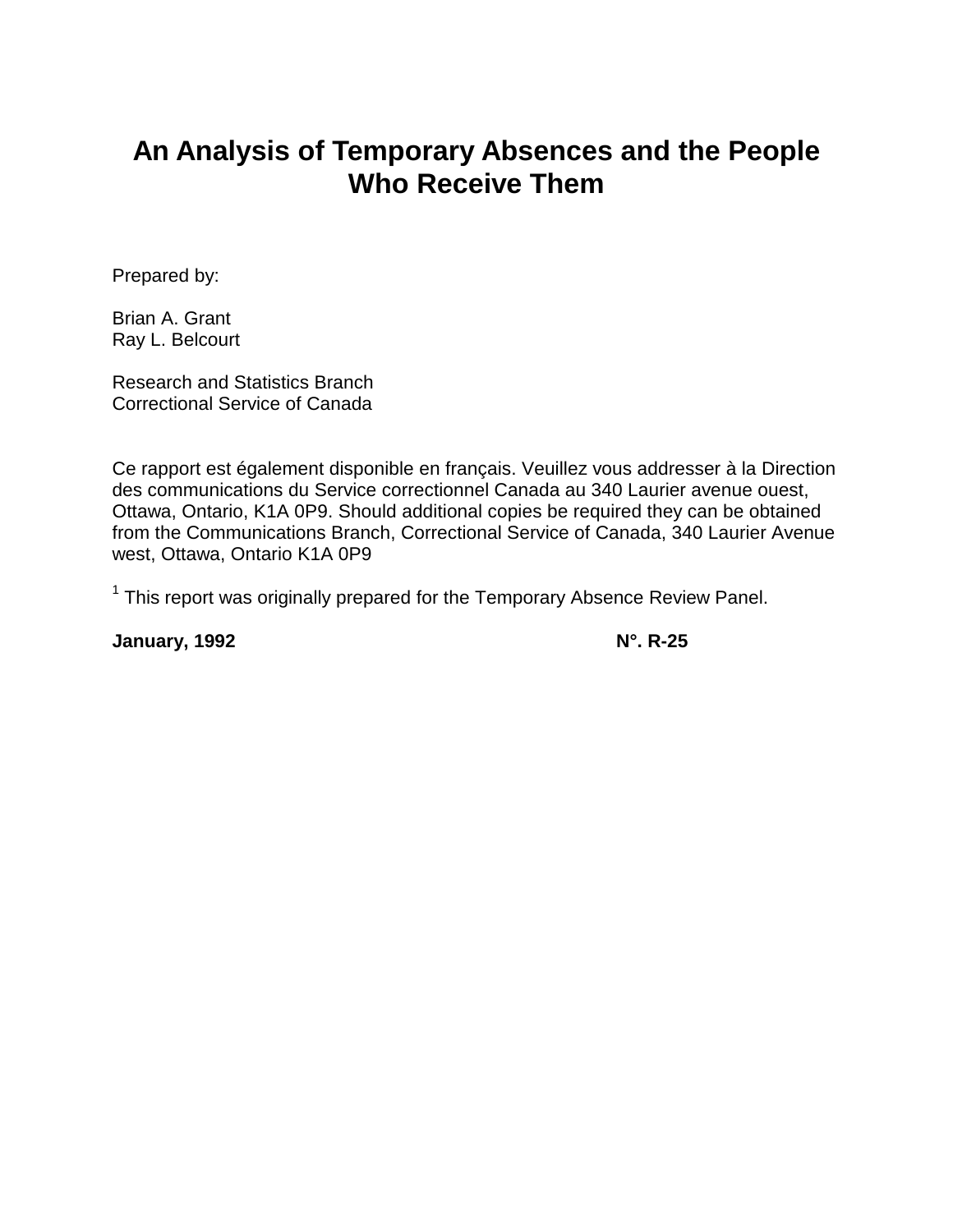# An Analysis of Temporary Absences and the People Who Receive Them

Prepared by:

Brian A. Grant
Ray L. Belcourt

Research and Statistics Branch
Correctional Service of Canada

Ce rapport est également disponible en français. Veuillez vous addresser à la Direction des communications du Service correctionnel Canada au 340 Laurier avenue ouest, Ottawa, Ontario, K1A 0P9. Should additional copies be required they can be obtained from the Communications Branch, Correctional Service of Canada, 340 Laurier Avenue west, Ottawa, Ontario K1A 0P9

[1] This report was originally prepared for the Temporary Absence Review Panel.

**January, 1992** **N°. R-25**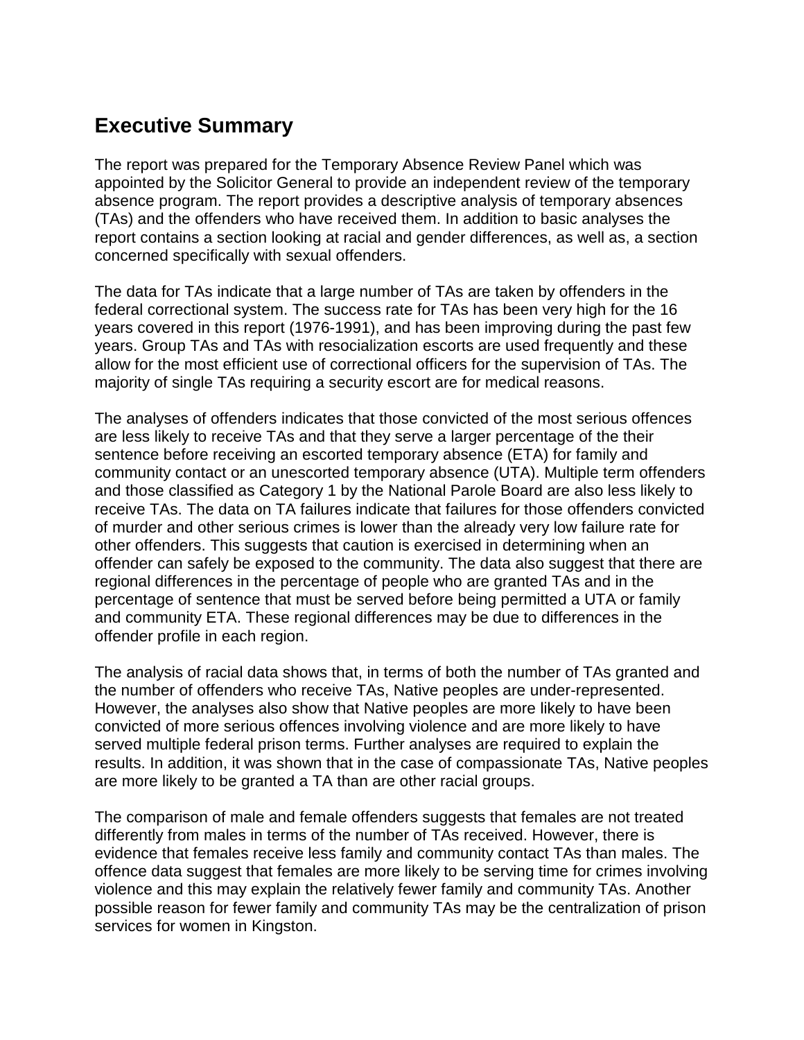# Executive Summary

The report was prepared for the Temporary Absence Review Panel which was appointed by the Solicitor General to provide an independent review of the temporary absence program. The report provides a descriptive analysis of temporary absences (TAs) and the offenders who have received them. In addition to basic analyses the report contains a section looking at racial and gender differences, as well as, a section concerned specifically with sexual offenders.

The data for TAs indicate that a large number of TAs are taken by offenders in the federal correctional system. The success rate for TAs has been very high for the 16 years covered in this report (1976-1991), and has been improving during the past few years. Group TAs and TAs with resocialization escorts are used frequently and these allow for the most efficient use of correctional officers for the supervision of TAs. The majority of single TAs requiring a security escort are for medical reasons.

The analyses of offenders indicates that those convicted of the most serious offences are less likely to receive TAs and that they serve a larger percentage of the their sentence before receiving an escorted temporary absence (ETA) for family and community contact or an unescorted temporary absence (UTA). Multiple term offenders and those classified as Category 1 by the National Parole Board are also less likely to receive TAs. The data on TA failures indicate that failures for those offenders convicted of murder and other serious crimes is lower than the already very low failure rate for other offenders. This suggests that caution is exercised in determining when an offender can safely be exposed to the community. The data also suggest that there are regional differences in the percentage of people who are granted TAs and in the percentage of sentence that must be served before being permitted a UTA or family and community ETA. These regional differences may be due to differences in the offender profile in each region.

The analysis of racial data shows that, in terms of both the number of TAs granted and the number of offenders who receive TAs, Native peoples are under-represented. However, the analyses also show that Native peoples are more likely to have been convicted of more serious offences involving violence and are more likely to have served multiple federal prison terms. Further analyses are required to explain the results. In addition, it was shown that in the case of compassionate TAs, Native peoples are more likely to be granted a TA than are other racial groups.

The comparison of male and female offenders suggests that females are not treated differently from males in terms of the number of TAs received. However, there is evidence that females receive less family and community contact TAs than males. The offence data suggest that females are more likely to be serving time for crimes involving violence and this may explain the relatively fewer family and community TAs. Another possible reason for fewer family and community TAs may be the centralization of prison services for women in Kingston.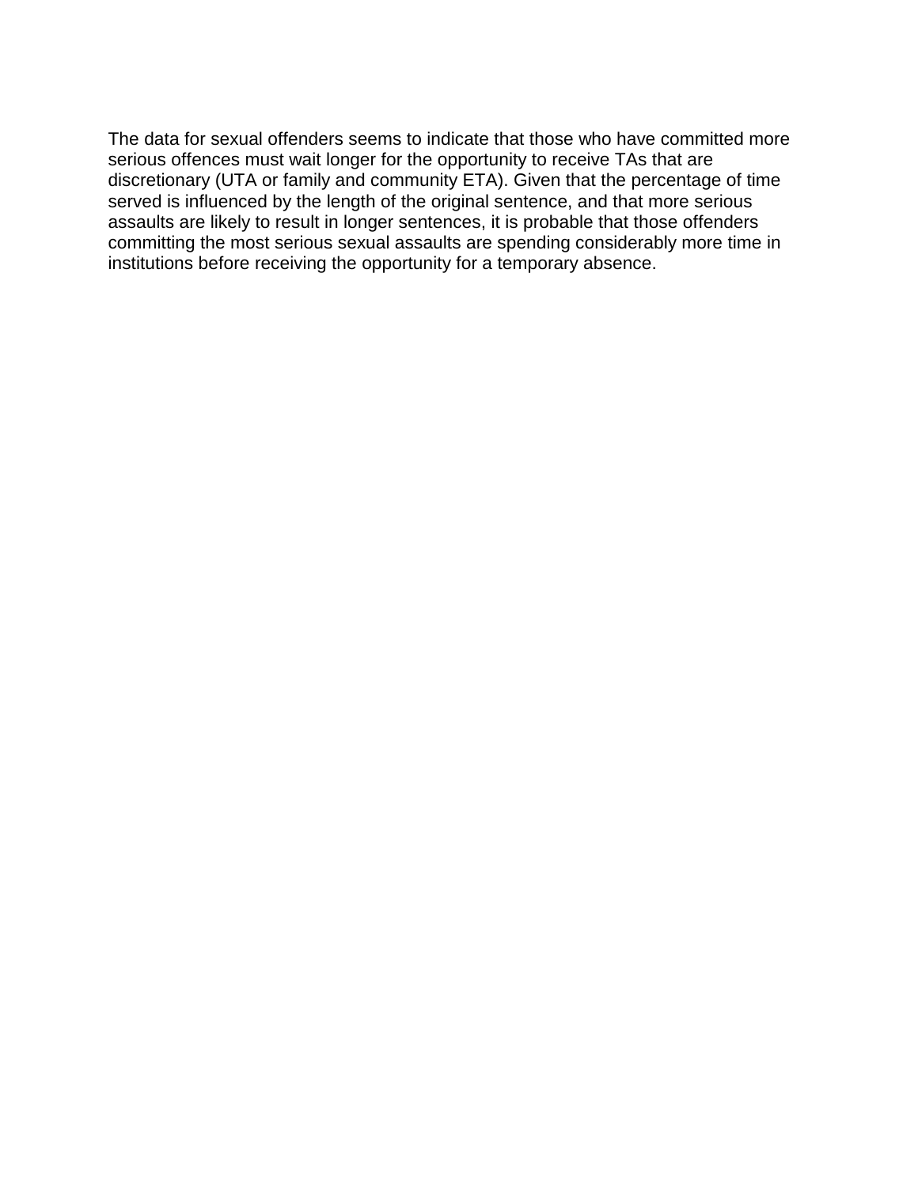The data for sexual offenders seems to indicate that those who have committed more serious offences must wait longer for the opportunity to receive TAs that are discretionary (UTA or family and community ETA). Given that the percentage of time served is influenced by the length of the original sentence, and that more serious assaults are likely to result in longer sentences, it is probable that those offenders committing the most serious sexual assaults are spending considerably more time in institutions before receiving the opportunity for a temporary absence.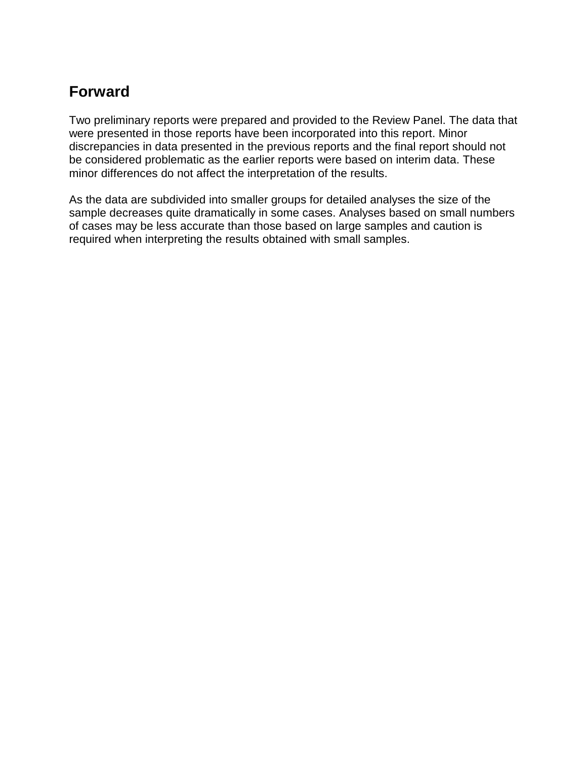## Forward

Two preliminary reports were prepared and provided to the Review Panel. The data that were presented in those reports have been incorporated into this report. Minor discrepancies in data presented in the previous reports and the final report should not be considered problematic as the earlier reports were based on interim data. These minor differences do not affect the interpretation of the results.

As the data are subdivided into smaller groups for detailed analyses the size of the sample decreases quite dramatically in some cases. Analyses based on small numbers of cases may be less accurate than those based on large samples and caution is required when interpreting the results obtained with small samples.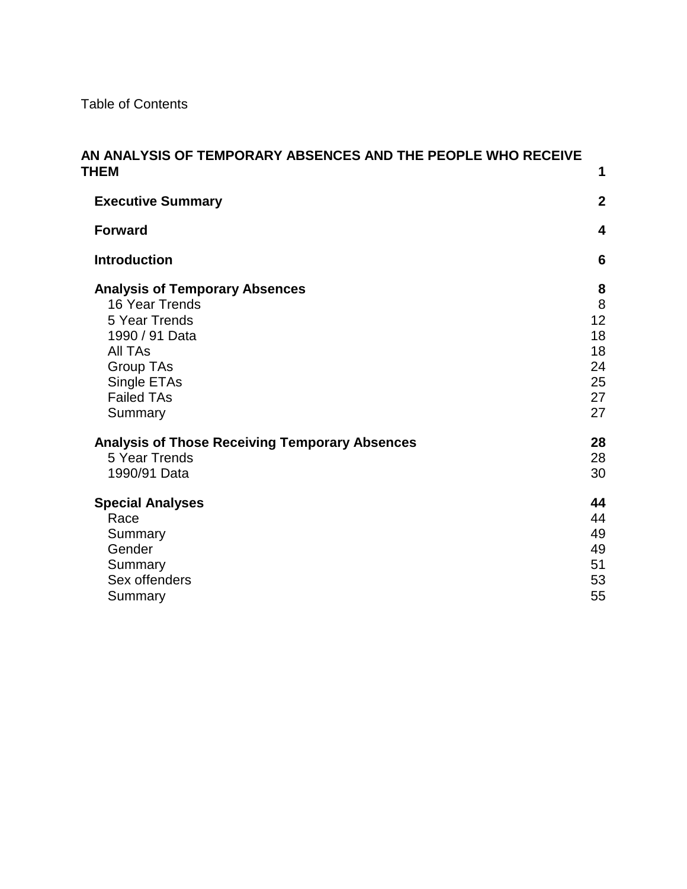Table of Contents

| | |
|---|---|
| **AN ANALYSIS OF TEMPORARY ABSENCES AND THE PEOPLE WHO RECEIVE THEM** | **1** |
| **Executive Summary** | **2** |
| **Forward** | **4** |
| **Introduction** | **6** |
| **Analysis of Temporary Absences** | **8** |
| 16 Year Trends | 8 |
| 5 Year Trends | 12 |
| 1990 / 91 Data | 18 |
| All TAs | 18 |
| Group TAs | 24 |
| Single ETAs | 25 |
| Failed TAs | 27 |
| Summary | 27 |
| **Analysis of Those Receiving Temporary Absences** | **28** |
| 5 Year Trends | 28 |
| 1990/91 Data | 30 |
| **Special Analyses** | **44** |
| Race | 44 |
| Summary | 49 |
| Gender | 49 |
| Summary | 51 |
| Sex offenders | 53 |
| Summary | 55 |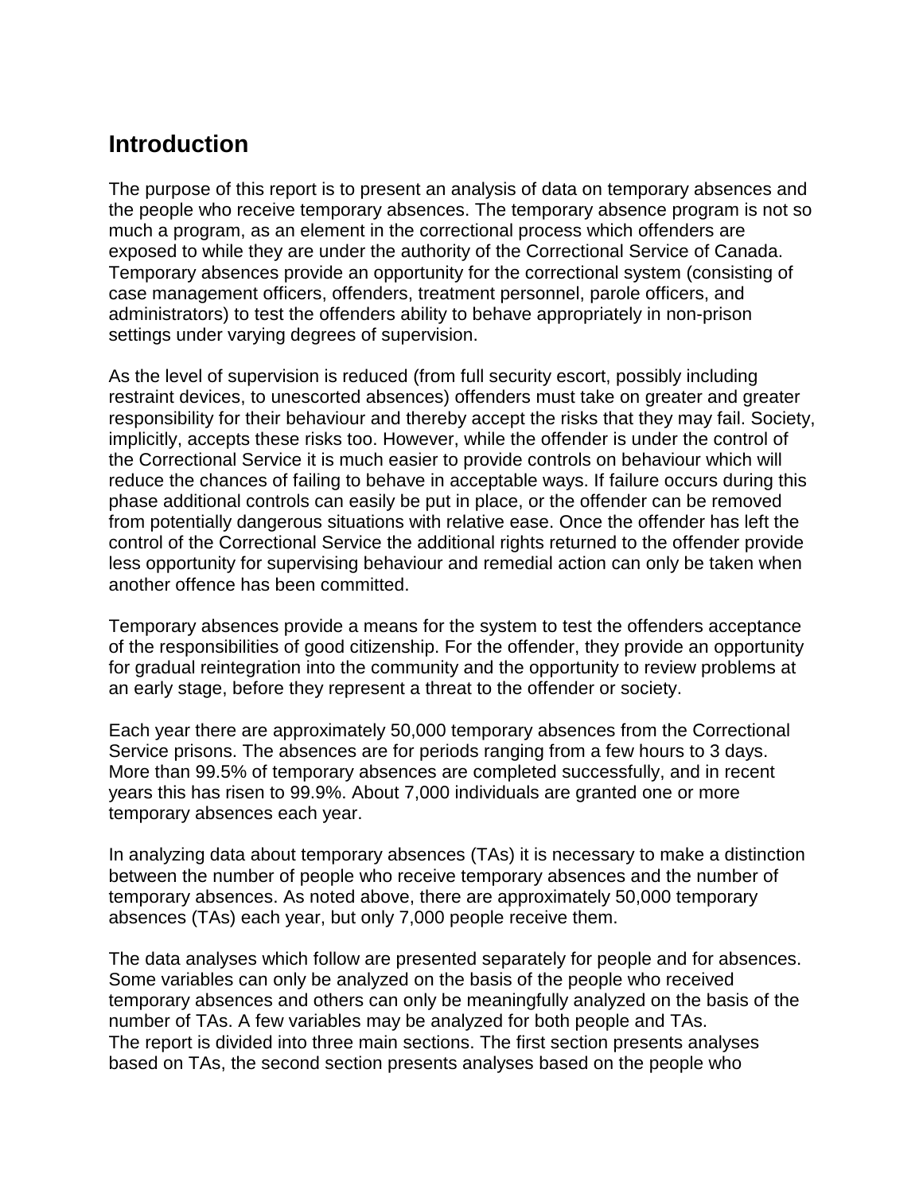## Introduction

The purpose of this report is to present an analysis of data on temporary absences and the people who receive temporary absences. The temporary absence program is not so much a program, as an element in the correctional process which offenders are exposed to while they are under the authority of the Correctional Service of Canada. Temporary absences provide an opportunity for the correctional system (consisting of case management officers, offenders, treatment personnel, parole officers, and administrators) to test the offenders ability to behave appropriately in non-prison settings under varying degrees of supervision.

As the level of supervision is reduced (from full security escort, possibly including restraint devices, to unescorted absences) offenders must take on greater and greater responsibility for their behaviour and thereby accept the risks that they may fail. Society, implicitly, accepts these risks too. However, while the offender is under the control of the Correctional Service it is much easier to provide controls on behaviour which will reduce the chances of failing to behave in acceptable ways. If failure occurs during this phase additional controls can easily be put in place, or the offender can be removed from potentially dangerous situations with relative ease. Once the offender has left the control of the Correctional Service the additional rights returned to the offender provide less opportunity for supervising behaviour and remedial action can only be taken when another offence has been committed.

Temporary absences provide a means for the system to test the offenders acceptance of the responsibilities of good citizenship. For the offender, they provide an opportunity for gradual reintegration into the community and the opportunity to review problems at an early stage, before they represent a threat to the offender or society.

Each year there are approximately 50,000 temporary absences from the Correctional Service prisons. The absences are for periods ranging from a few hours to 3 days. More than 99.5% of temporary absences are completed successfully, and in recent years this has risen to 99.9%. About 7,000 individuals are granted one or more temporary absences each year.

In analyzing data about temporary absences (TAs) it is necessary to make a distinction between the number of people who receive temporary absences and the number of temporary absences. As noted above, there are approximately 50,000 temporary absences (TAs) each year, but only 7,000 people receive them.

The data analyses which follow are presented separately for people and for absences. Some variables can only be analyzed on the basis of the people who received temporary absences and others can only be meaningfully analyzed on the basis of the number of TAs. A few variables may be analyzed for both people and TAs.
The report is divided into three main sections. The first section presents analyses based on TAs, the second section presents analyses based on the people who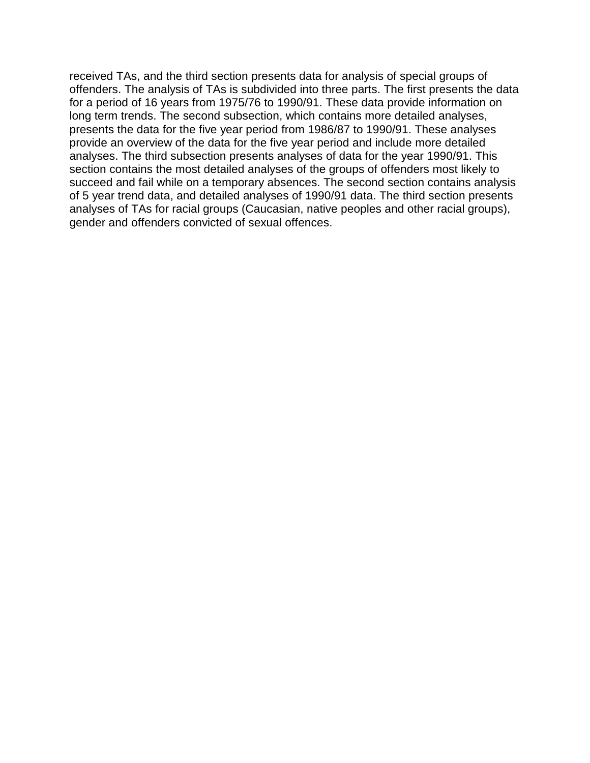received TAs, and the third section presents data for analysis of special groups of offenders. The analysis of TAs is subdivided into three parts. The first presents the data for a period of 16 years from 1975/76 to 1990/91. These data provide information on long term trends. The second subsection, which contains more detailed analyses, presents the data for the five year period from 1986/87 to 1990/91. These analyses provide an overview of the data for the five year period and include more detailed analyses. The third subsection presents analyses of data for the year 1990/91. This section contains the most detailed analyses of the groups of offenders most likely to succeed and fail while on a temporary absences. The second section contains analysis of 5 year trend data, and detailed analyses of 1990/91 data. The third section presents analyses of TAs for racial groups (Caucasian, native peoples and other racial groups), gender and offenders convicted of sexual offences.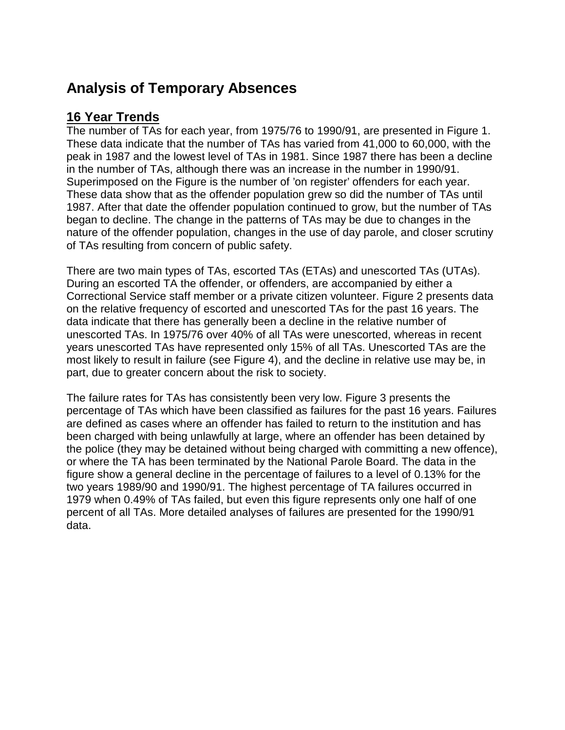# Analysis of Temporary Absences

## 16 Year Trends

The number of TAs for each year, from 1975/76 to 1990/91, are presented in Figure 1. These data indicate that the number of TAs has varied from 41,000 to 60,000, with the peak in 1987 and the lowest level of TAs in 1981. Since 1987 there has been a decline in the number of TAs, although there was an increase in the number in 1990/91. Superimposed on the Figure is the number of 'on register' offenders for each year. These data show that as the offender population grew so did the number of TAs until 1987. After that date the offender population continued to grow, but the number of TAs began to decline. The change in the patterns of TAs may be due to changes in the nature of the offender population, changes in the use of day parole, and closer scrutiny of TAs resulting from concern of public safety.

There are two main types of TAs, escorted TAs (ETAs) and unescorted TAs (UTAs). During an escorted TA the offender, or offenders, are accompanied by either a Correctional Service staff member or a private citizen volunteer. Figure 2 presents data on the relative frequency of escorted and unescorted TAs for the past 16 years. The data indicate that there has generally been a decline in the relative number of unescorted TAs. In 1975/76 over 40% of all TAs were unescorted, whereas in recent years unescorted TAs have represented only 15% of all TAs. Unescorted TAs are the most likely to result in failure (see Figure 4), and the decline in relative use may be, in part, due to greater concern about the risk to society.

The failure rates for TAs has consistently been very low. Figure 3 presents the percentage of TAs which have been classified as failures for the past 16 years. Failures are defined as cases where an offender has failed to return to the institution and has been charged with being unlawfully at large, where an offender has been detained by the police (they may be detained without being charged with committing a new offence), or where the TA has been terminated by the National Parole Board. The data in the figure show a general decline in the percentage of failures to a level of 0.13% for the two years 1989/90 and 1990/91. The highest percentage of TA failures occurred in 1979 when 0.49% of TAs failed, but even this figure represents only one half of one percent of all TAs. More detailed analyses of failures are presented for the 1990/91 data.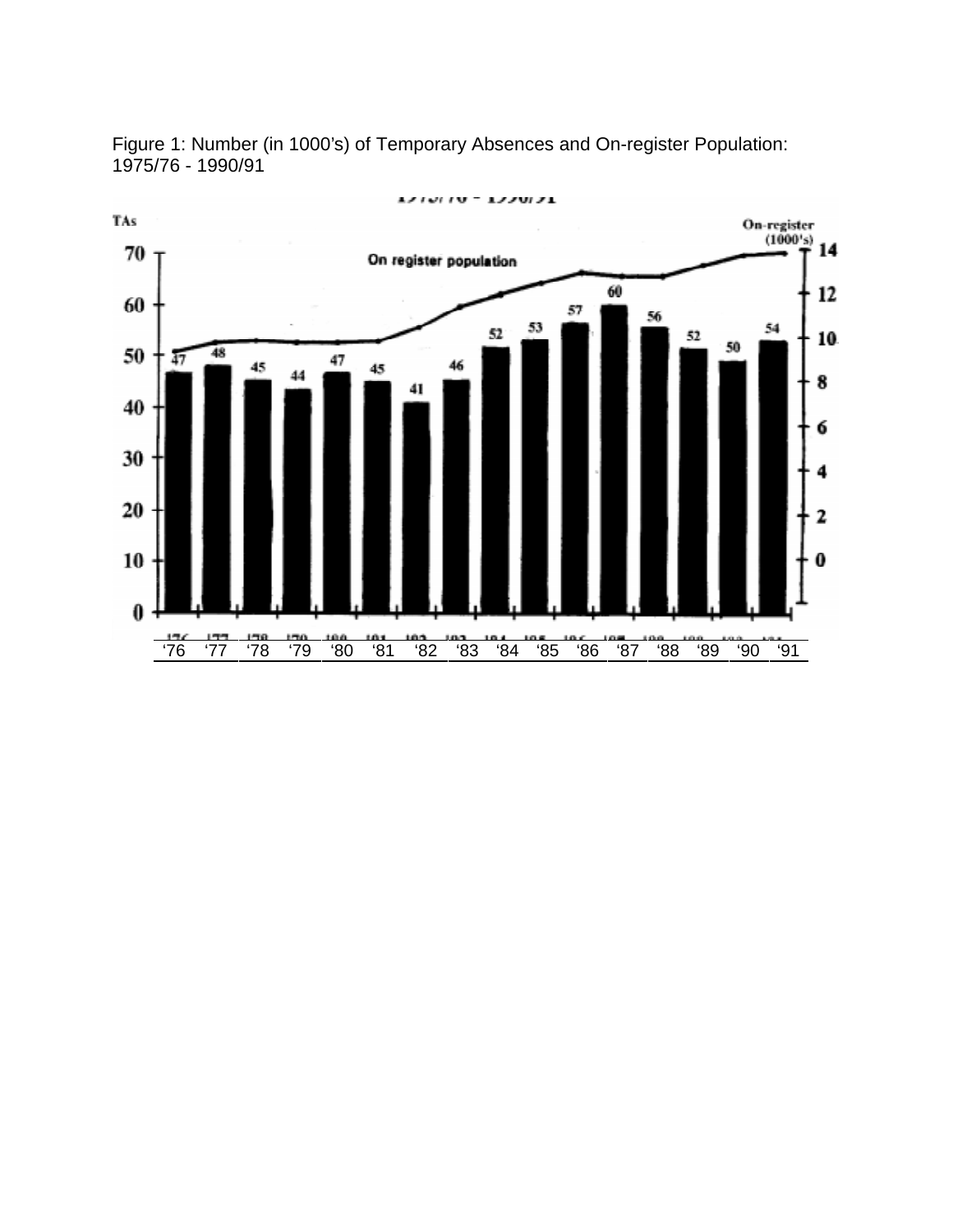Figure 1: Number (in 1000's) of Temporary Absences and On-register Population: 1975/76 - 1990/91

| '76 | '77 | '78 | '79 | '80 | '81 | '82 | '83 | '84 | '85 | '86 | '87 | '88 | '89 | '90 | '91 |
|---|---|---|---|---|---|---|---|---|---|---|---|---|---|---|---|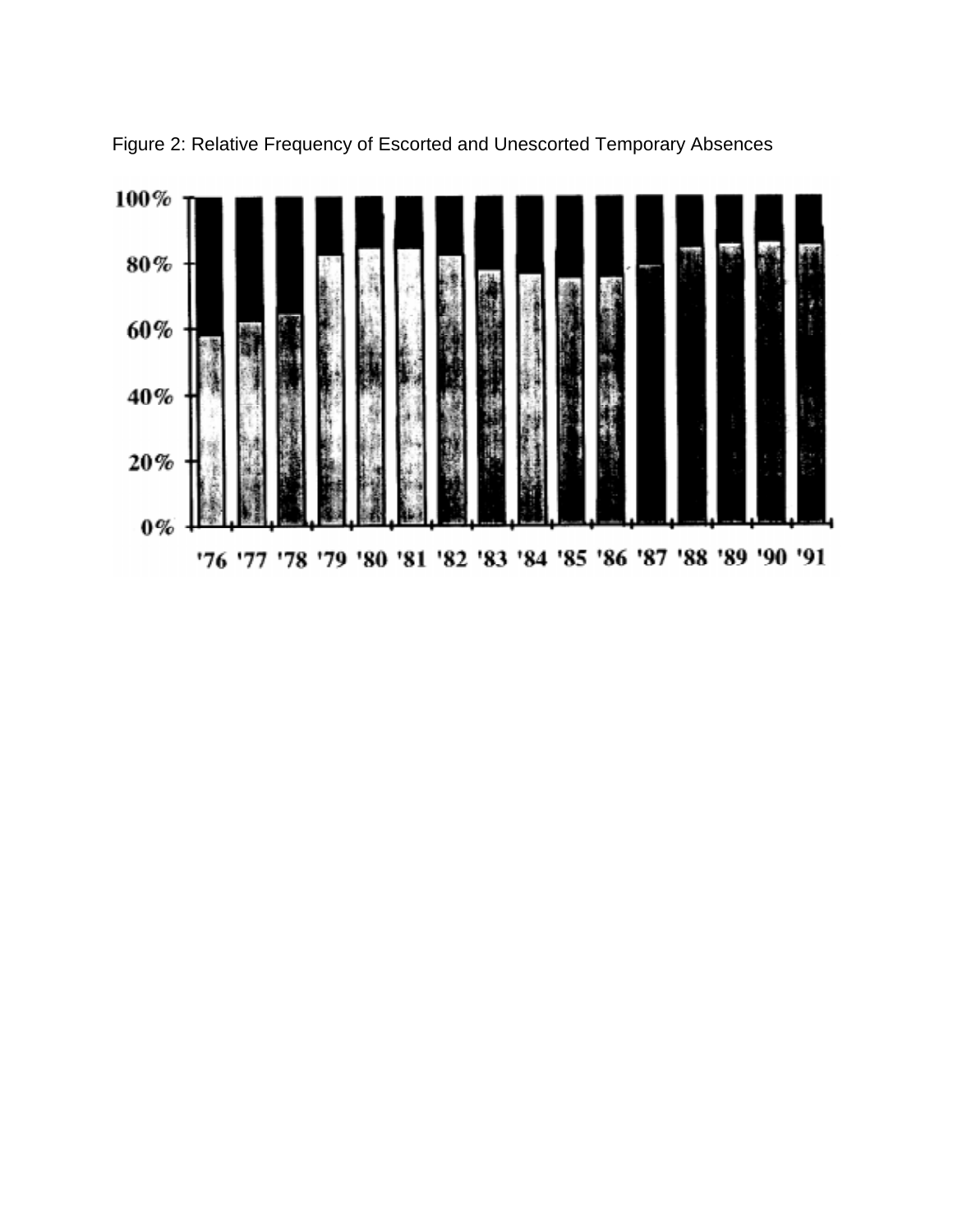Figure 2: Relative Frequency of Escorted and Unescorted Temporary Absences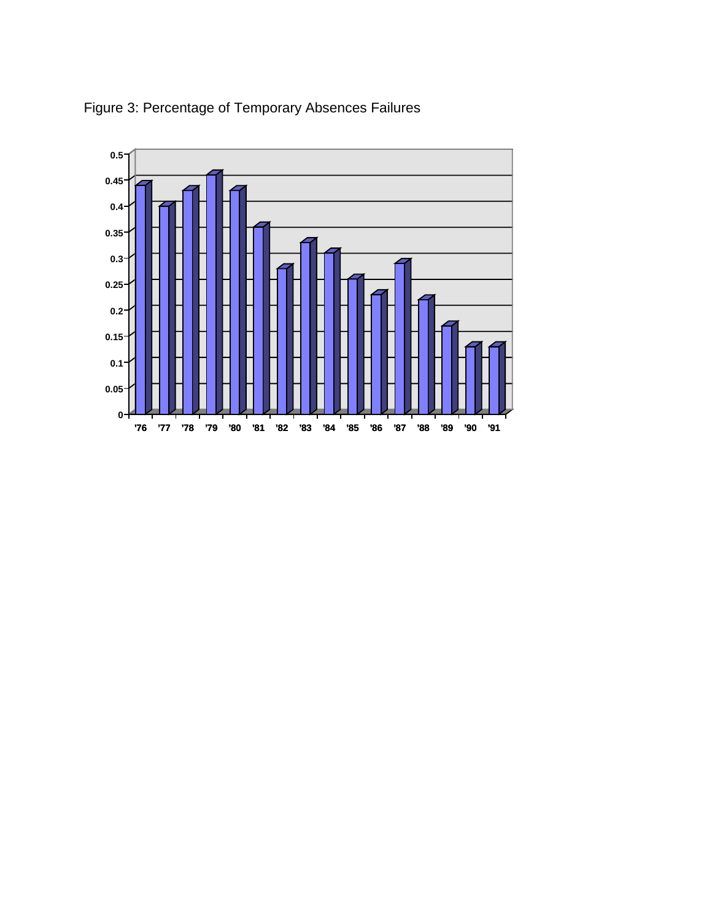Figure 3: Percentage of Temporary Absences Failures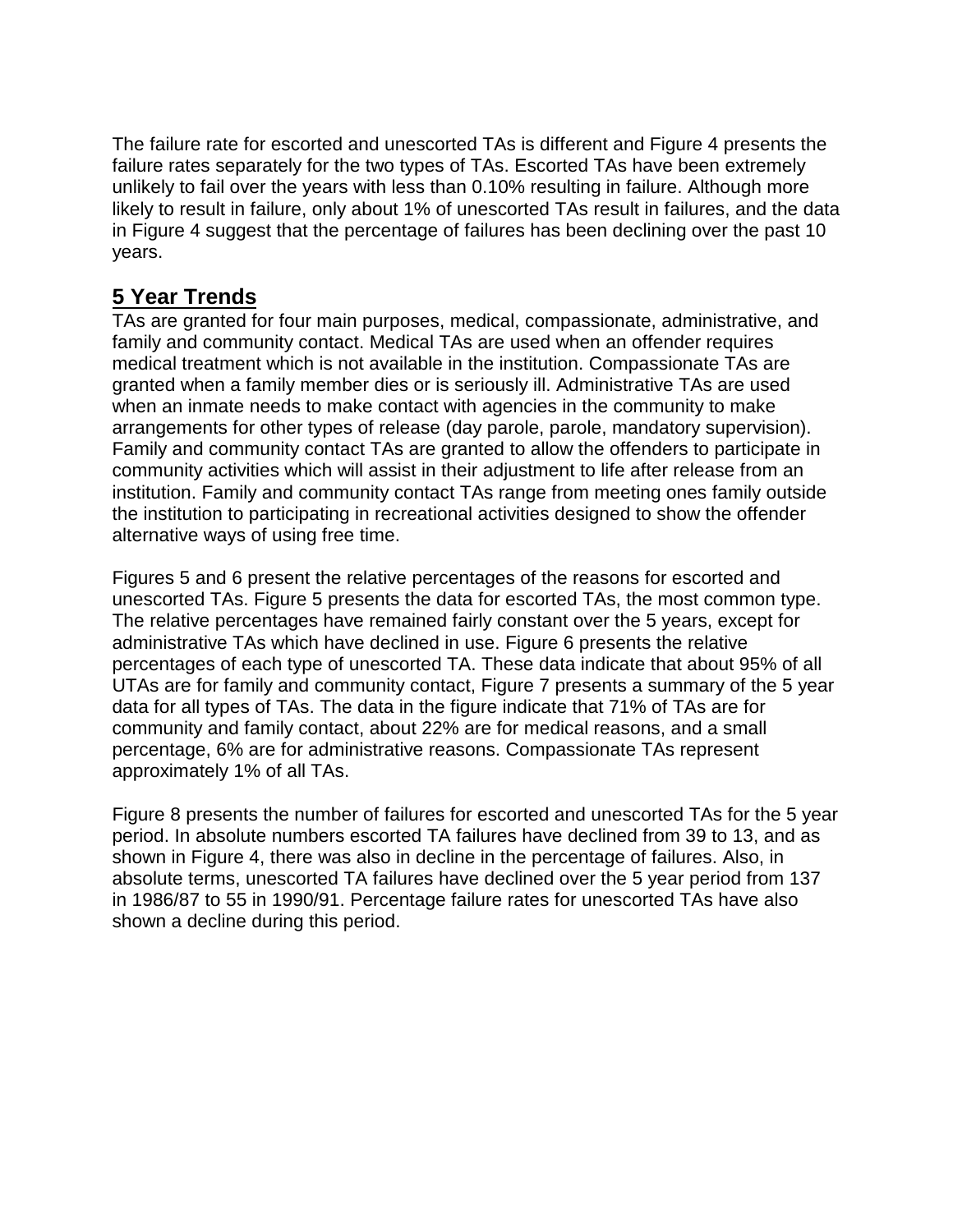The failure rate for escorted and unescorted TAs is different and Figure 4 presents the failure rates separately for the two types of TAs. Escorted TAs have been extremely unlikely to fail over the years with less than 0.10% resulting in failure. Although more likely to result in failure, only about 1% of unescorted TAs result in failures, and the data in Figure 4 suggest that the percentage of failures has been declining over the past 10 years.

## 5 Year Trends

TAs are granted for four main purposes, medical, compassionate, administrative, and family and community contact. Medical TAs are used when an offender requires medical treatment which is not available in the institution. Compassionate TAs are granted when a family member dies or is seriously ill. Administrative TAs are used when an inmate needs to make contact with agencies in the community to make arrangements for other types of release (day parole, parole, mandatory supervision). Family and community contact TAs are granted to allow the offenders to participate in community activities which will assist in their adjustment to life after release from an institution. Family and community contact TAs range from meeting ones family outside the institution to participating in recreational activities designed to show the offender alternative ways of using free time.

Figures 5 and 6 present the relative percentages of the reasons for escorted and unescorted TAs. Figure 5 presents the data for escorted TAs, the most common type. The relative percentages have remained fairly constant over the 5 years, except for administrative TAs which have declined in use. Figure 6 presents the relative percentages of each type of unescorted TA. These data indicate that about 95% of all UTAs are for family and community contact, Figure 7 presents a summary of the 5 year data for all types of TAs. The data in the figure indicate that 71% of TAs are for community and family contact, about 22% are for medical reasons, and a small percentage, 6% are for administrative reasons. Compassionate TAs represent approximately 1% of all TAs.

Figure 8 presents the number of failures for escorted and unescorted TAs for the 5 year period. In absolute numbers escorted TA failures have declined from 39 to 13, and as shown in Figure 4, there was also in decline in the percentage of failures. Also, in absolute terms, unescorted TA failures have declined over the 5 year period from 137 in 1986/87 to 55 in 1990/91. Percentage failure rates for unescorted TAs have also shown a decline during this period.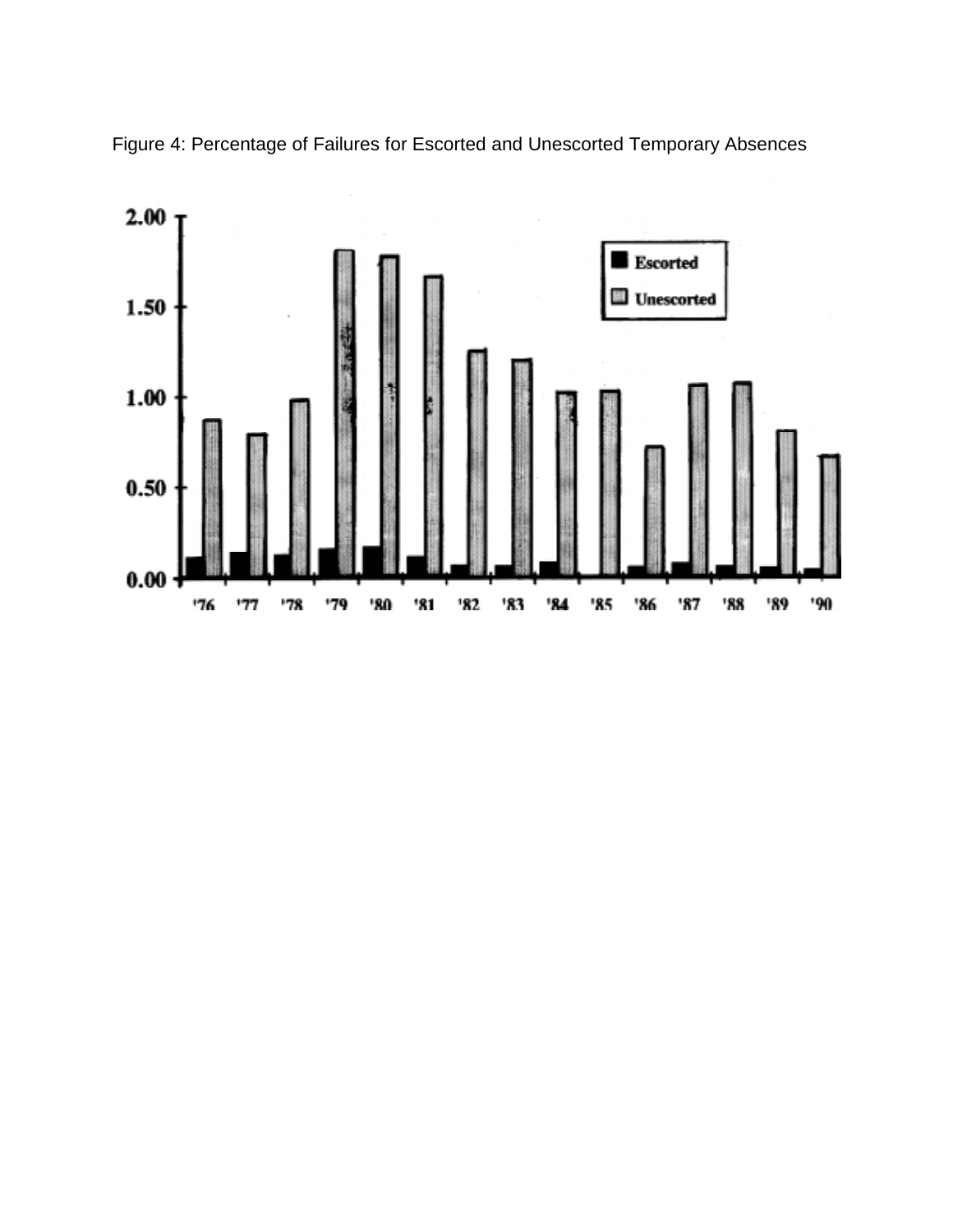Figure 4: Percentage of Failures for Escorted and Unescorted Temporary Absences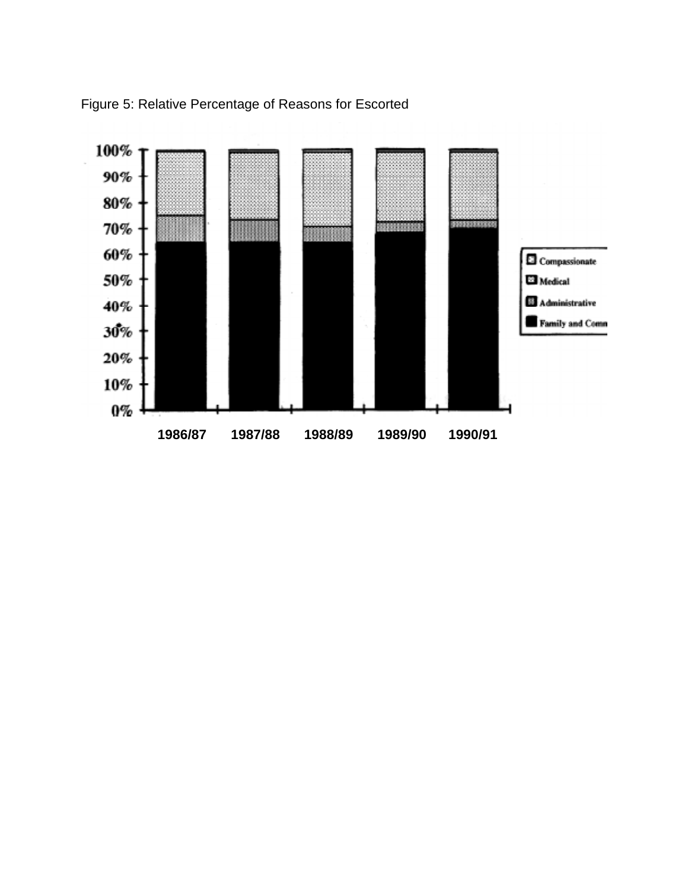Figure 5: Relative Percentage of Reasons for Escorted

1986/87 1987/88 1988/89 1989/90 1990/91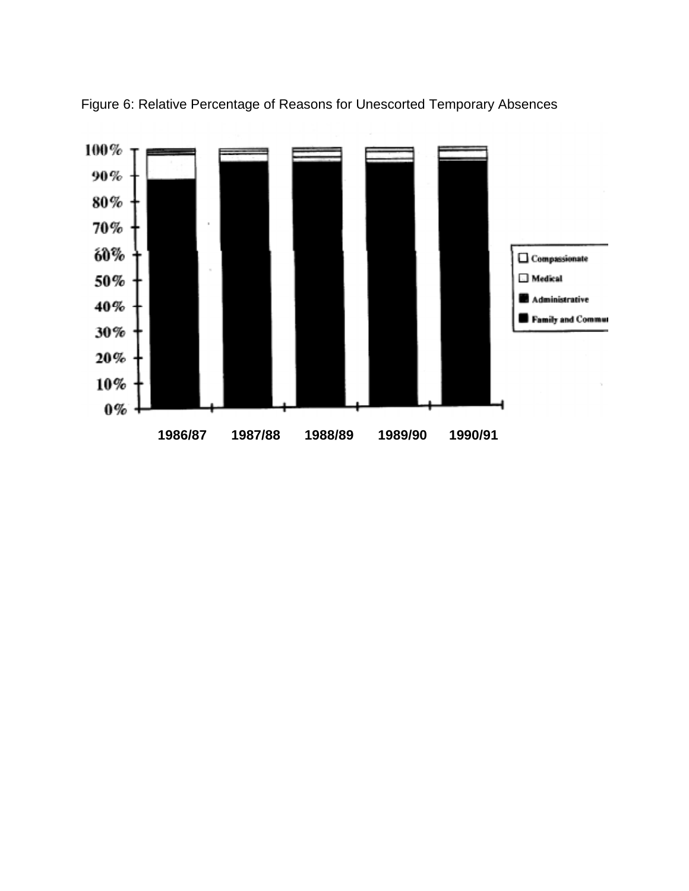Figure 6: Relative Percentage of Reasons for Unescorted Temporary Absences

100%
90%
80%
70%
60%
50%
40%
30%
20%
10%
0%

1986/87 1987/88 1988/89 1989/90 1990/91

Compassionate
Medical
Administrative
Family and Commu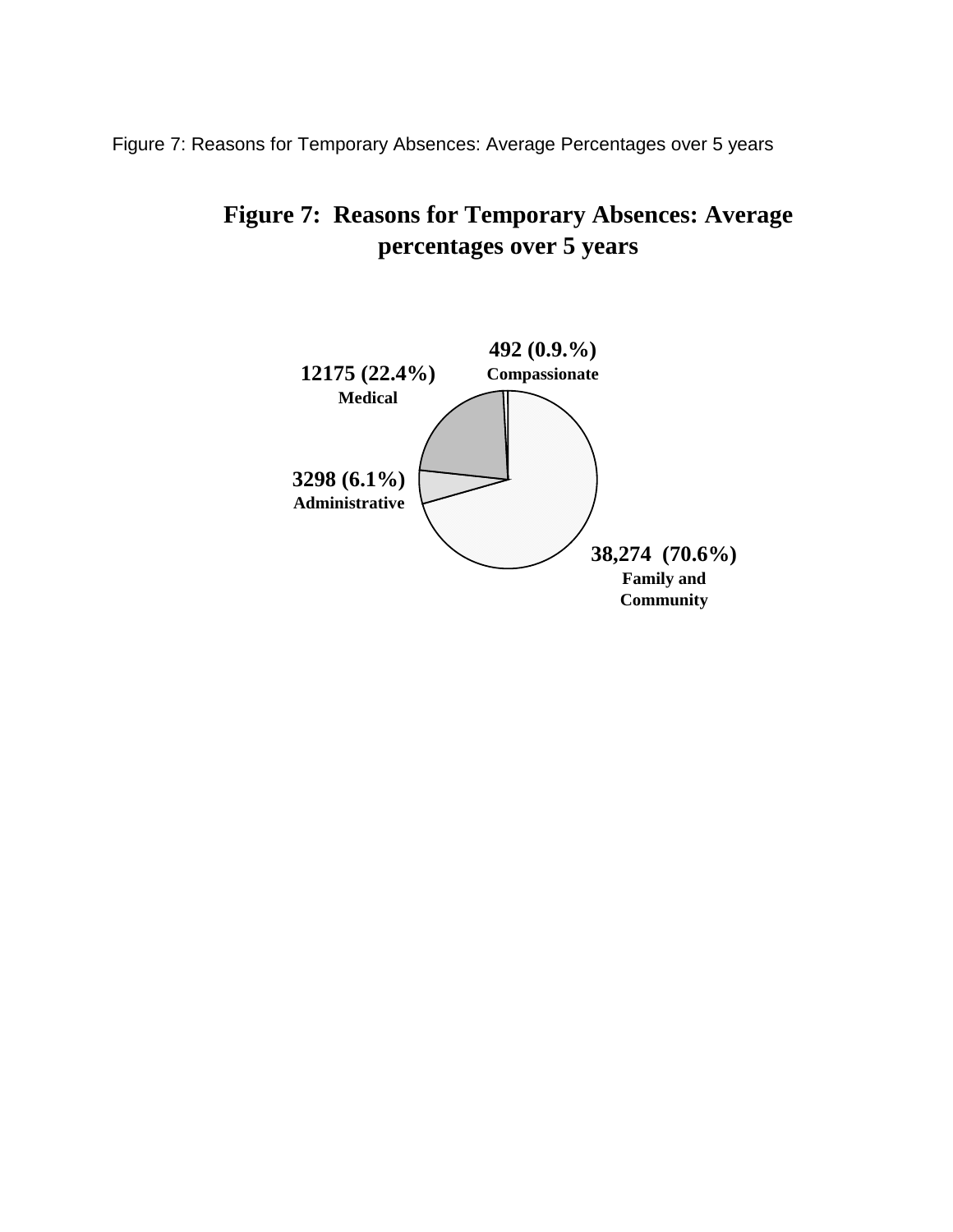Figure 7: Reasons for Temporary Absences: Average Percentages over 5 years

**Figure 7: Reasons for Temporary Absences: Average percentages over 5 years**

**492 (0.9.%)**
**Compassionate**

**12175 (22.4%)**
**Medical**

**3298 (6.1%)**
**Administrative**

**38,274 (70.6%)**
**Family and Community**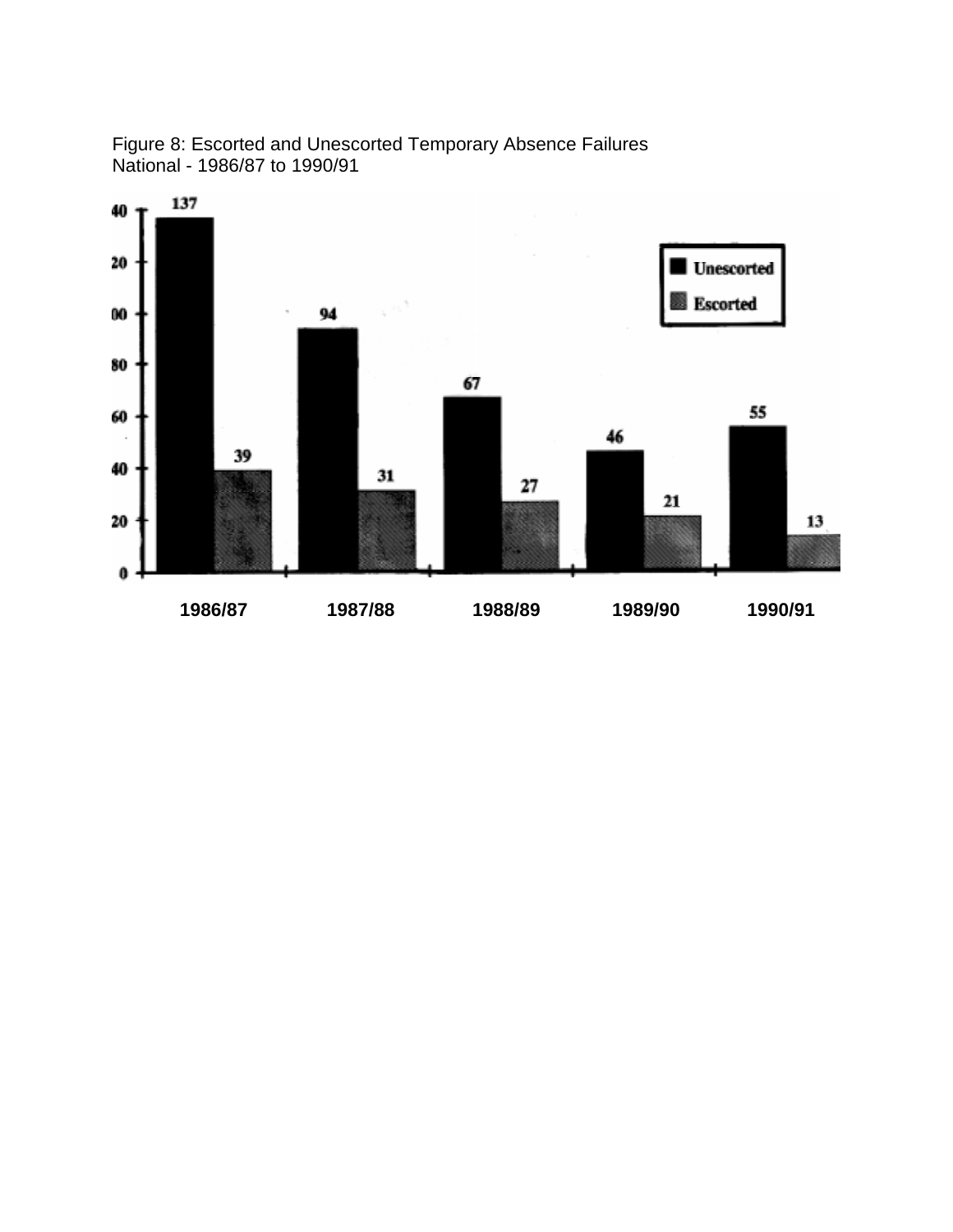Figure 8: Escorted and Unescorted Temporary Absence Failures
National - 1986/87 to 1990/91

| Year | Unescorted | Escorted |
|---|---|---|
| 1986/87 | 137 | 39 |
| 1987/88 | 94 | 31 |
| 1988/89 | 67 | 27 |
| 1989/90 | 46 | 21 |
| 1990/91 | 55 | 13 |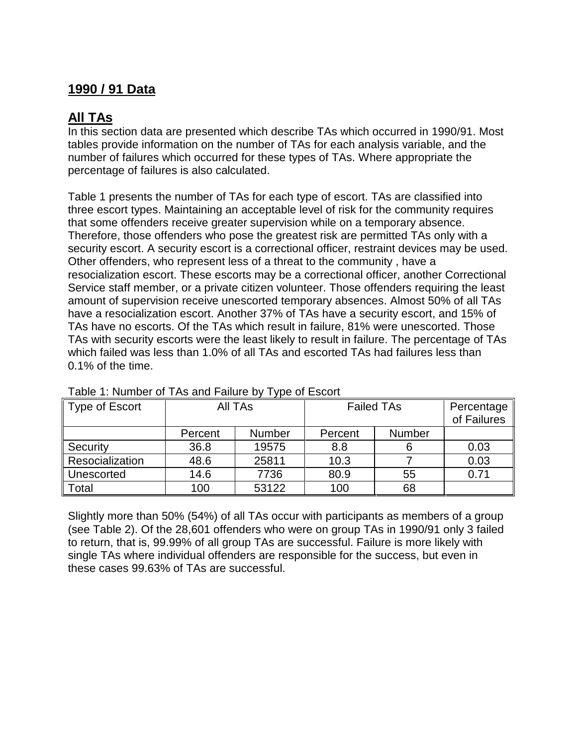## 1990 / 91 Data

## All TAs

In this section data are presented which describe TAs which occurred in 1990/91. Most tables provide information on the number of TAs for each analysis variable, and the number of failures which occurred for these types of TAs. Where appropriate the percentage of failures is also calculated.

Table 1 presents the number of TAs for each type of escort. TAs are classified into three escort types. Maintaining an acceptable level of risk for the community requires that some offenders receive greater supervision while on a temporary absence. Therefore, those offenders who pose the greatest risk are permitted TAs only with a security escort. A security escort is a correctional officer, restraint devices may be used. Other offenders, who represent less of a threat to the community , have a resocialization escort. These escorts may be a correctional officer, another Correctional Service staff member, or a private citizen volunteer. Those offenders requiring the least amount of supervision receive unescorted temporary absences. Almost 50% of all TAs have a resocialization escort. Another 37% of TAs have a security escort, and 15% of TAs have no escorts. Of the TAs which result in failure, 81% were unescorted. Those TAs with security escorts were the least likely to result in failure. The percentage of TAs which failed was less than 1.0% of all TAs and escorted TAs had failures less than 0.1% of the time.

Table 1: Number of TAs and Failure by Type of Escort

| Type of Escort | All TAs | | Failed TAs | | Percentage of Failures |
|---|---|---|---|---|---|
| | Percent | Number | Percent | Number | |
| Security | 36.8 | 19575 | 8.8 | 6 | 0.03 |
| Resocialization | 48.6 | 25811 | 10.3 | 7 | 0.03 |
| Unescorted | 14.6 | 7736 | 80.9 | 55 | 0.71 |
| Total | 100 | 53122 | 100 | 68 | |

Slightly more than 50% (54%) of all TAs occur with participants as members of a group (see Table 2). Of the 28,601 offenders who were on group TAs in 1990/91 only 3 failed to return, that is, 99.99% of all group TAs are successful. Failure is more likely with single TAs where individual offenders are responsible for the success, but even in these cases 99.63% of TAs are successful.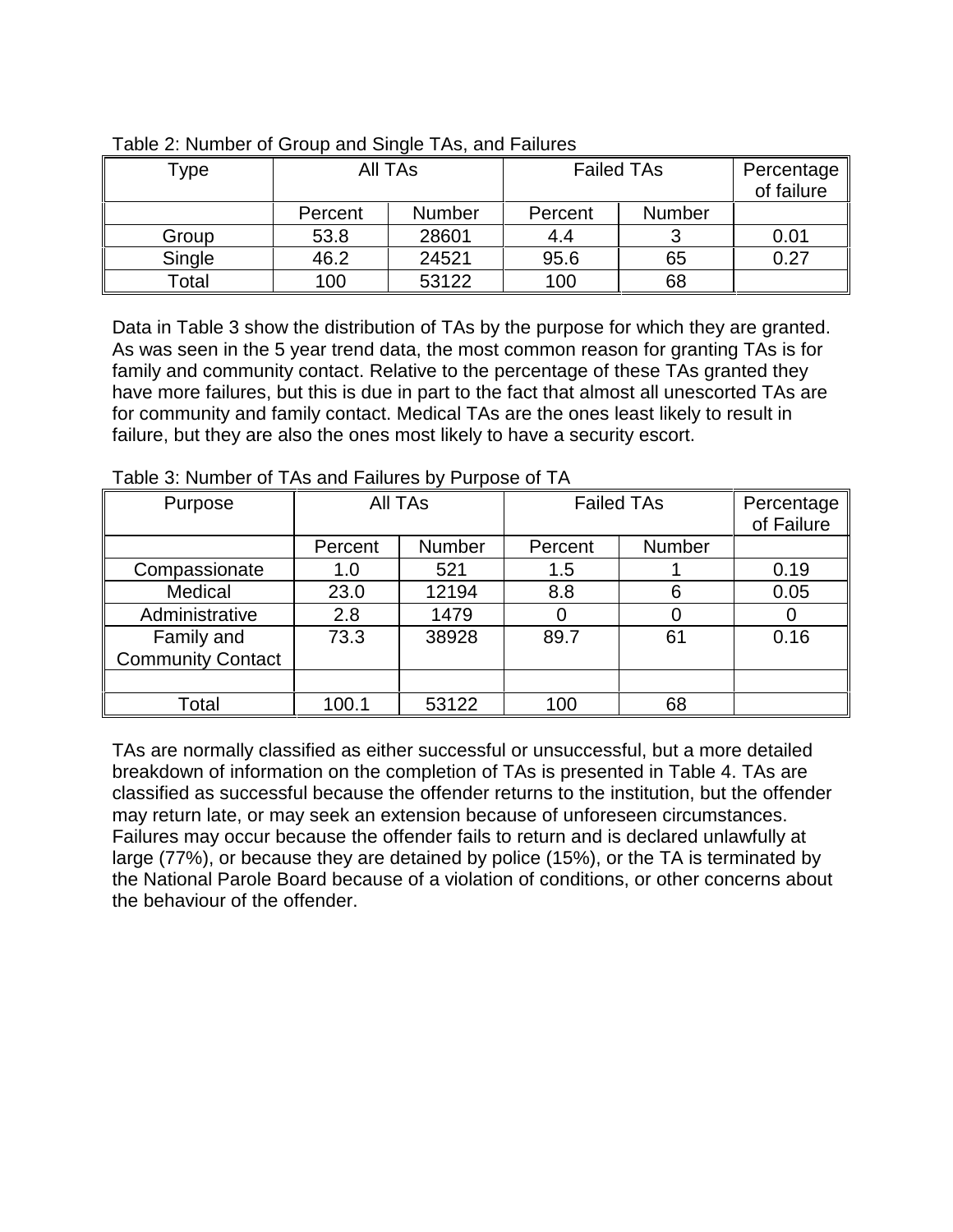Table 2: Number of Group and Single TAs, and Failures

| Type | All TAs | | Failed TAs | | Percentage of failure |
|---|---|---|---|---|---|
| | Percent | Number | Percent | Number | |
| Group | 53.8 | 28601 | 4.4 | 3 | 0.01 |
| Single | 46.2 | 24521 | 95.6 | 65 | 0.27 |
| Total | 100 | 53122 | 100 | 68 | |

Data in Table 3 show the distribution of TAs by the purpose for which they are granted. As was seen in the 5 year trend data, the most common reason for granting TAs is for family and community contact. Relative to the percentage of these TAs granted they have more failures, but this is due in part to the fact that almost all unescorted TAs are for community and family contact. Medical TAs are the ones least likely to result in failure, but they are also the ones most likely to have a security escort.

Table 3: Number of TAs and Failures by Purpose of TA

| Purpose | All TAs | | Failed TAs | | Percentage of Failure |
|---|---|---|---|---|---|
| | Percent | Number | Percent | Number | |
| Compassionate | 1.0 | 521 | 1.5 | 1 | 0.19 |
| Medical | 23.0 | 12194 | 8.8 | 6 | 0.05 |
| Administrative | 2.8 | 1479 | 0 | 0 | 0 |
| Family and Community Contact | 73.3 | 38928 | 89.7 | 61 | 0.16 |
| | | | | | |
| Total | 100.1 | 53122 | 100 | 68 | |

TAs are normally classified as either successful or unsuccessful, but a more detailed breakdown of information on the completion of TAs is presented in Table 4. TAs are classified as successful because the offender returns to the institution, but the offender may return late, or may seek an extension because of unforeseen circumstances. Failures may occur because the offender fails to return and is declared unlawfully at large (77%), or because they are detained by police (15%), or the TA is terminated by the National Parole Board because of a violation of conditions, or other concerns about the behaviour of the offender.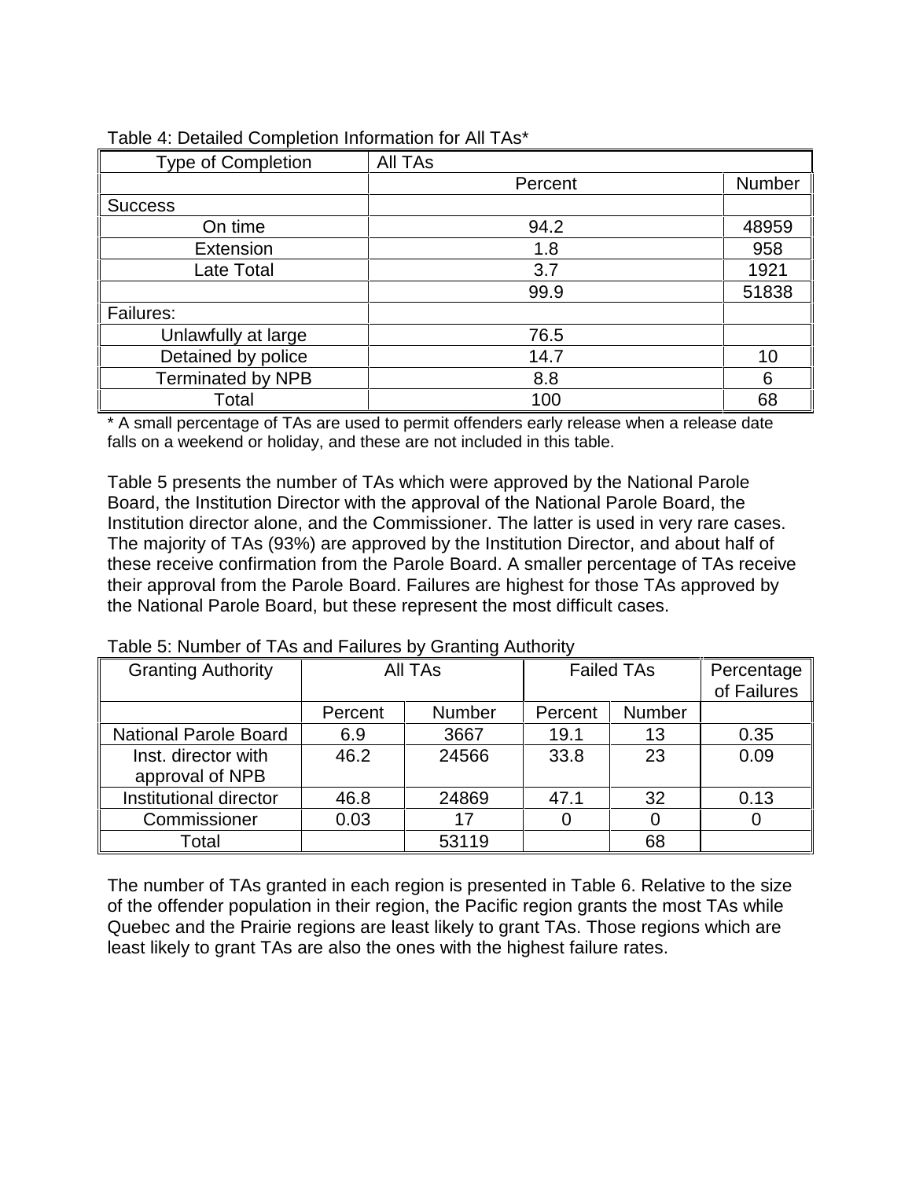Table 4: Detailed Completion Information for All TAs*

| Type of Completion | All TAs | |
|---|---|---|
| | Percent | Number |
| Success | | |
| On time | 94.2 | 48959 |
| Extension | 1.8 | 958 |
| Late Total | 3.7 | 1921 |
| | 99.9 | 51838 |
| Failures: | | |
| Unlawfully at large | 76.5 | |
| Detained by police | 14.7 | 10 |
| Terminated by NPB | 8.8 | 6 |
| Total | 100 | 68 |

* A small percentage of TAs are used to permit offenders early release when a release date falls on a weekend or holiday, and these are not included in this table.

Table 5 presents the number of TAs which were approved by the National Parole Board, the Institution Director with the approval of the National Parole Board, the Institution director alone, and the Commissioner. The latter is used in very rare cases. The majority of TAs (93%) are approved by the Institution Director, and about half of these receive confirmation from the Parole Board. A smaller percentage of TAs receive their approval from the Parole Board. Failures are highest for those TAs approved by the National Parole Board, but these represent the most difficult cases.

Table 5: Number of TAs and Failures by Granting Authority

| Granting Authority | All TAs | | Failed TAs | | Percentage of Failures |
|---|---|---|---|---|---|
| | Percent | Number | Percent | Number | |
| National Parole Board | 6.9 | 3667 | 19.1 | 13 | 0.35 |
| Inst. director with approval of NPB | 46.2 | 24566 | 33.8 | 23 | 0.09 |
| Institutional director | 46.8 | 24869 | 47.1 | 32 | 0.13 |
| Commissioner | 0.03 | 17 | 0 | 0 | 0 |
| Total | | 53119 | | 68 | |

The number of TAs granted in each region is presented in Table 6. Relative to the size of the offender population in their region, the Pacific region grants the most TAs while Quebec and the Prairie regions are least likely to grant TAs. Those regions which are least likely to grant TAs are also the ones with the highest failure rates.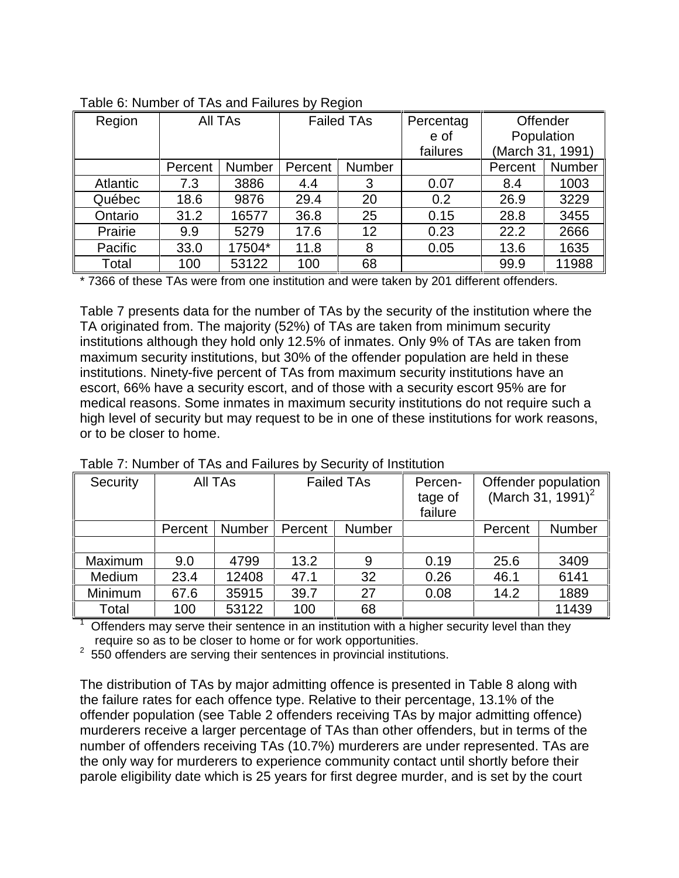Table 6: Number of TAs and Failures by Region

| Region | All TAs | | Failed TAs | | Percentage of failures | Offender Population (March 31, 1991) | |
|---|---|---|---|---|---|---|---|
| | Percent | Number | Percent | Number | | Percent | Number |
| Atlantic | 7.3 | 3886 | 4.4 | 3 | 0.07 | 8.4 | 1003 |
| Québec | 18.6 | 9876 | 29.4 | 20 | 0.2 | 26.9 | 3229 |
| Ontario | 31.2 | 16577 | 36.8 | 25 | 0.15 | 28.8 | 3455 |
| Prairie | 9.9 | 5279 | 17.6 | 12 | 0.23 | 22.2 | 2666 |
| Pacific | 33.0 | 17504* | 11.8 | 8 | 0.05 | 13.6 | 1635 |
| Total | 100 | 53122 | 100 | 68 | | 99.9 | 11988 |

* 7366 of these TAs were from one institution and were taken by 201 different offenders.

Table 7 presents data for the number of TAs by the security of the institution where the TA originated from. The majority (52%) of TAs are taken from minimum security institutions although they hold only 12.5% of inmates. Only 9% of TAs are taken from maximum security institutions, but 30% of the offender population are held in these institutions. Ninety-five percent of TAs from maximum security institutions have an escort, 66% have a security escort, and of those with a security escort 95% are for medical reasons. Some inmates in maximum security institutions do not require such a high level of security but may request to be in one of these institutions for work reasons, or to be closer to home.

Table 7: Number of TAs and Failures by Security of Institution

| Security | All TAs | | Failed TAs | | Percentage of failure | Offender population (March 31, 1991)[2] | |
|---|---|---|---|---|---|---|---|
| | Percent | Number | Percent | Number | | Percent | Number |
| | | | | | | | |
| Maximum | 9.0 | 4799 | 13.2 | 9 | 0.19 | 25.6 | 3409 |
| Medium | 23.4 | 12408 | 47.1 | 32 | 0.26 | 46.1 | 6141 |
| Minimum | 67.6 | 35915 | 39.7 | 27 | 0.08 | 14.2 | 1889 |
| Total | 100 | 53122 | 100 | 68 | | | 11439 |

[1] Offenders may serve their sentence in an institution with a higher security level than they require so as to be closer to home or for work opportunities.

[2] 550 offenders are serving their sentences in provincial institutions.

The distribution of TAs by major admitting offence is presented in Table 8 along with the failure rates for each offence type. Relative to their percentage, 13.1% of the offender population (see Table 2 offenders receiving TAs by major admitting offence) murderers receive a larger percentage of TAs than other offenders, but in terms of the number of offenders receiving TAs (10.7%) murderers are under represented. TAs are the only way for murderers to experience community contact until shortly before their parole eligibility date which is 25 years for first degree murder, and is set by the court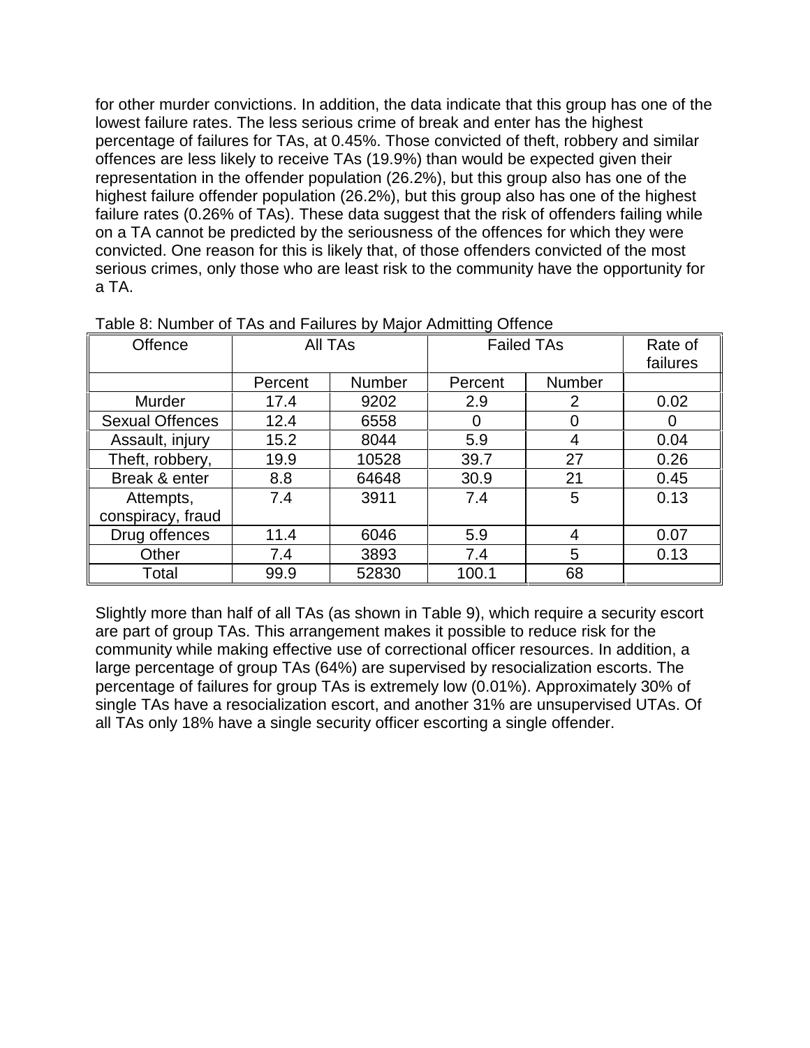for other murder convictions. In addition, the data indicate that this group has one of the lowest failure rates. The less serious crime of break and enter has the highest percentage of failures for TAs, at 0.45%. Those convicted of theft, robbery and similar offences are less likely to receive TAs (19.9%) than would be expected given their representation in the offender population (26.2%), but this group also has one of the highest failure offender population (26.2%), but this group also has one of the highest failure rates (0.26% of TAs). These data suggest that the risk of offenders failing while on a TA cannot be predicted by the seriousness of the offences for which they were convicted. One reason for this is likely that, of those offenders convicted of the most serious crimes, only those who are least risk to the community have the opportunity for a TA.

Table 8: Number of TAs and Failures by Major Admitting Offence

| Offence | All TAs | | Failed TAs | | Rate of failures |
|---|---|---|---|---|---|
| | Percent | Number | Percent | Number | |
| Murder | 17.4 | 9202 | 2.9 | 2 | 0.02 |
| Sexual Offences | 12.4 | 6558 | 0 | 0 | 0 |
| Assault, injury | 15.2 | 8044 | 5.9 | 4 | 0.04 |
| Theft, robbery, | 19.9 | 10528 | 39.7 | 27 | 0.26 |
| Break & enter | 8.8 | 64648 | 30.9 | 21 | 0.45 |
| Attempts, conspiracy, fraud | 7.4 | 3911 | 7.4 | 5 | 0.13 |
| Drug offences | 11.4 | 6046 | 5.9 | 4 | 0.07 |
| Other | 7.4 | 3893 | 7.4 | 5 | 0.13 |
| Total | 99.9 | 52830 | 100.1 | 68 | |

Slightly more than half of all TAs (as shown in Table 9), which require a security escort are part of group TAs. This arrangement makes it possible to reduce risk for the community while making effective use of correctional officer resources. In addition, a large percentage of group TAs (64%) are supervised by resocialization escorts. The percentage of failures for group TAs is extremely low (0.01%). Approximately 30% of single TAs have a resocialization escort, and another 31% are unsupervised UTAs. Of all TAs only 18% have a single security officer escorting a single offender.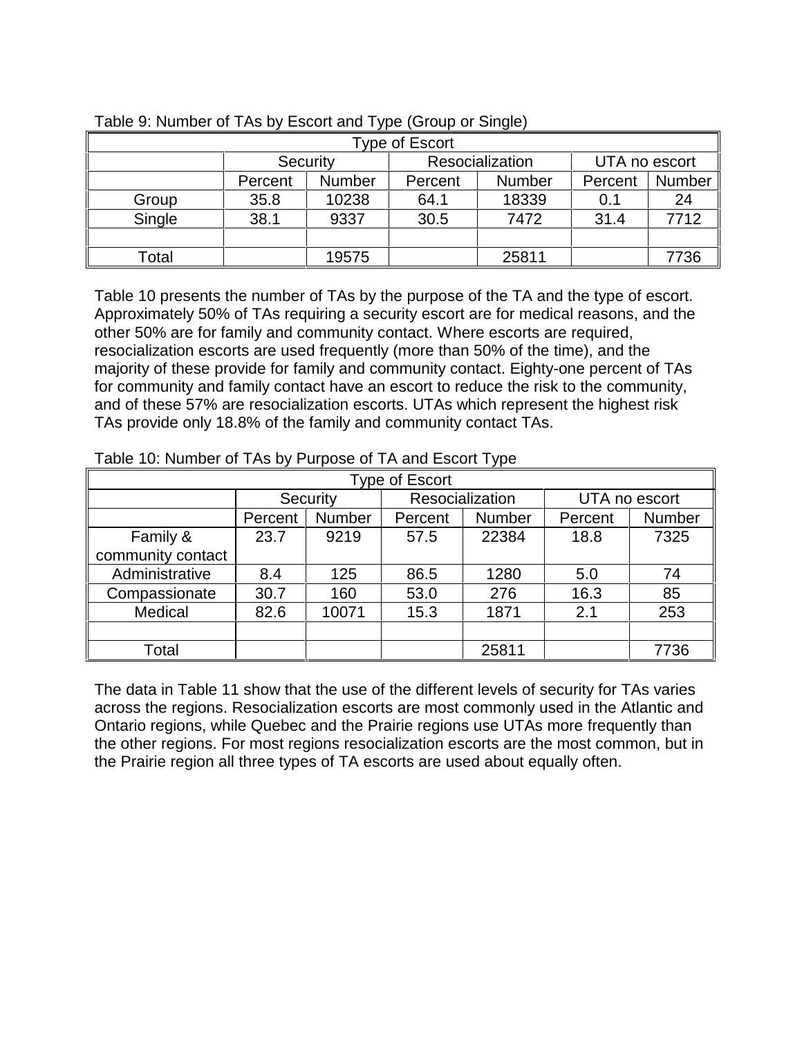Table 9: Number of TAs by Escort and Type (Group or Single)

| Type of Escort | | | | | | |
|---|---|---|---|---|---|---|
| | Security | | Resocialization | | UTA no escort | |
| | Percent | Number | Percent | Number | Percent | Number |
| Group | 35.8 | 10238 | 64.1 | 18339 | 0.1 | 24 |
| Single | 38.1 | 9337 | 30.5 | 7472 | 31.4 | 7712 |
| | | | | | | |
| Total | | 19575 | | 25811 | | 7736 |

Table 10 presents the number of TAs by the purpose of the TA and the type of escort. Approximately 50% of TAs requiring a security escort are for medical reasons, and the other 50% are for family and community contact. Where escorts are required, resocialization escorts are used frequently (more than 50% of the time), and the majority of these provide for family and community contact. Eighty-one percent of TAs for community and family contact have an escort to reduce the risk to the community, and of these 57% are resocialization escorts. UTAs which represent the highest risk TAs provide only 18.8% of the family and community contact TAs.

Table 10: Number of TAs by Purpose of TA and Escort Type

| Type of Escort | | | | | | |
|---|---|---|---|---|---|---|
| | Security | | Resocialization | | UTA no escort | |
| | Percent | Number | Percent | Number | Percent | Number |
| Family & community contact | 23.7 | 9219 | 57.5 | 22384 | 18.8 | 7325 |
| Administrative | 8.4 | 125 | 86.5 | 1280 | 5.0 | 74 |
| Compassionate | 30.7 | 160 | 53.0 | 276 | 16.3 | 85 |
| Medical | 82.6 | 10071 | 15.3 | 1871 | 2.1 | 253 |
| | | | | | | |
| Total | | | | 25811 | | 7736 |

The data in Table 11 show that the use of the different levels of security for TAs varies across the regions. Resocialization escorts are most commonly used in the Atlantic and Ontario regions, while Quebec and the Prairie regions use UTAs more frequently than the other regions. For most regions resocialization escorts are the most common, but in the Prairie region all three types of TA escorts are used about equally often.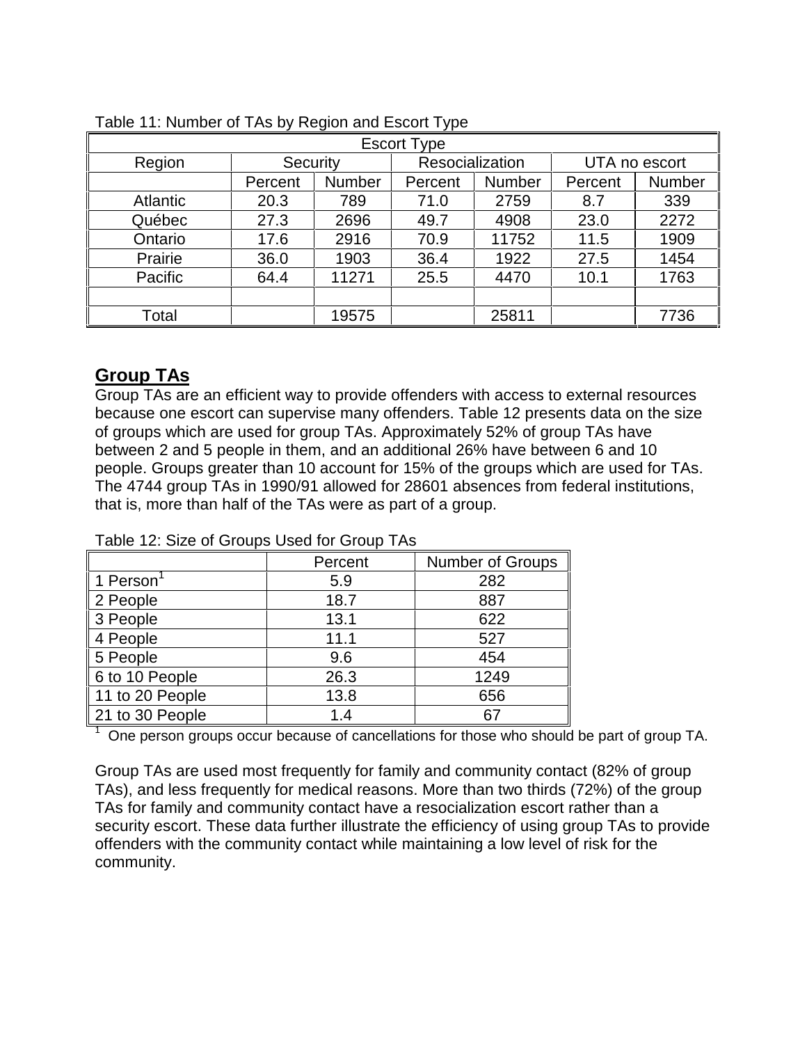Table 11: Number of TAs by Region and Escort Type

| Escort Type | | | | | | |
|---|---|---|---|---|---|---|
| Region | Security | | Resocialization | | UTA no escort | |
| | Percent | Number | Percent | Number | Percent | Number |
| Atlantic | 20.3 | 789 | 71.0 | 2759 | 8.7 | 339 |
| Québec | 27.3 | 2696 | 49.7 | 4908 | 23.0 | 2272 |
| Ontario | 17.6 | 2916 | 70.9 | 11752 | 11.5 | 1909 |
| Prairie | 36.0 | 1903 | 36.4 | 1922 | 27.5 | 1454 |
| Pacific | 64.4 | 11271 | 25.5 | 4470 | 10.1 | 1763 |
| | | | | | | |
| Total | | 19575 | | 25811 | | 7736 |

## Group TAs

Group TAs are an efficient way to provide offenders with access to external resources because one escort can supervise many offenders. Table 12 presents data on the size of groups which are used for group TAs. Approximately 52% of group TAs have between 2 and 5 people in them, and an additional 26% have between 6 and 10 people. Groups greater than 10 account for 15% of the groups which are used for TAs. The 4744 group TAs in 1990/91 allowed for 28601 absences from federal institutions, that is, more than half of the TAs were as part of a group.

Table 12: Size of Groups Used for Group TAs

| | Percent | Number of Groups |
|---|---|---|
| 1 Person[1] | 5.9 | 282 |
| 2 People | 18.7 | 887 |
| 3 People | 13.1 | 622 |
| 4 People | 11.1 | 527 |
| 5 People | 9.6 | 454 |
| 6 to 10 People | 26.3 | 1249 |
| 11 to 20 People | 13.8 | 656 |
| 21 to 30 People | 1.4 | 67 |

[1] One person groups occur because of cancellations for those who should be part of group TA.

Group TAs are used most frequently for family and community contact (82% of group TAs), and less frequently for medical reasons. More than two thirds (72%) of the group TAs for family and community contact have a resocialization escort rather than a security escort. These data further illustrate the efficiency of using group TAs to provide offenders with the community contact while maintaining a low level of risk for the community.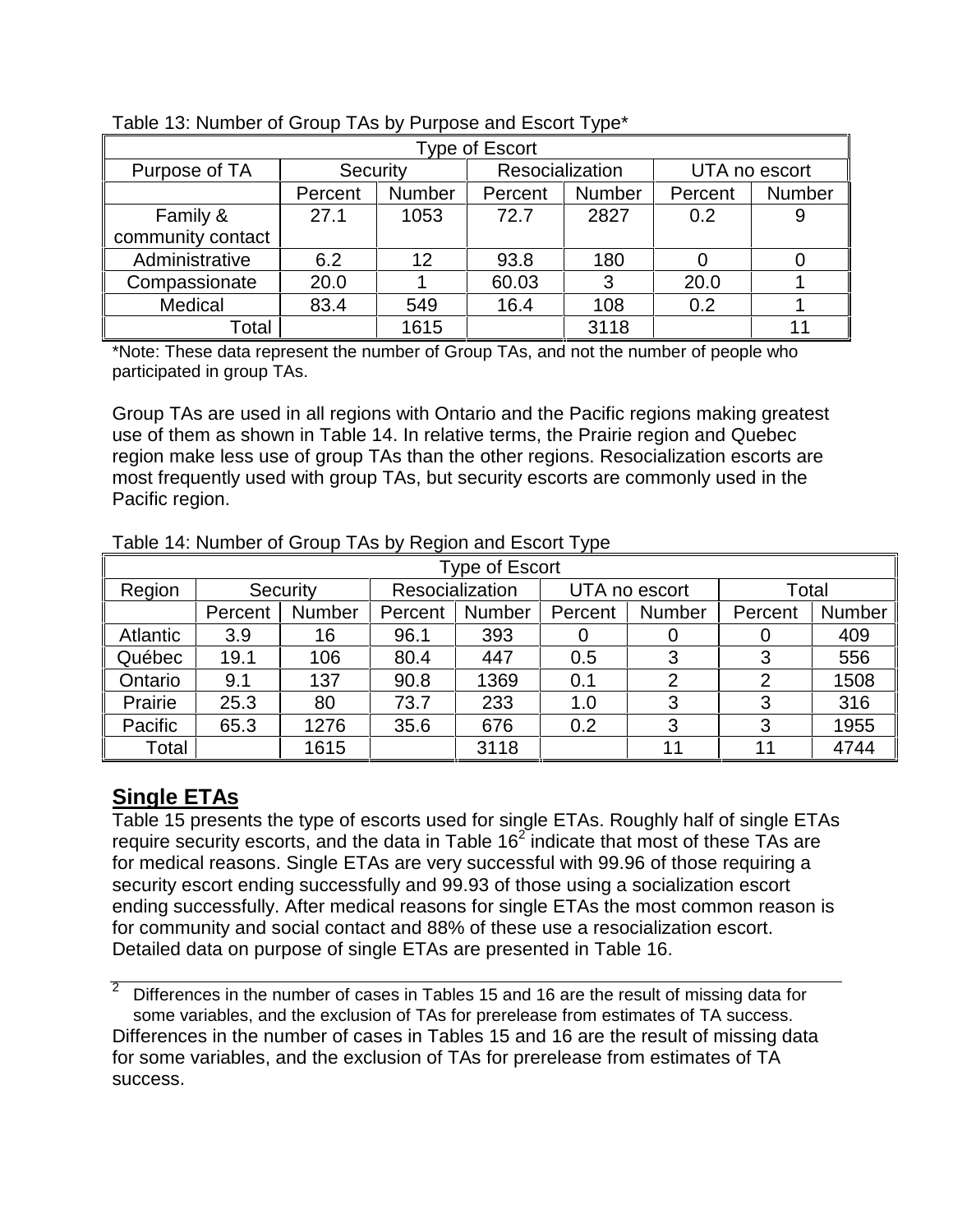Table 13: Number of Group TAs by Purpose and Escort Type*

| | Type of Escort | | | | | |
|---|---|---|---|---|---|---|
| Purpose of TA | Security | | Resocialization | | UTA no escort | |
| | Percent | Number | Percent | Number | Percent | Number |
| Family & community contact | 27.1 | 1053 | 72.7 | 2827 | 0.2 | 9 |
| Administrative | 6.2 | 12 | 93.8 | 180 | 0 | 0 |
| Compassionate | 20.0 | 1 | 60.03 | 3 | 20.0 | 1 |
| Medical | 83.4 | 549 | 16.4 | 108 | 0.2 | 1 |
| Total | | 1615 | | 3118 | | 11 |

*Note: These data represent the number of Group TAs, and not the number of people who participated in group TAs.

Group TAs are used in all regions with Ontario and the Pacific regions making greatest use of them as shown in Table 14. In relative terms, the Prairie region and Quebec region make less use of group TAs than the other regions. Resocialization escorts are most frequently used with group TAs, but security escorts are commonly used in the Pacific region.

Table 14: Number of Group TAs by Region and Escort Type

| | Type of Escort | | | | | | | |
|---|---|---|---|---|---|---|---|---|
| Region | Security | | Resocialization | | UTA no escort | | Total | |
| | Percent | Number | Percent | Number | Percent | Number | Percent | Number |
| Atlantic | 3.9 | 16 | 96.1 | 393 | 0 | 0 | 0 | 409 |
| Québec | 19.1 | 106 | 80.4 | 447 | 0.5 | 3 | 3 | 556 |
| Ontario | 9.1 | 137 | 90.8 | 1369 | 0.1 | 2 | 2 | 1508 |
| Prairie | 25.3 | 80 | 73.7 | 233 | 1.0 | 3 | 3 | 316 |
| Pacific | 65.3 | 1276 | 35.6 | 676 | 0.2 | 3 | 3 | 1955 |
| Total | | 1615 | | 3118 | | 11 | 11 | 4744 |

## Single ETAs

Table 15 presents the type of escorts used for single ETAs. Roughly half of single ETAs require security escorts, and the data in Table 16[2] indicate that most of these TAs are for medical reasons. Single ETAs are very successful with 99.96 of those requiring a security escort ending successfully and 99.93 of those using a socialization escort ending successfully. After medical reasons for single ETAs the most common reason is for community and social contact and 88% of these use a resocialization escort. Detailed data on purpose of single ETAs are presented in Table 16.

[2] Differences in the number of cases in Tables 15 and 16 are the result of missing data for some variables, and the exclusion of TAs for prerelease from estimates of TA success.

Differences in the number of cases in Tables 15 and 16 are the result of missing data for some variables, and the exclusion of TAs for prerelease from estimates of TA success.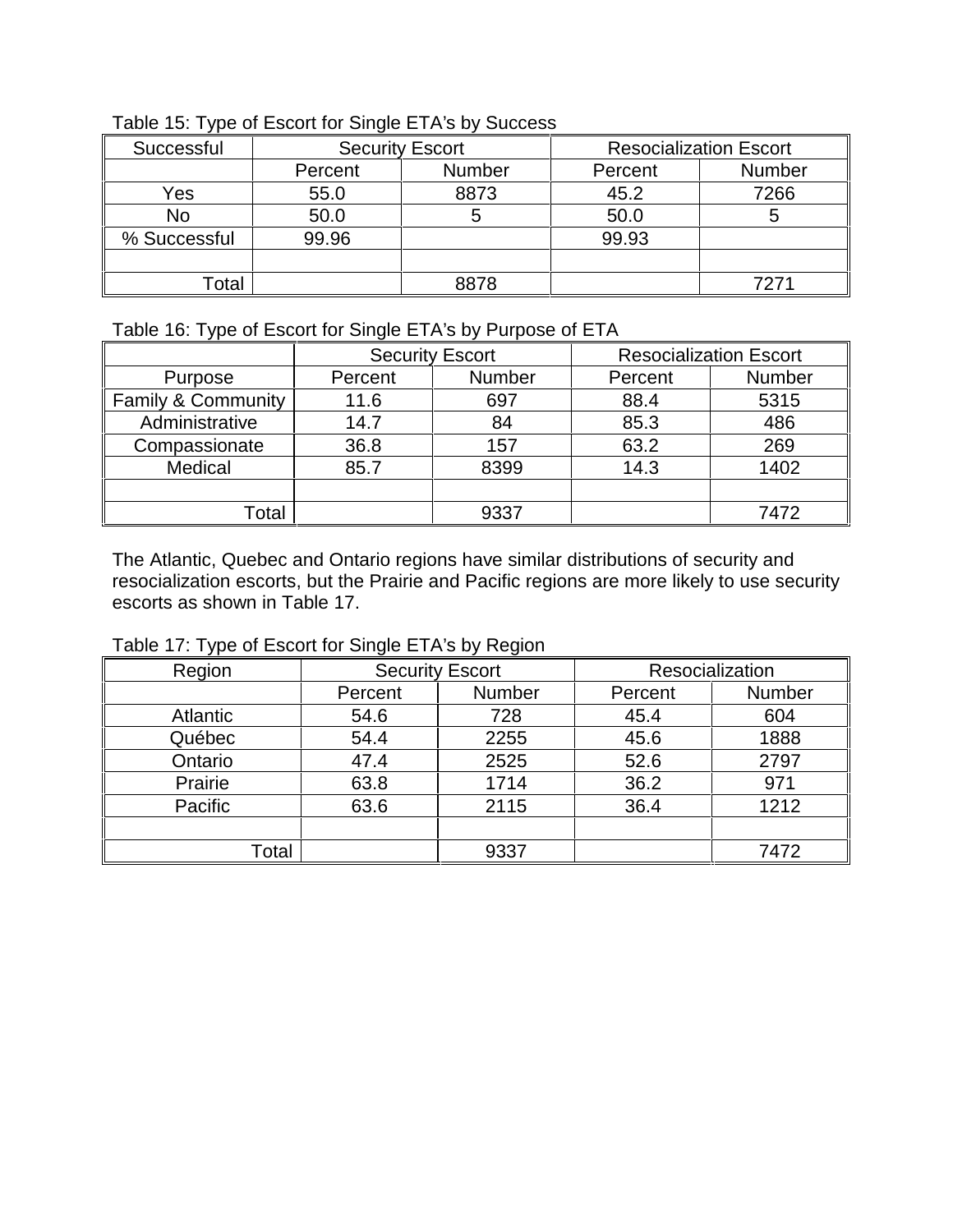Table 15: Type of Escort for Single ETA's by Success

| Successful | Security Escort | | Resocialization Escort | |
|---|---|---|---|---|
| | Percent | Number | Percent | Number |
| Yes | 55.0 | 8873 | 45.2 | 7266 |
| No | 50.0 | 5 | 50.0 | 5 |
| % Successful | 99.96 | | 99.93 | |
| | | | | |
| Total | | 8878 | | 7271 |

Table 16: Type of Escort for Single ETA's by Purpose of ETA

| | Security Escort | | Resocialization Escort | |
|---|---|---|---|---|
| Purpose | Percent | Number | Percent | Number |
| Family & Community | 11.6 | 697 | 88.4 | 5315 |
| Administrative | 14.7 | 84 | 85.3 | 486 |
| Compassionate | 36.8 | 157 | 63.2 | 269 |
| Medical | 85.7 | 8399 | 14.3 | 1402 |
| | | | | |
| Total | | 9337 | | 7472 |

The Atlantic, Quebec and Ontario regions have similar distributions of security and resocialization escorts, but the Prairie and Pacific regions are more likely to use security escorts as shown in Table 17.

Table 17: Type of Escort for Single ETA's by Region

| Region | Security Escort | | Resocialization | |
|---|---|---|---|---|
| | Percent | Number | Percent | Number |
| Atlantic | 54.6 | 728 | 45.4 | 604 |
| Québec | 54.4 | 2255 | 45.6 | 1888 |
| Ontario | 47.4 | 2525 | 52.6 | 2797 |
| Prairie | 63.8 | 1714 | 36.2 | 971 |
| Pacific | 63.6 | 2115 | 36.4 | 1212 |
| | | | | |
| Total | | 9337 | | 7472 |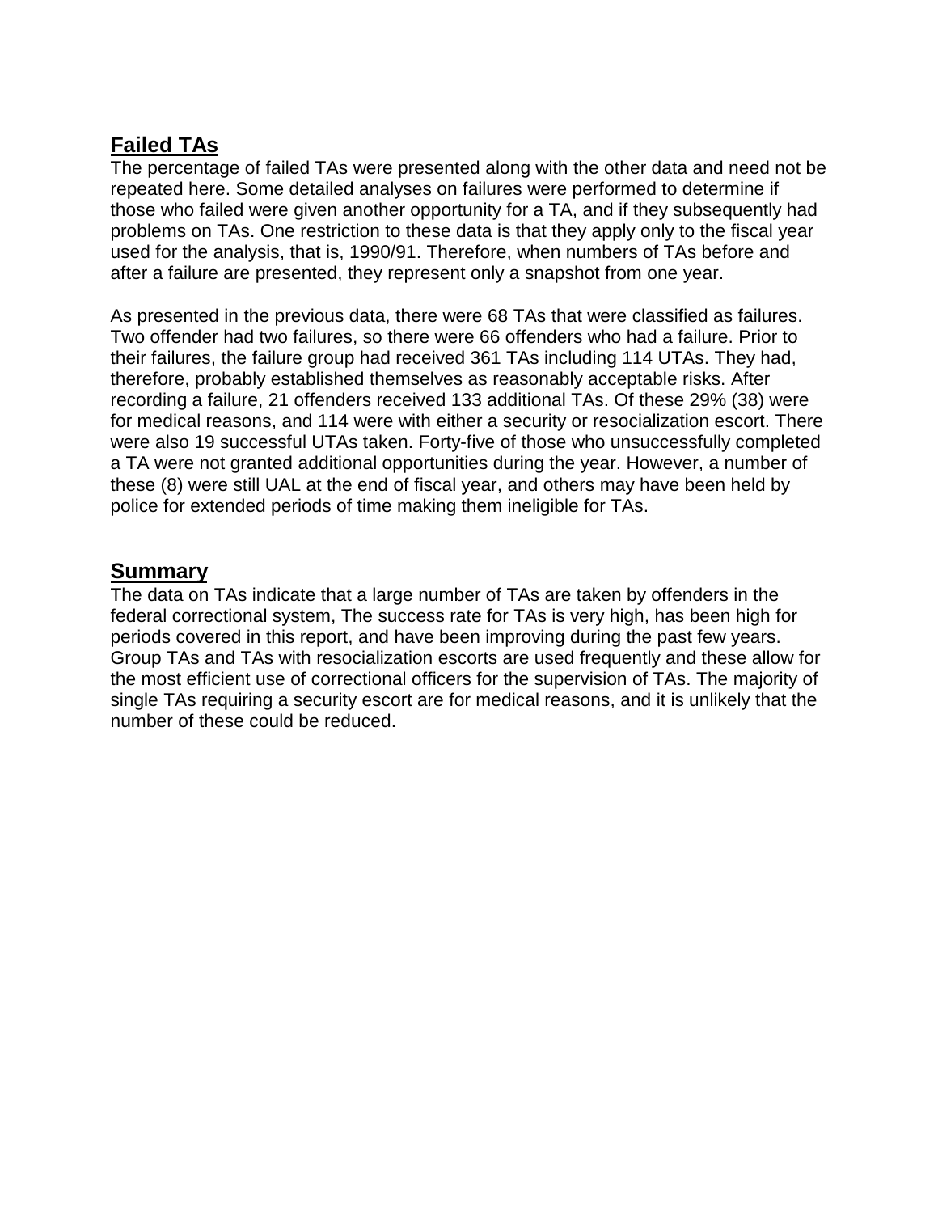## Failed TAs

The percentage of failed TAs were presented along with the other data and need not be repeated here. Some detailed analyses on failures were performed to determine if those who failed were given another opportunity for a TA, and if they subsequently had problems on TAs. One restriction to these data is that they apply only to the fiscal year used for the analysis, that is, 1990/91. Therefore, when numbers of TAs before and after a failure are presented, they represent only a snapshot from one year.

As presented in the previous data, there were 68 TAs that were classified as failures. Two offender had two failures, so there were 66 offenders who had a failure. Prior to their failures, the failure group had received 361 TAs including 114 UTAs. They had, therefore, probably established themselves as reasonably acceptable risks. After recording a failure, 21 offenders received 133 additional TAs. Of these 29% (38) were for medical reasons, and 114 were with either a security or resocialization escort. There were also 19 successful UTAs taken. Forty-five of those who unsuccessfully completed a TA were not granted additional opportunities during the year. However, a number of these (8) were still UAL at the end of fiscal year, and others may have been held by police for extended periods of time making them ineligible for TAs.

## Summary

The data on TAs indicate that a large number of TAs are taken by offenders in the federal correctional system, The success rate for TAs is very high, has been high for periods covered in this report, and have been improving during the past few years. Group TAs and TAs with resocialization escorts are used frequently and these allow for the most efficient use of correctional officers for the supervision of TAs. The majority of single TAs requiring a security escort are for medical reasons, and it is unlikely that the number of these could be reduced.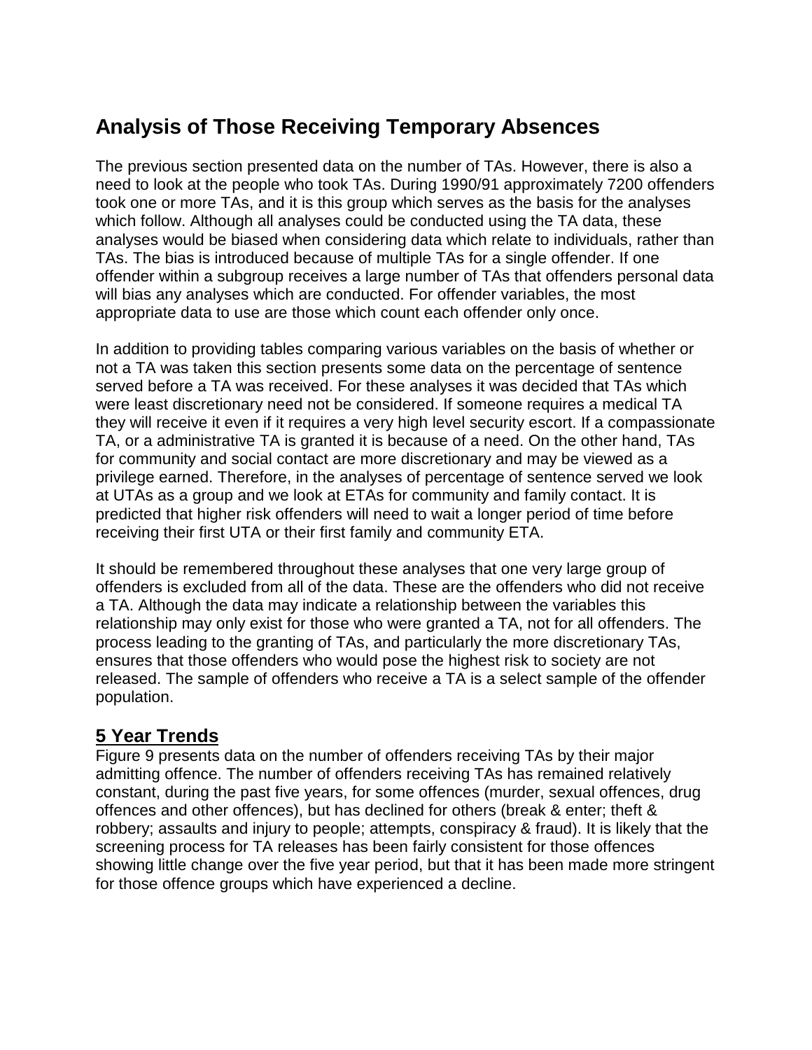## Analysis of Those Receiving Temporary Absences

The previous section presented data on the number of TAs. However, there is also a need to look at the people who took TAs. During 1990/91 approximately 7200 offenders took one or more TAs, and it is this group which serves as the basis for the analyses which follow. Although all analyses could be conducted using the TA data, these analyses would be biased when considering data which relate to individuals, rather than TAs. The bias is introduced because of multiple TAs for a single offender. If one offender within a subgroup receives a large number of TAs that offenders personal data will bias any analyses which are conducted. For offender variables, the most appropriate data to use are those which count each offender only once.

In addition to providing tables comparing various variables on the basis of whether or not a TA was taken this section presents some data on the percentage of sentence served before a TA was received. For these analyses it was decided that TAs which were least discretionary need not be considered. If someone requires a medical TA they will receive it even if it requires a very high level security escort. If a compassionate TA, or a administrative TA is granted it is because of a need. On the other hand, TAs for community and social contact are more discretionary and may be viewed as a privilege earned. Therefore, in the analyses of percentage of sentence served we look at UTAs as a group and we look at ETAs for community and family contact. It is predicted that higher risk offenders will need to wait a longer period of time before receiving their first UTA or their first family and community ETA.

It should be remembered throughout these analyses that one very large group of offenders is excluded from all of the data. These are the offenders who did not receive a TA. Although the data may indicate a relationship between the variables this relationship may only exist for those who were granted a TA, not for all offenders. The process leading to the granting of TAs, and particularly the more discretionary TAs, ensures that those offenders who would pose the highest risk to society are not released. The sample of offenders who receive a TA is a select sample of the offender population.

### 5 Year Trends

Figure 9 presents data on the number of offenders receiving TAs by their major admitting offence. The number of offenders receiving TAs has remained relatively constant, during the past five years, for some offences (murder, sexual offences, drug offences and other offences), but has declined for others (break & enter; theft & robbery; assaults and injury to people; attempts, conspiracy & fraud). It is likely that the screening process for TA releases has been fairly consistent for those offences showing little change over the five year period, but that it has been made more stringent for those offence groups which have experienced a decline.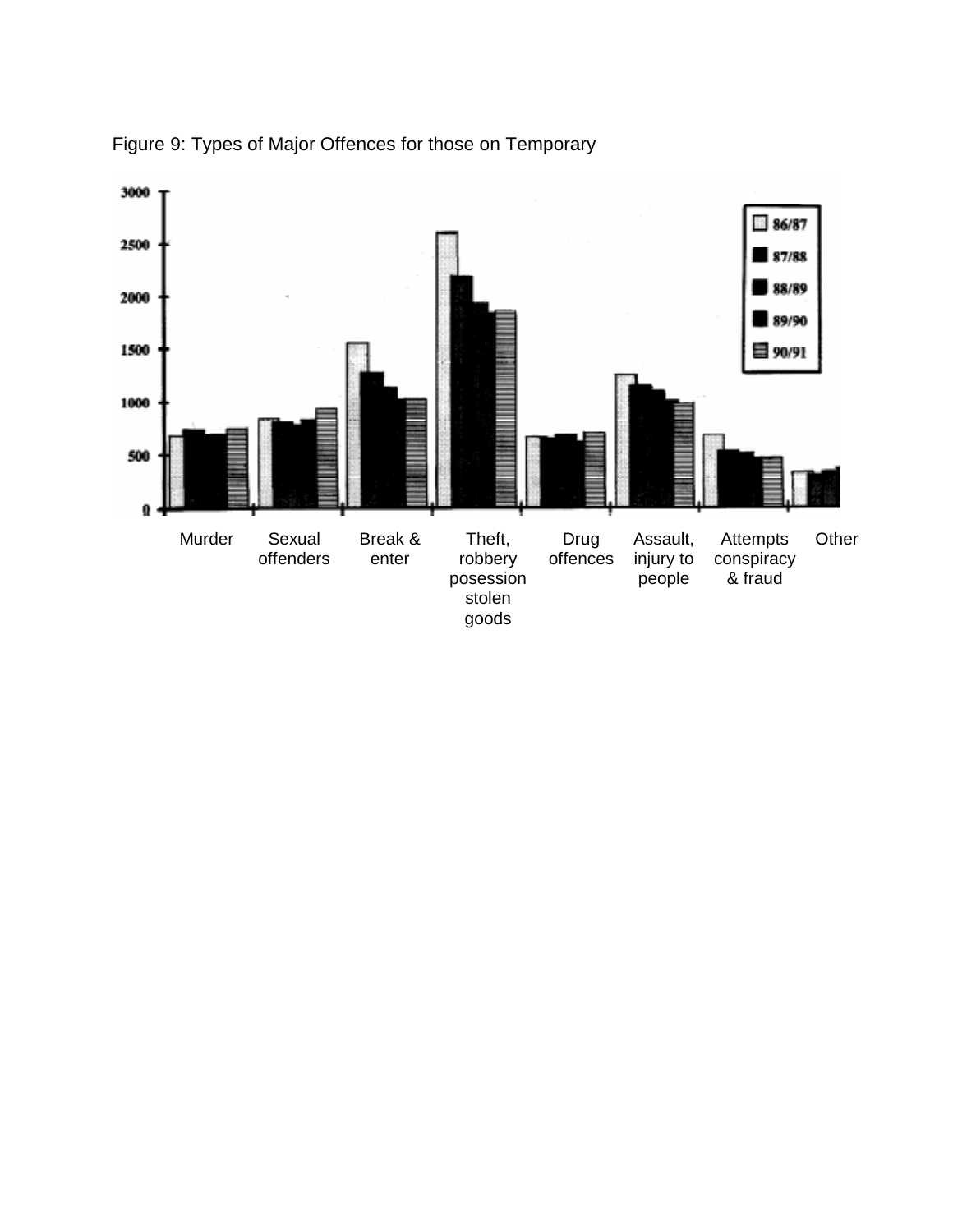Figure 9: Types of Major Offences for those on Temporary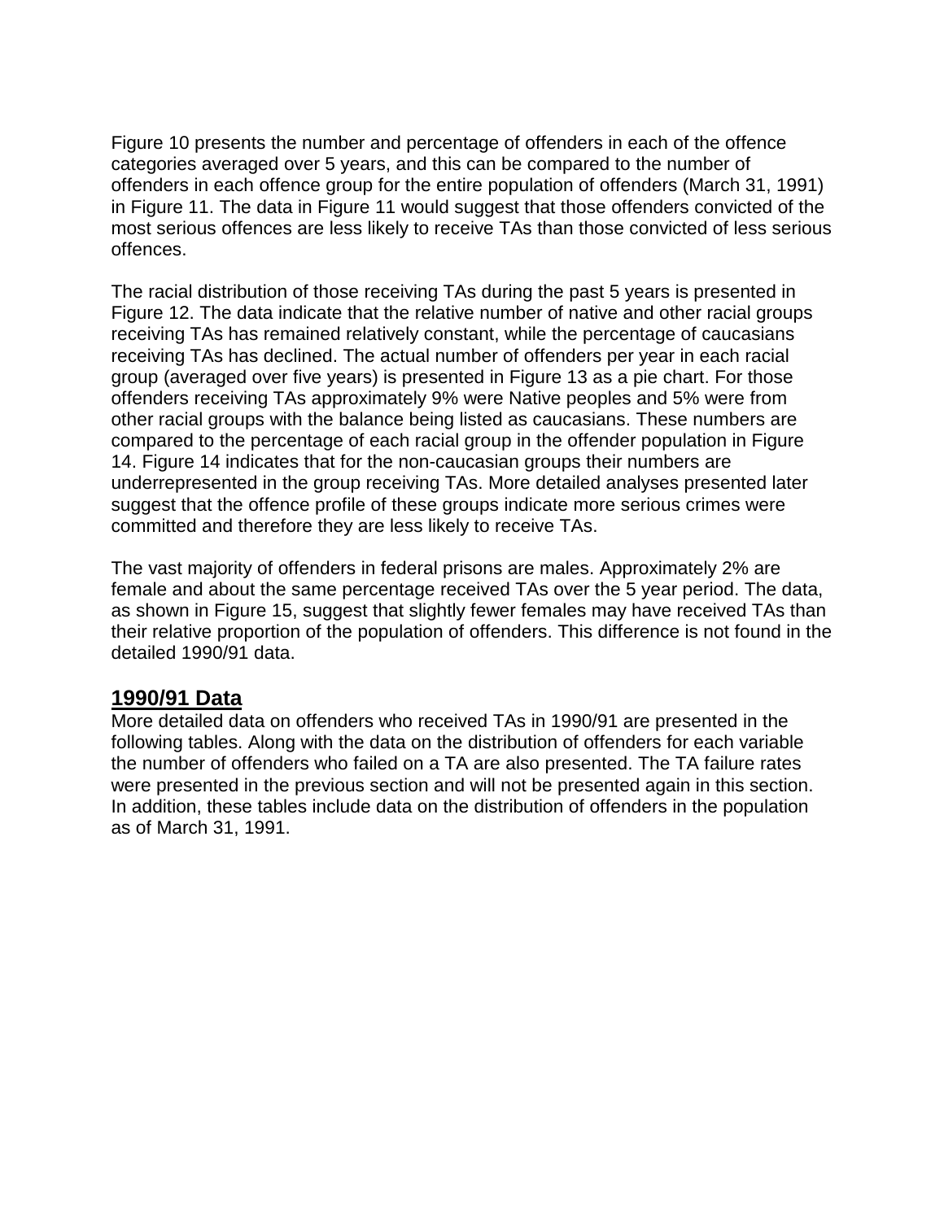Figure 10 presents the number and percentage of offenders in each of the offence categories averaged over 5 years, and this can be compared to the number of offenders in each offence group for the entire population of offenders (March 31, 1991) in Figure 11. The data in Figure 11 would suggest that those offenders convicted of the most serious offences are less likely to receive TAs than those convicted of less serious offences.

The racial distribution of those receiving TAs during the past 5 years is presented in Figure 12. The data indicate that the relative number of native and other racial groups receiving TAs has remained relatively constant, while the percentage of caucasians receiving TAs has declined. The actual number of offenders per year in each racial group (averaged over five years) is presented in Figure 13 as a pie chart. For those offenders receiving TAs approximately 9% were Native peoples and 5% were from other racial groups with the balance being listed as caucasians. These numbers are compared to the percentage of each racial group in the offender population in Figure 14. Figure 14 indicates that for the non-caucasian groups their numbers are underrepresented in the group receiving TAs. More detailed analyses presented later suggest that the offence profile of these groups indicate more serious crimes were committed and therefore they are less likely to receive TAs.

The vast majority of offenders in federal prisons are males. Approximately 2% are female and about the same percentage received TAs over the 5 year period. The data, as shown in Figure 15, suggest that slightly fewer females may have received TAs than their relative proportion of the population of offenders. This difference is not found in the detailed 1990/91 data.

## 1990/91 Data

More detailed data on offenders who received TAs in 1990/91 are presented in the following tables. Along with the data on the distribution of offenders for each variable the number of offenders who failed on a TA are also presented. The TA failure rates were presented in the previous section and will not be presented again in this section. In addition, these tables include data on the distribution of offenders in the population as of March 31, 1991.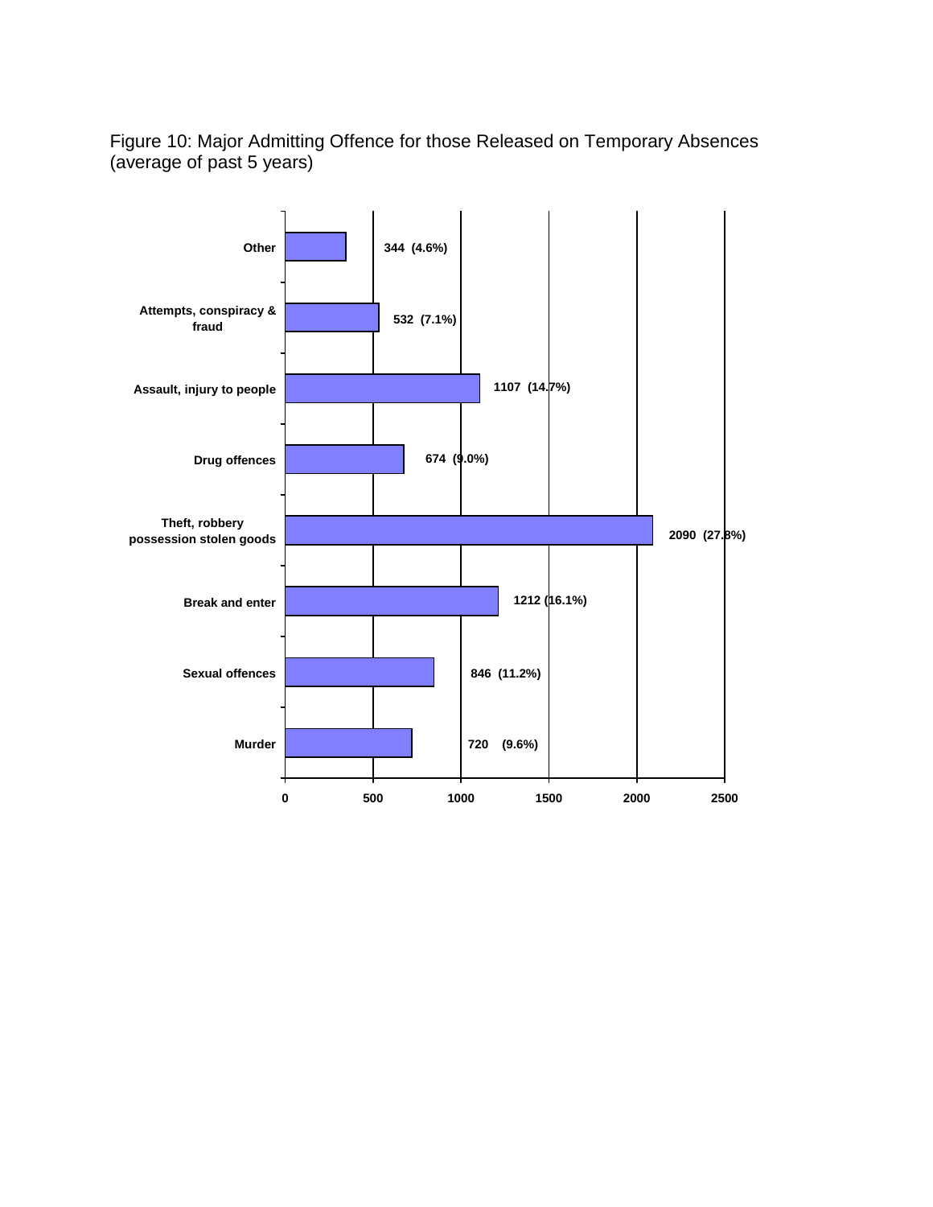Figure 10: Major Admitting Offence for those Released on Temporary Absences (average of past 5 years)

| Offence | Number | Percent |
|---|---|---|
| Other | 344 | (4.6%) |
| Attempts, conspiracy & fraud | 532 | (7.1%) |
| Assault, injury to people | 1107 | (14.7%) |
| Drug offences | 674 | (9.0%) |
| Theft, robbery possession stolen goods | 2090 | (27.8%) |
| Break and enter | 1212 | (16.1%) |
| Sexual offences | 846 | (11.2%) |
| Murder | 720 | (9.6%) |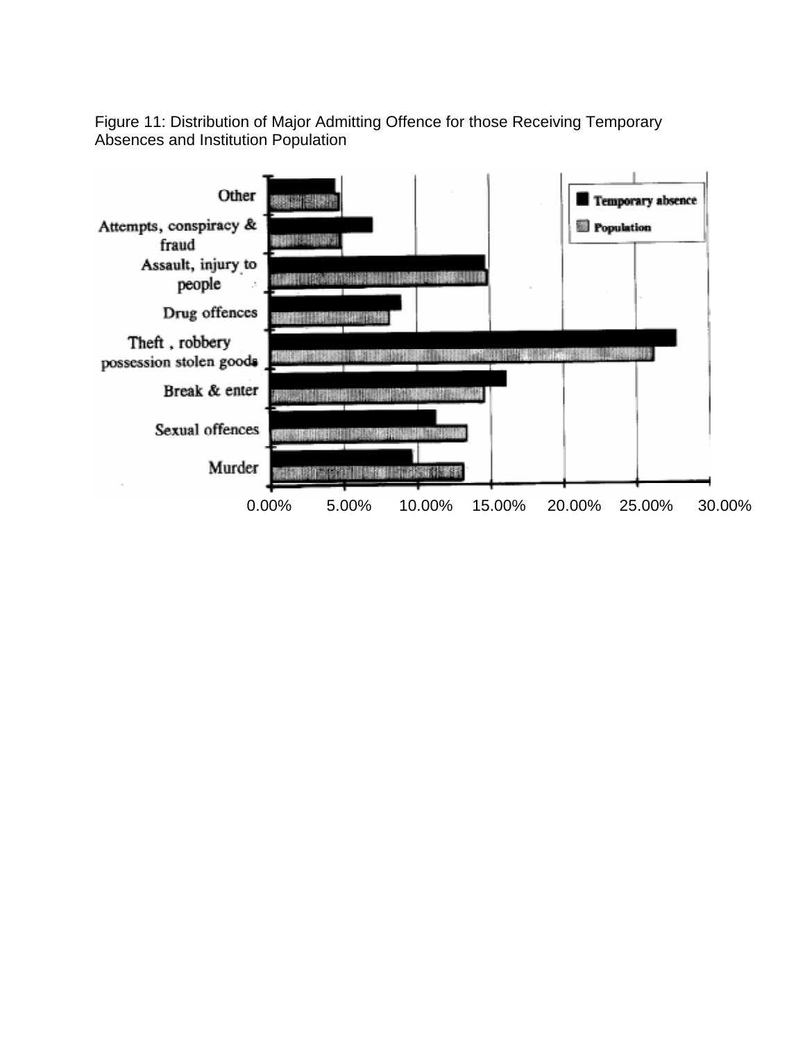Figure 11: Distribution of Major Admitting Offence for those Receiving Temporary Absences and Institution Population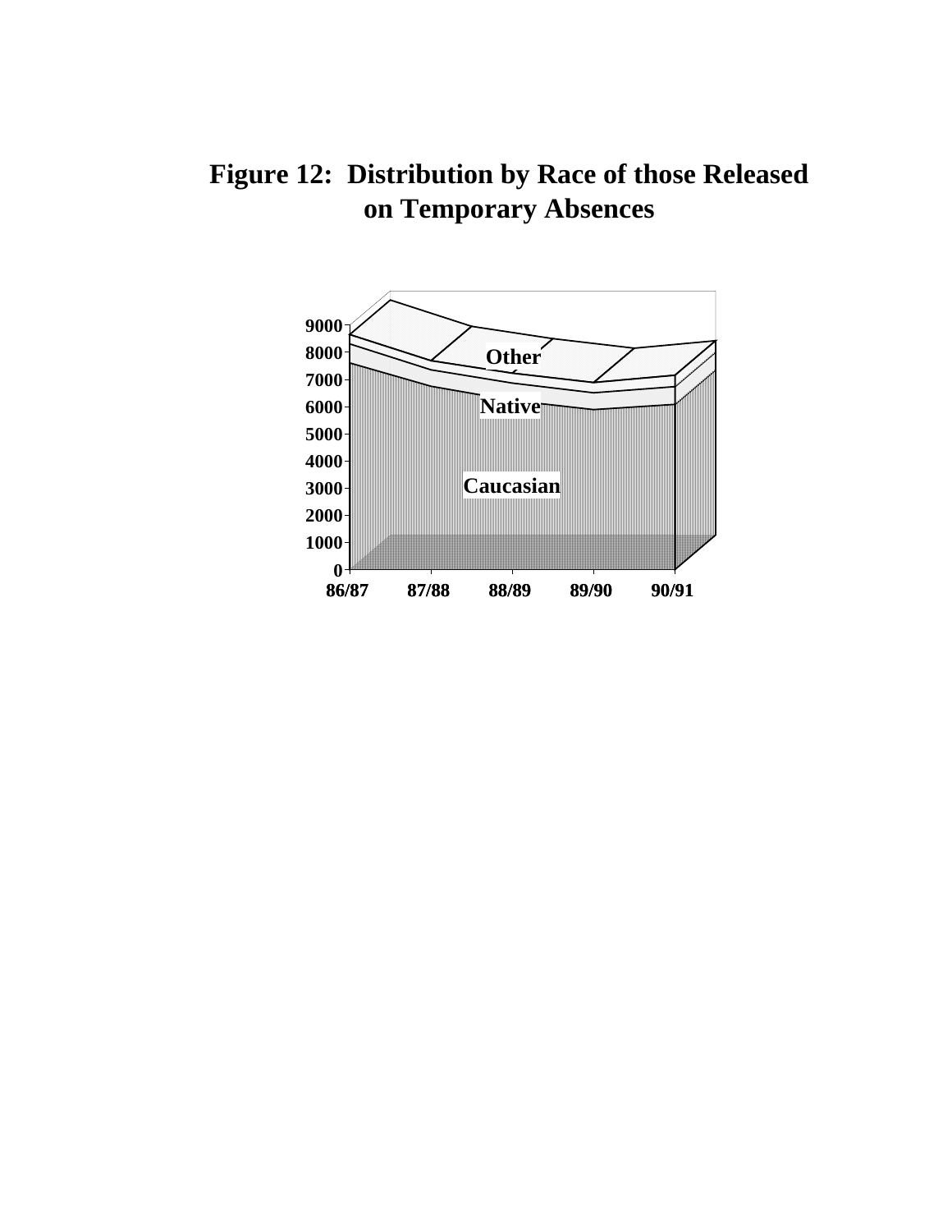# Figure 12: Distribution by Race of those Released on Temporary Absences

9000
8000
7000
6000
5000
4000
3000
2000
1000
0

Other

Native

Caucasian

86/87 87/88 88/89 89/90 90/91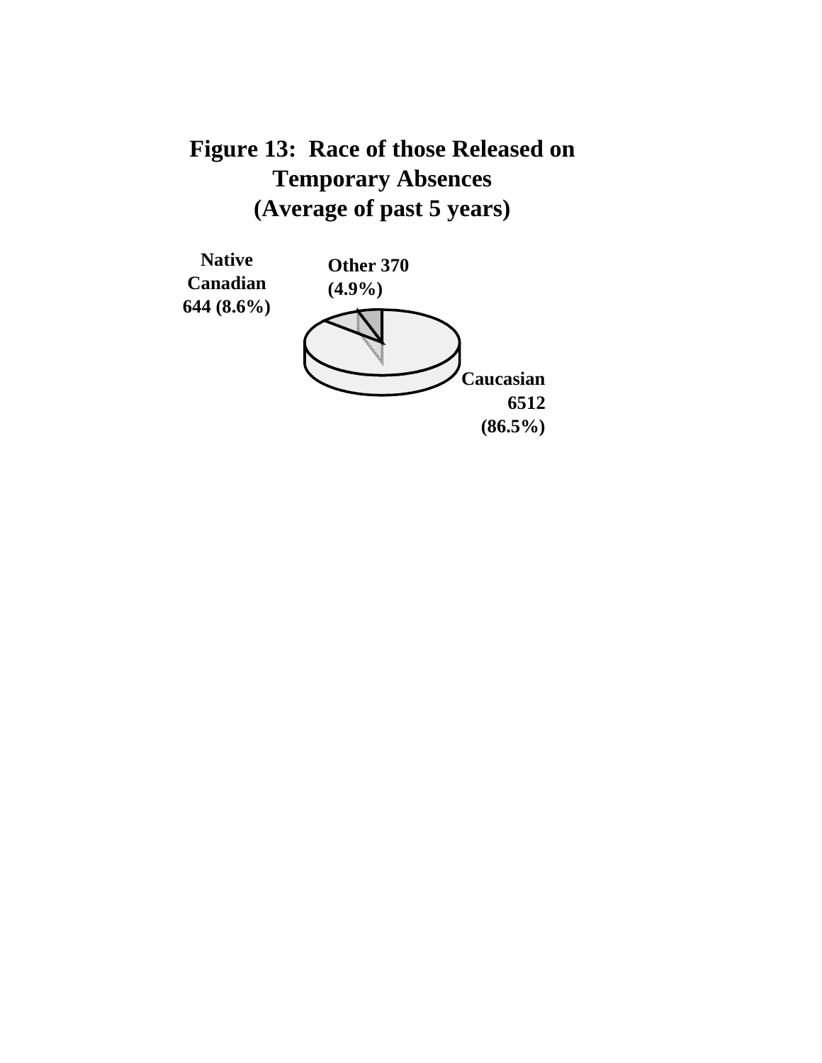**Figure 13: Race of those Released on Temporary Absences (Average of past 5 years)**

Native Canadian 644 (8.6%)

Other 370 (4.9%)

Caucasian 6512 (86.5%)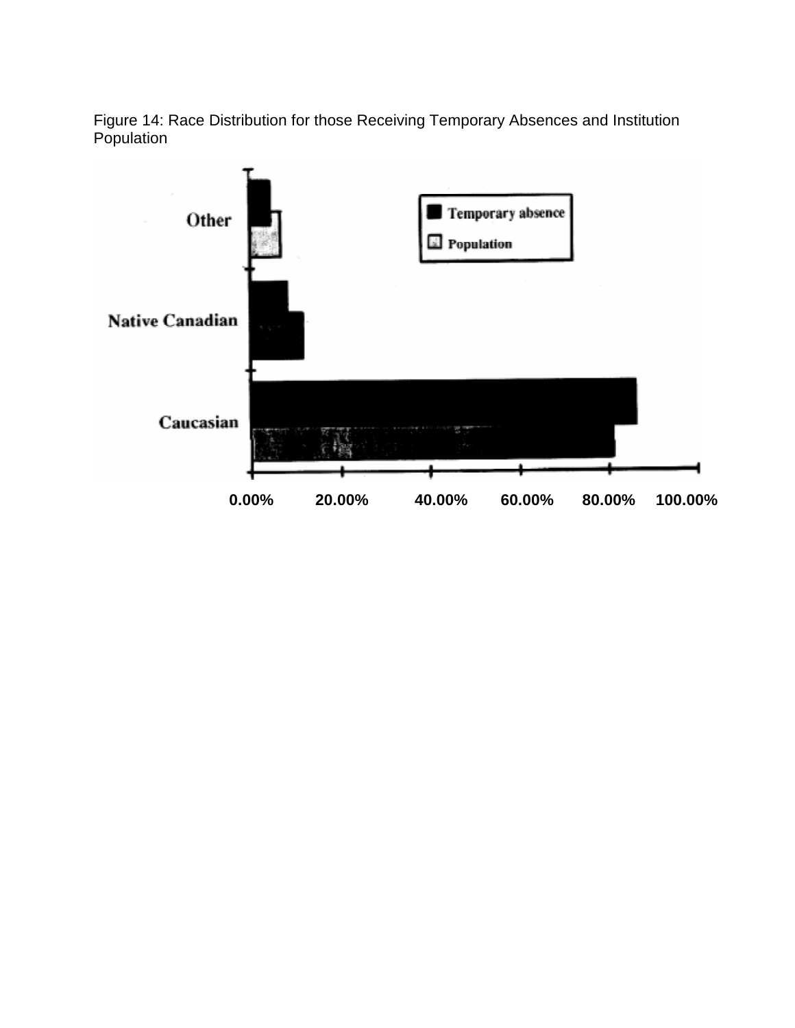Figure 14: Race Distribution for those Receiving Temporary Absences and Institution Population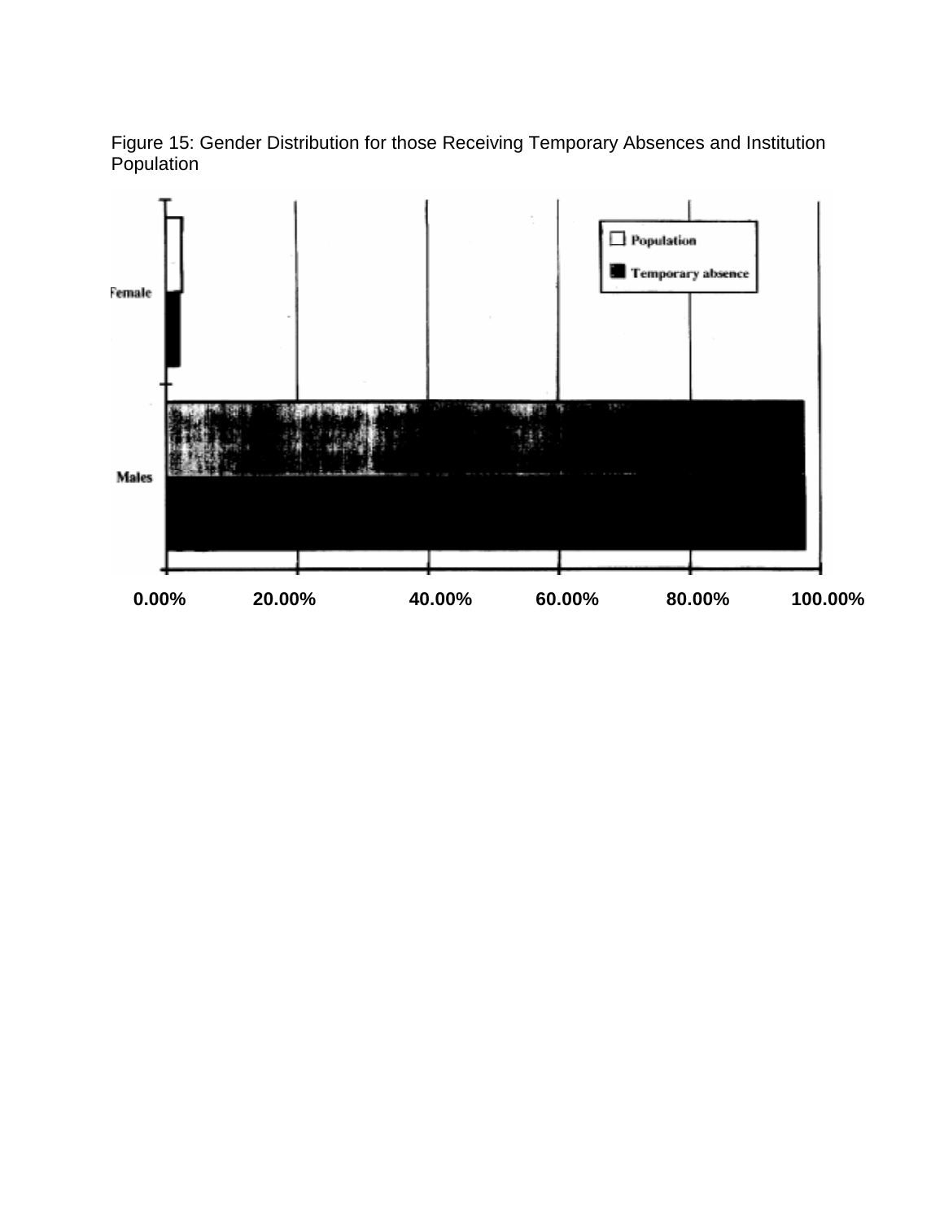Figure 15: Gender Distribution for those Receiving Temporary Absences and Institution Population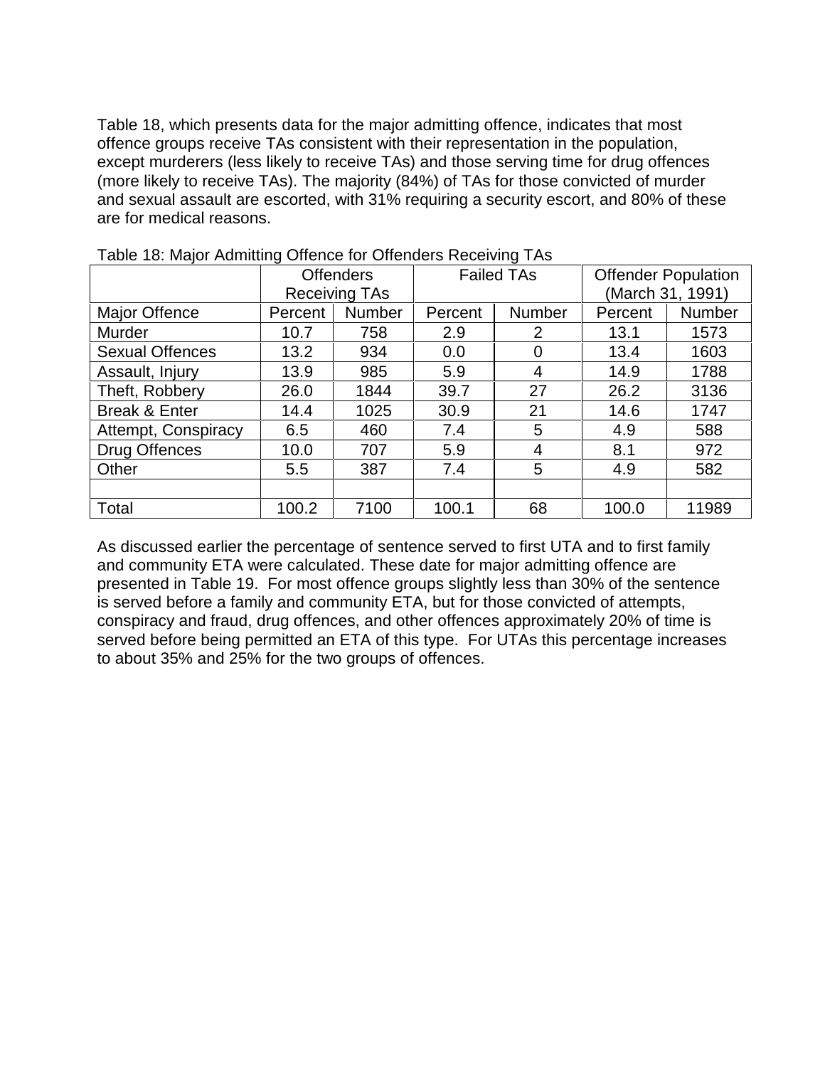Table 18, which presents data for the major admitting offence, indicates that most offence groups receive TAs consistent with their representation in the population, except murderers (less likely to receive TAs) and those serving time for drug offences (more likely to receive TAs). The majority (84%) of TAs for those convicted of murder and sexual assault are escorted, with 31% requiring a security escort, and 80% of these are for medical reasons.

Table 18: Major Admitting Offence for Offenders Receiving TAs

| | Offenders Receiving TAs | | Failed TAs | | Offender Population (March 31, 1991) | |
|---|---|---|---|---|---|---|
| Major Offence | Percent | Number | Percent | Number | Percent | Number |
| Murder | 10.7 | 758 | 2.9 | 2 | 13.1 | 1573 |
| Sexual Offences | 13.2 | 934 | 0.0 | 0 | 13.4 | 1603 |
| Assault, Injury | 13.9 | 985 | 5.9 | 4 | 14.9 | 1788 |
| Theft, Robbery | 26.0 | 1844 | 39.7 | 27 | 26.2 | 3136 |
| Break & Enter | 14.4 | 1025 | 30.9 | 21 | 14.6 | 1747 |
| Attempt, Conspiracy | 6.5 | 460 | 7.4 | 5 | 4.9 | 588 |
| Drug Offences | 10.0 | 707 | 5.9 | 4 | 8.1 | 972 |
| Other | 5.5 | 387 | 7.4 | 5 | 4.9 | 582 |
| | | | | | | |
| Total | 100.2 | 7100 | 100.1 | 68 | 100.0 | 11989 |

As discussed earlier the percentage of sentence served to first UTA and to first family and community ETA were calculated. These date for major admitting offence are presented in Table 19. For most offence groups slightly less than 30% of the sentence is served before a family and community ETA, but for those convicted of attempts, conspiracy and fraud, drug offences, and other offences approximately 20% of time is served before being permitted an ETA of this type. For UTAs this percentage increases to about 35% and 25% for the two groups of offences.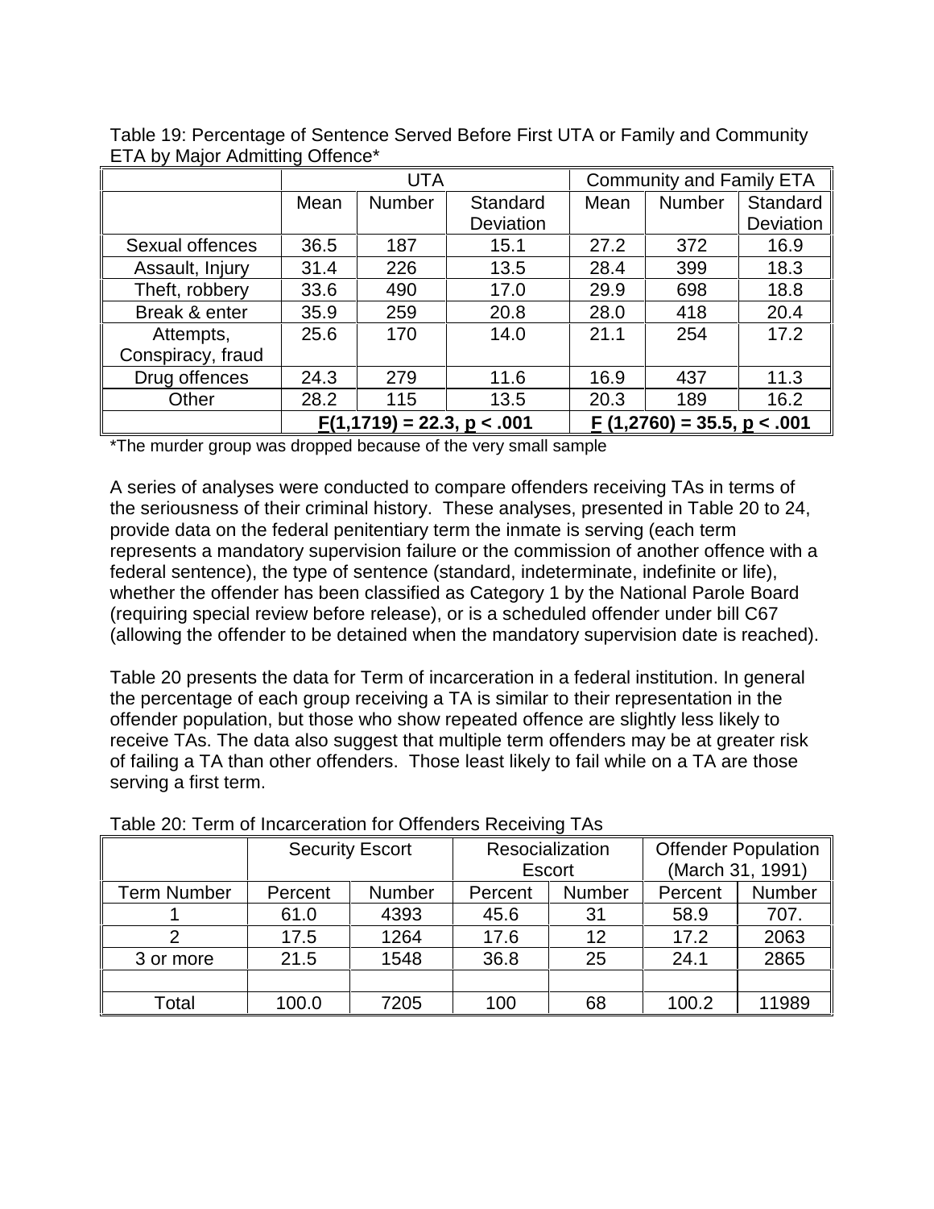Table 19: Percentage of Sentence Served Before First UTA or Family and Community ETA by Major Admitting Offence*

| | UTA | | | Community and Family ETA | | |
|---|---|---|---|---|---|---|
| | Mean | Number | Standard Deviation | Mean | Number | Standard Deviation |
| Sexual offences | 36.5 | 187 | 15.1 | 27.2 | 372 | 16.9 |
| Assault, Injury | 31.4 | 226 | 13.5 | 28.4 | 399 | 18.3 |
| Theft, robbery | 33.6 | 490 | 17.0 | 29.9 | 698 | 18.8 |
| Break & enter | 35.9 | 259 | 20.8 | 28.0 | 418 | 20.4 |
| Attempts, Conspiracy, fraud | 25.6 | 170 | 14.0 | 21.1 | 254 | 17.2 |
| Drug offences | 24.3 | 279 | 11.6 | 16.9 | 437 | 11.3 |
| Other | 28.2 | 115 | 13.5 | 20.3 | 189 | 16.2 |
| | **$F(1,1719) = 22.3$, $p < .001$** | | | **$F(1,2760) = 35.5$, $p < .001$** | | |

*The murder group was dropped because of the very small sample

A series of analyses were conducted to compare offenders receiving TAs in terms of the seriousness of their criminal history. These analyses, presented in Table 20 to 24, provide data on the federal penitentiary term the inmate is serving (each term represents a mandatory supervision failure or the commission of another offence with a federal sentence), the type of sentence (standard, indeterminate, indefinite or life), whether the offender has been classified as Category 1 by the National Parole Board (requiring special review before release), or is a scheduled offender under bill C67 (allowing the offender to be detained when the mandatory supervision date is reached).

Table 20 presents the data for Term of incarceration in a federal institution. In general the percentage of each group receiving a TA is similar to their representation in the offender population, but those who show repeated offence are slightly less likely to receive TAs. The data also suggest that multiple term offenders may be at greater risk of failing a TA than other offenders. Those least likely to fail while on a TA are those serving a first term.

Table 20: Term of Incarceration for Offenders Receiving TAs

| | Security Escort | | Resocialization Escort | | Offender Population (March 31, 1991) | |
|---|---|---|---|---|---|---|
| Term Number | Percent | Number | Percent | Number | Percent | Number |
| 1 | 61.0 | 4393 | 45.6 | 31 | 58.9 | 707. |
| 2 | 17.5 | 1264 | 17.6 | 12 | 17.2 | 2063 |
| 3 or more | 21.5 | 1548 | 36.8 | 25 | 24.1 | 2865 |
| | | | | | | |
| Total | 100.0 | 7205 | 100 | 68 | 100.2 | 11989 |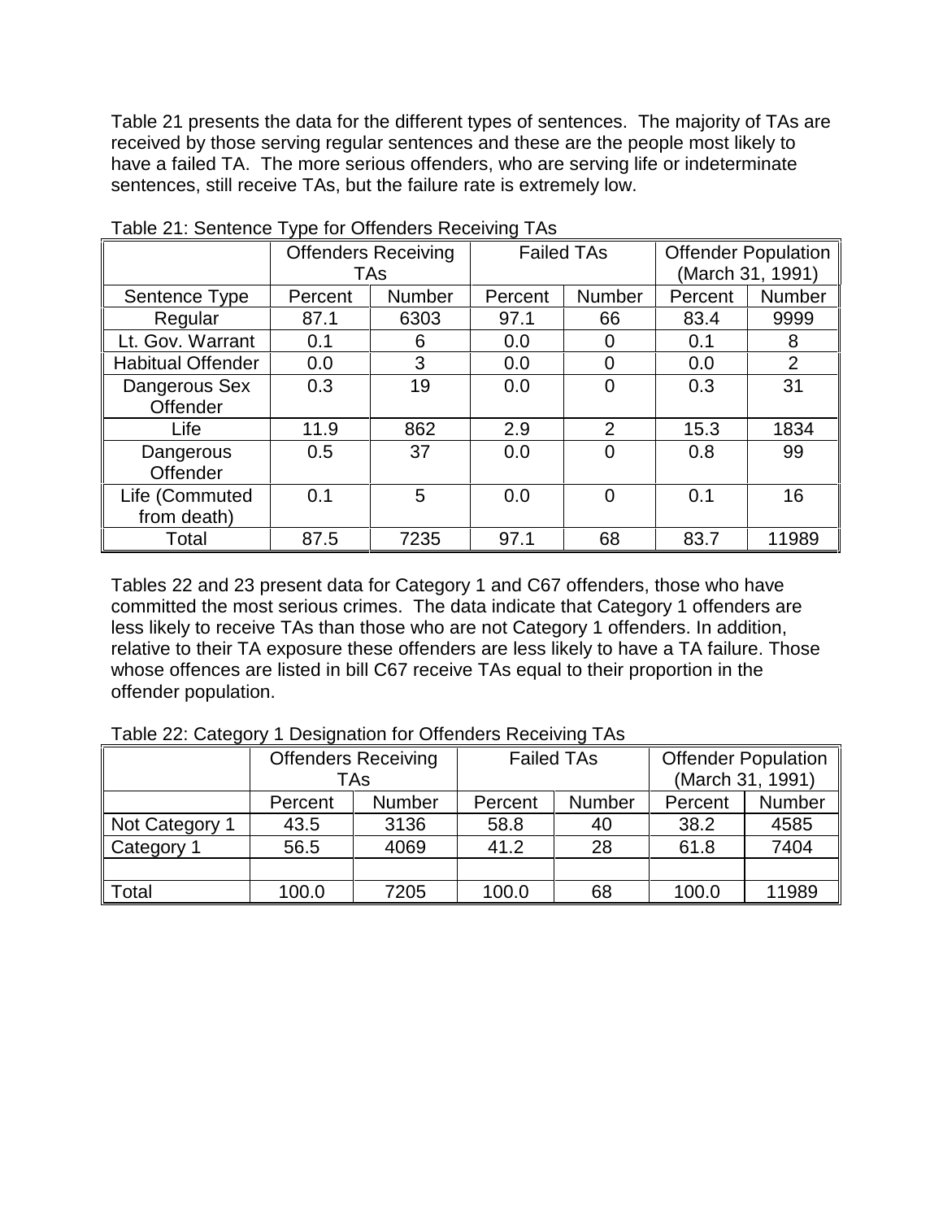Table 21 presents the data for the different types of sentences. The majority of TAs are received by those serving regular sentences and these are the people most likely to have a failed TA. The more serious offenders, who are serving life or indeterminate sentences, still receive TAs, but the failure rate is extremely low.

Table 21: Sentence Type for Offenders Receiving TAs

| | Offenders Receiving TAs | | Failed TAs | | Offender Population (March 31, 1991) | |
|---|---|---|---|---|---|---|
| Sentence Type | Percent | Number | Percent | Number | Percent | Number |
| Regular | 87.1 | 6303 | 97.1 | 66 | 83.4 | 9999 |
| Lt. Gov. Warrant | 0.1 | 6 | 0.0 | 0 | 0.1 | 8 |
| Habitual Offender | 0.0 | 3 | 0.0 | 0 | 0.0 | 2 |
| Dangerous Sex Offender | 0.3 | 19 | 0.0 | 0 | 0.3 | 31 |
| Life | 11.9 | 862 | 2.9 | 2 | 15.3 | 1834 |
| Dangerous Offender | 0.5 | 37 | 0.0 | 0 | 0.8 | 99 |
| Life (Commuted from death) | 0.1 | 5 | 0.0 | 0 | 0.1 | 16 |
| Total | 87.5 | 7235 | 97.1 | 68 | 83.7 | 11989 |

Tables 22 and 23 present data for Category 1 and C67 offenders, those who have committed the most serious crimes. The data indicate that Category 1 offenders are less likely to receive TAs than those who are not Category 1 offenders. In addition, relative to their TA exposure these offenders are less likely to have a TA failure. Those whose offences are listed in bill C67 receive TAs equal to their proportion in the offender population.

Table 22: Category 1 Designation for Offenders Receiving TAs

| | Offenders Receiving TAs | | Failed TAs | | Offender Population (March 31, 1991) | |
|---|---|---|---|---|---|---|
| | Percent | Number | Percent | Number | Percent | Number |
| Not Category 1 | 43.5 | 3136 | 58.8 | 40 | 38.2 | 4585 |
| Category 1 | 56.5 | 4069 | 41.2 | 28 | 61.8 | 7404 |
| | | | | | | |
| Total | 100.0 | 7205 | 100.0 | 68 | 100.0 | 11989 |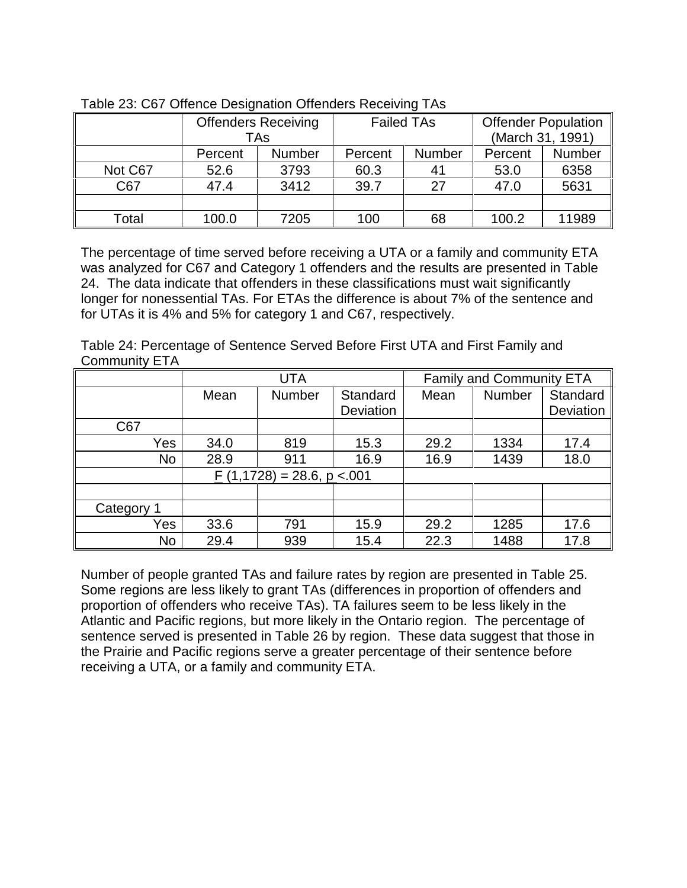Table 23: C67 Offence Designation Offenders Receiving TAs

| | Offenders Receiving TAs | | Failed TAs | | Offender Population (March 31, 1991) | |
|---|---|---|---|---|---|---|
| | Percent | Number | Percent | Number | Percent | Number |
| Not C67 | 52.6 | 3793 | 60.3 | 41 | 53.0 | 6358 |
| C67 | 47.4 | 3412 | 39.7 | 27 | 47.0 | 5631 |
| | | | | | | |
| Total | 100.0 | 7205 | 100 | 68 | 100.2 | 11989 |

The percentage of time served before receiving a UTA or a family and community ETA was analyzed for C67 and Category 1 offenders and the results are presented in Table 24. The data indicate that offenders in these classifications must wait significantly longer for nonessential TAs. For ETAs the difference is about 7% of the sentence and for UTAs it is 4% and 5% for category 1 and C67, respectively.

Table 24: Percentage of Sentence Served Before First UTA and First Family and Community ETA

| | UTA | | | Family and Community ETA | | |
|---|---|---|---|---|---|---|
| | Mean | Number | Standard Deviation | Mean | Number | Standard Deviation |
| C67 | | | | | | |
| Yes | 34.0 | 819 | 15.3 | 29.2 | 1334 | 17.4 |
| No | 28.9 | 911 | 16.9 | 16.9 | 1439 | 18.0 |
| | $F$ (1,1728) = 28.6, $p$ <.001 | | | | | |
| | | | | | | |
| Category 1 | | | | | | |
| Yes | 33.6 | 791 | 15.9 | 29.2 | 1285 | 17.6 |
| No | 29.4 | 939 | 15.4 | 22.3 | 1488 | 17.8 |

Number of people granted TAs and failure rates by region are presented in Table 25. Some regions are less likely to grant TAs (differences in proportion of offenders and proportion of offenders who receive TAs). TA failures seem to be less likely in the Atlantic and Pacific regions, but more likely in the Ontario region. The percentage of sentence served is presented in Table 26 by region. These data suggest that those in the Prairie and Pacific regions serve a greater percentage of their sentence before receiving a UTA, or a family and community ETA.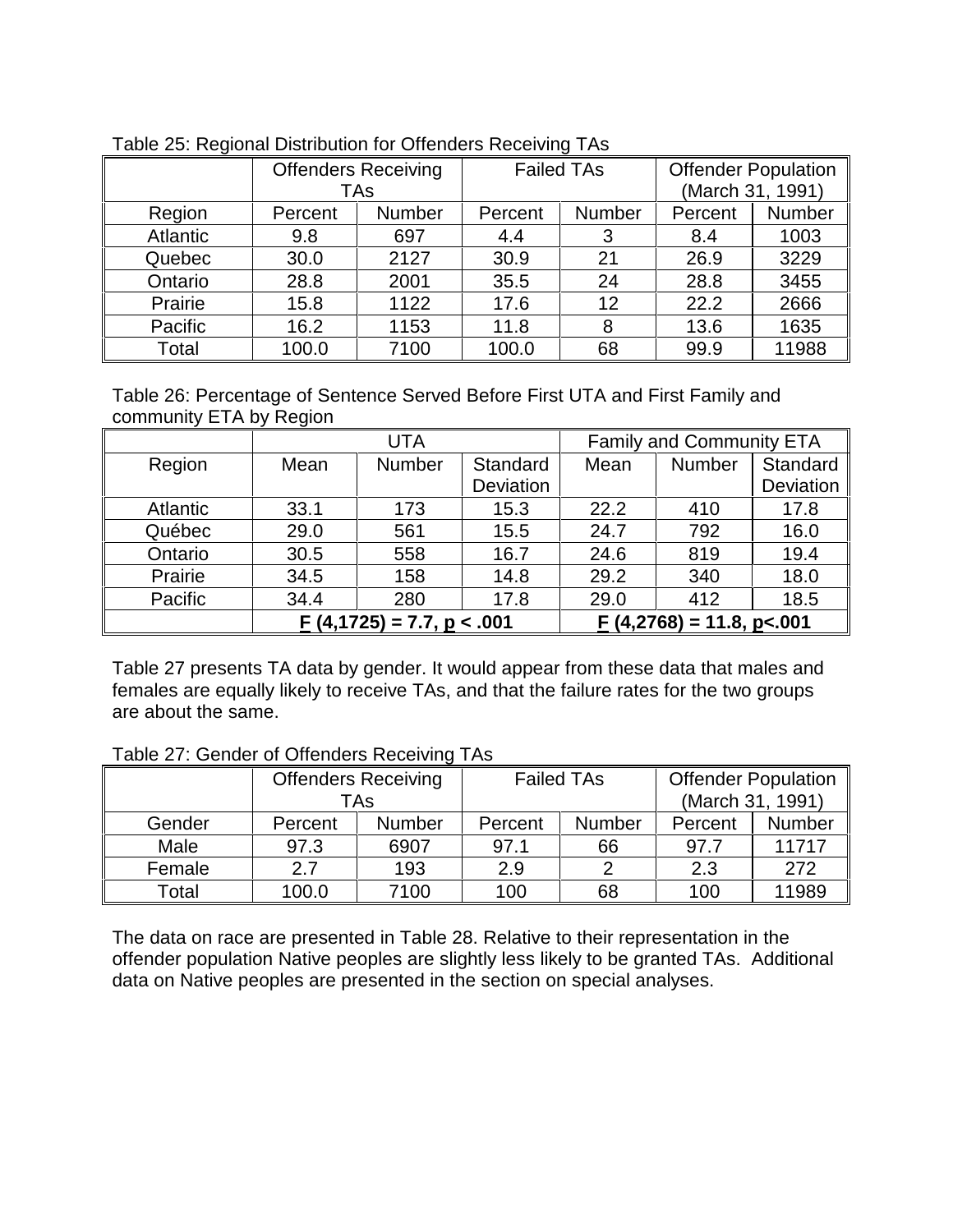Table 25: Regional Distribution for Offenders Receiving TAs

| | Offenders Receiving TAs | | Failed TAs | | Offender Population (March 31, 1991) | |
|---|---|---|---|---|---|---|
| Region | Percent | Number | Percent | Number | Percent | Number |
| Atlantic | 9.8 | 697 | 4.4 | 3 | 8.4 | 1003 |
| Quebec | 30.0 | 2127 | 30.9 | 21 | 26.9 | 3229 |
| Ontario | 28.8 | 2001 | 35.5 | 24 | 28.8 | 3455 |
| Prairie | 15.8 | 1122 | 17.6 | 12 | 22.2 | 2666 |
| Pacific | 16.2 | 1153 | 11.8 | 8 | 13.6 | 1635 |
| Total | 100.0 | 7100 | 100.0 | 68 | 99.9 | 11988 |

Table 26: Percentage of Sentence Served Before First UTA and First Family and community ETA by Region

| | UTA | | | Family and Community ETA | | |
|---|---|---|---|---|---|---|
| Region | Mean | Number | Standard Deviation | Mean | Number | Standard Deviation |
| Atlantic | 33.1 | 173 | 15.3 | 22.2 | 410 | 17.8 |
| Québec | 29.0 | 561 | 15.5 | 24.7 | 792 | 16.0 |
| Ontario | 30.5 | 558 | 16.7 | 24.6 | 819 | 19.4 |
| Prairie | 34.5 | 158 | 14.8 | 29.2 | 340 | 18.0 |
| Pacific | 34.4 | 280 | 17.8 | 29.0 | 412 | 18.5 |
| | **$F$ (4,1725) = 7.7, $p$ < .001** | | | **$F$ (4,2768) = 11.8, $p$<.001** | | |

Table 27 presents TA data by gender. It would appear from these data that males and females are equally likely to receive TAs, and that the failure rates for the two groups are about the same.

Table 27: Gender of Offenders Receiving TAs

| | Offenders Receiving TAs | | Failed TAs | | Offender Population (March 31, 1991) | |
|---|---|---|---|---|---|---|
| Gender | Percent | Number | Percent | Number | Percent | Number |
| Male | 97.3 | 6907 | 97.1 | 66 | 97.7 | 11717 |
| Female | 2.7 | 193 | 2.9 | 2 | 2.3 | 272 |
| Total | 100.0 | 7100 | 100 | 68 | 100 | 11989 |

The data on race are presented in Table 28. Relative to their representation in the offender population Native peoples are slightly less likely to be granted TAs. Additional data on Native peoples are presented in the section on special analyses.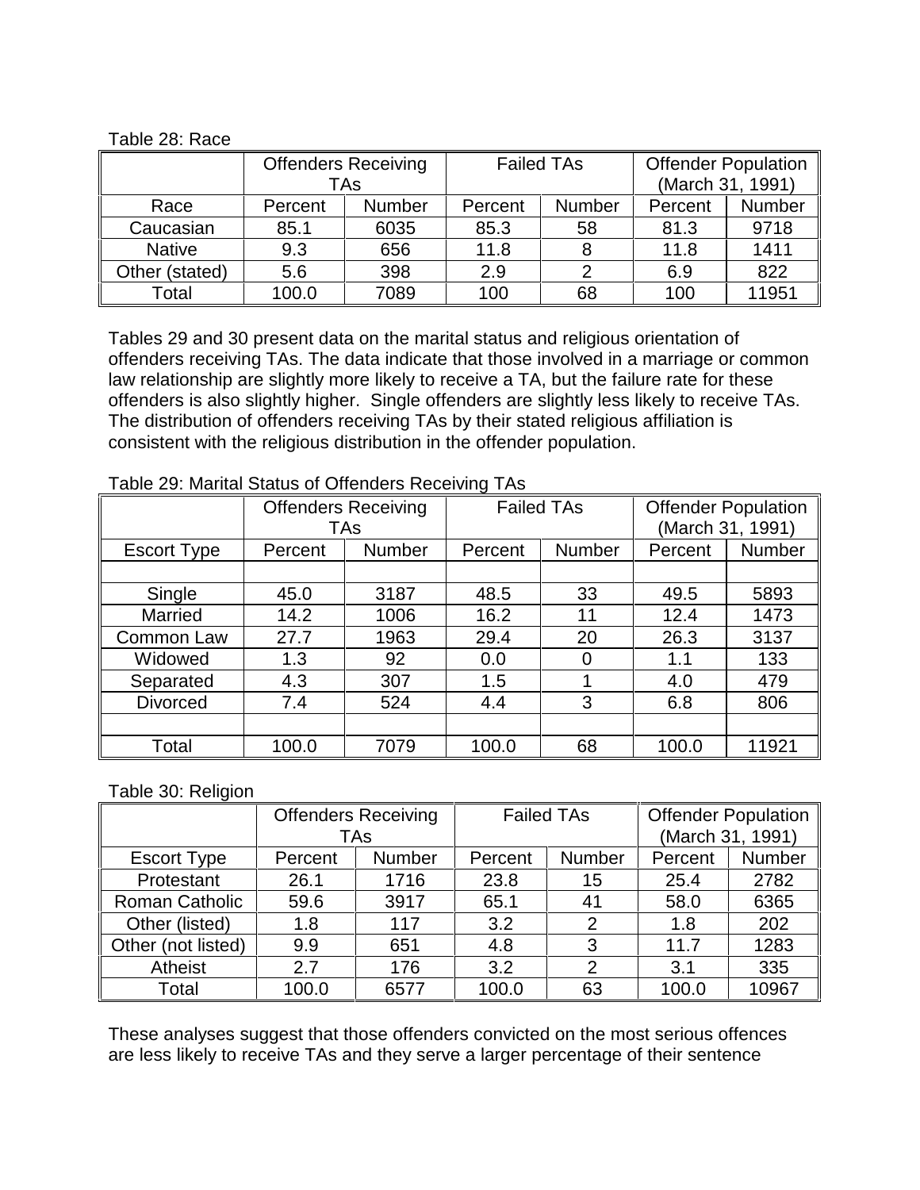Table 28: Race

| | Offenders Receiving TAs | | Failed TAs | | Offender Population (March 31, 1991) | |
|---|---|---|---|---|---|---|
| Race | Percent | Number | Percent | Number | Percent | Number |
| Caucasian | 85.1 | 6035 | 85.3 | 58 | 81.3 | 9718 |
| Native | 9.3 | 656 | 11.8 | 8 | 11.8 | 1411 |
| Other (stated) | 5.6 | 398 | 2.9 | 2 | 6.9 | 822 |
| Total | 100.0 | 7089 | 100 | 68 | 100 | 11951 |

Tables 29 and 30 present data on the marital status and religious orientation of offenders receiving TAs. The data indicate that those involved in a marriage or common law relationship are slightly more likely to receive a TA, but the failure rate for these offenders is also slightly higher. Single offenders are slightly less likely to receive TAs. The distribution of offenders receiving TAs by their stated religious affiliation is consistent with the religious distribution in the offender population.

Table 29: Marital Status of Offenders Receiving TAs

| | Offenders Receiving TAs | | Failed TAs | | Offender Population (March 31, 1991) | |
|---|---|---|---|---|---|---|
| Escort Type | Percent | Number | Percent | Number | Percent | Number |
| | | | | | | |
| Single | 45.0 | 3187 | 48.5 | 33 | 49.5 | 5893 |
| Married | 14.2 | 1006 | 16.2 | 11 | 12.4 | 1473 |
| Common Law | 27.7 | 1963 | 29.4 | 20 | 26.3 | 3137 |
| Widowed | 1.3 | 92 | 0.0 | 0 | 1.1 | 133 |
| Separated | 4.3 | 307 | 1.5 | 1 | 4.0 | 479 |
| Divorced | 7.4 | 524 | 4.4 | 3 | 6.8 | 806 |
| | | | | | | |
| Total | 100.0 | 7079 | 100.0 | 68 | 100.0 | 11921 |

Table 30: Religion

| | Offenders Receiving TAs | | Failed TAs | | Offender Population (March 31, 1991) | |
|---|---|---|---|---|---|---|
| Escort Type | Percent | Number | Percent | Number | Percent | Number |
| Protestant | 26.1 | 1716 | 23.8 | 15 | 25.4 | 2782 |
| Roman Catholic | 59.6 | 3917 | 65.1 | 41 | 58.0 | 6365 |
| Other (listed) | 1.8 | 117 | 3.2 | 2 | 1.8 | 202 |
| Other (not listed) | 9.9 | 651 | 4.8 | 3 | 11.7 | 1283 |
| Atheist | 2.7 | 176 | 3.2 | 2 | 3.1 | 335 |
| Total | 100.0 | 6577 | 100.0 | 63 | 100.0 | 10967 |

These analyses suggest that those offenders convicted on the most serious offences are less likely to receive TAs and they serve a larger percentage of their sentence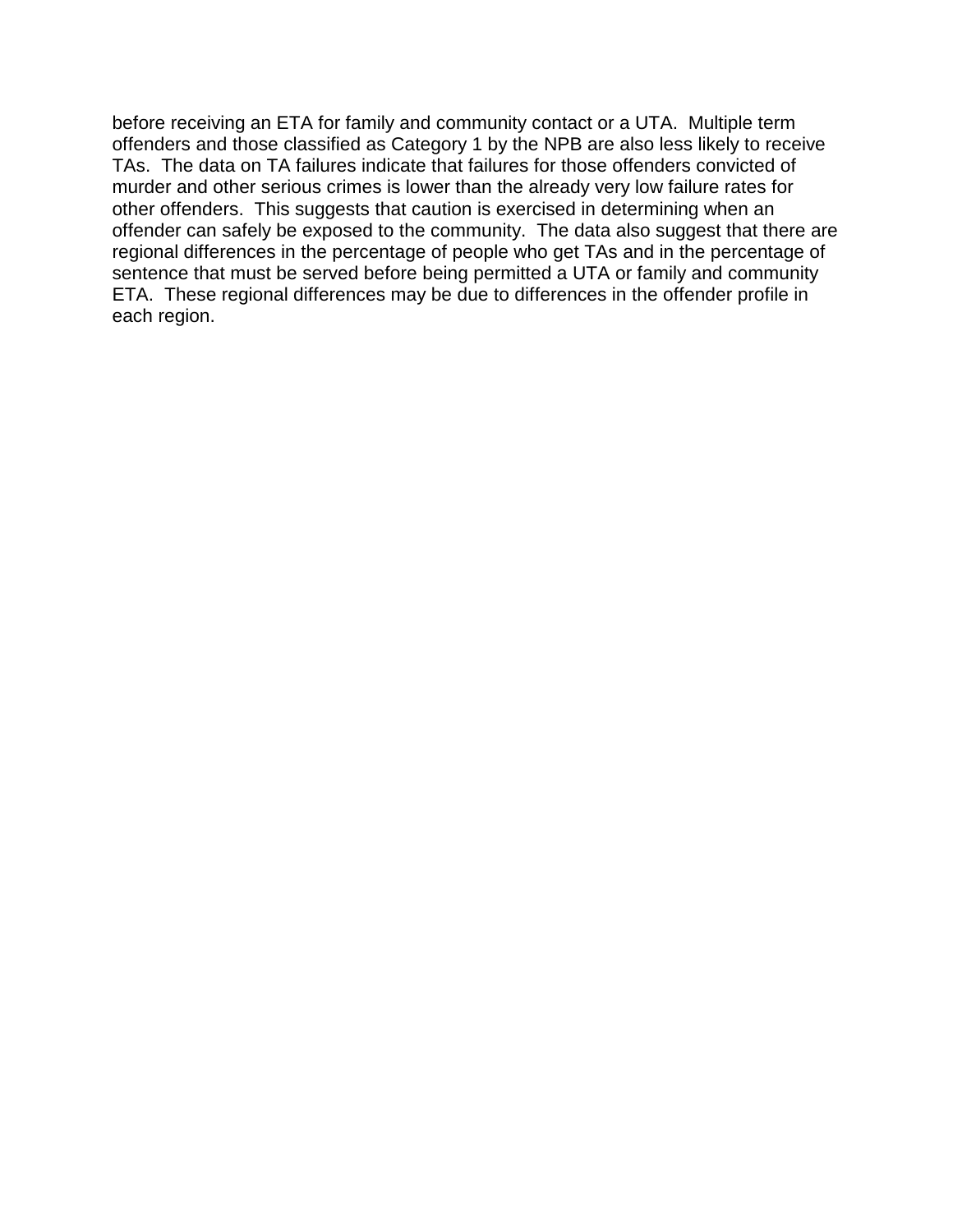before receiving an ETA for family and community contact or a UTA. Multiple term offenders and those classified as Category 1 by the NPB are also less likely to receive TAs. The data on TA failures indicate that failures for those offenders convicted of murder and other serious crimes is lower than the already very low failure rates for other offenders. This suggests that caution is exercised in determining when an offender can safely be exposed to the community. The data also suggest that there are regional differences in the percentage of people who get TAs and in the percentage of sentence that must be served before being permitted a UTA or family and community ETA. These regional differences may be due to differences in the offender profile in each region.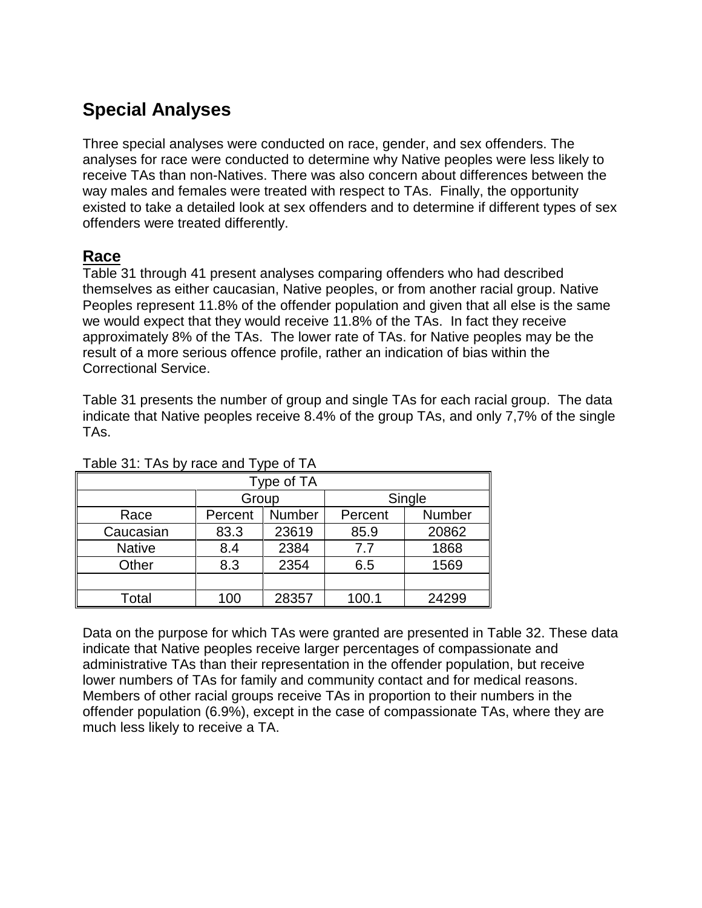## Special Analyses

Three special analyses were conducted on race, gender, and sex offenders. The analyses for race were conducted to determine why Native peoples were less likely to receive TAs than non-Natives. There was also concern about differences between the way males and females were treated with respect to TAs. Finally, the opportunity existed to take a detailed look at sex offenders and to determine if different types of sex offenders were treated differently.

### Race

Table 31 through 41 present analyses comparing offenders who had described themselves as either caucasian, Native peoples, or from another racial group. Native Peoples represent 11.8% of the offender population and given that all else is the same we would expect that they would receive 11.8% of the TAs. In fact they receive approximately 8% of the TAs. The lower rate of TAs. for Native peoples may be the result of a more serious offence profile, rather an indication of bias within the Correctional Service.

Table 31 presents the number of group and single TAs for each racial group. The data indicate that Native peoples receive 8.4% of the group TAs, and only 7,7% of the single TAs.

Table 31: TAs by race and Type of TA

| Type of TA | | | | |
|---|---|---|---|---|
| | Group | | Single | |
| Race | Percent | Number | Percent | Number |
| Caucasian | 83.3 | 23619 | 85.9 | 20862 |
| Native | 8.4 | 2384 | 7.7 | 1868 |
| Other | 8.3 | 2354 | 6.5 | 1569 |
| | | | | |
| Total | 100 | 28357 | 100.1 | 24299 |

Data on the purpose for which TAs were granted are presented in Table 32. These data indicate that Native peoples receive larger percentages of compassionate and administrative TAs than their representation in the offender population, but receive lower numbers of TAs for family and community contact and for medical reasons. Members of other racial groups receive TAs in proportion to their numbers in the offender population (6.9%), except in the case of compassionate TAs, where they are much less likely to receive a TA.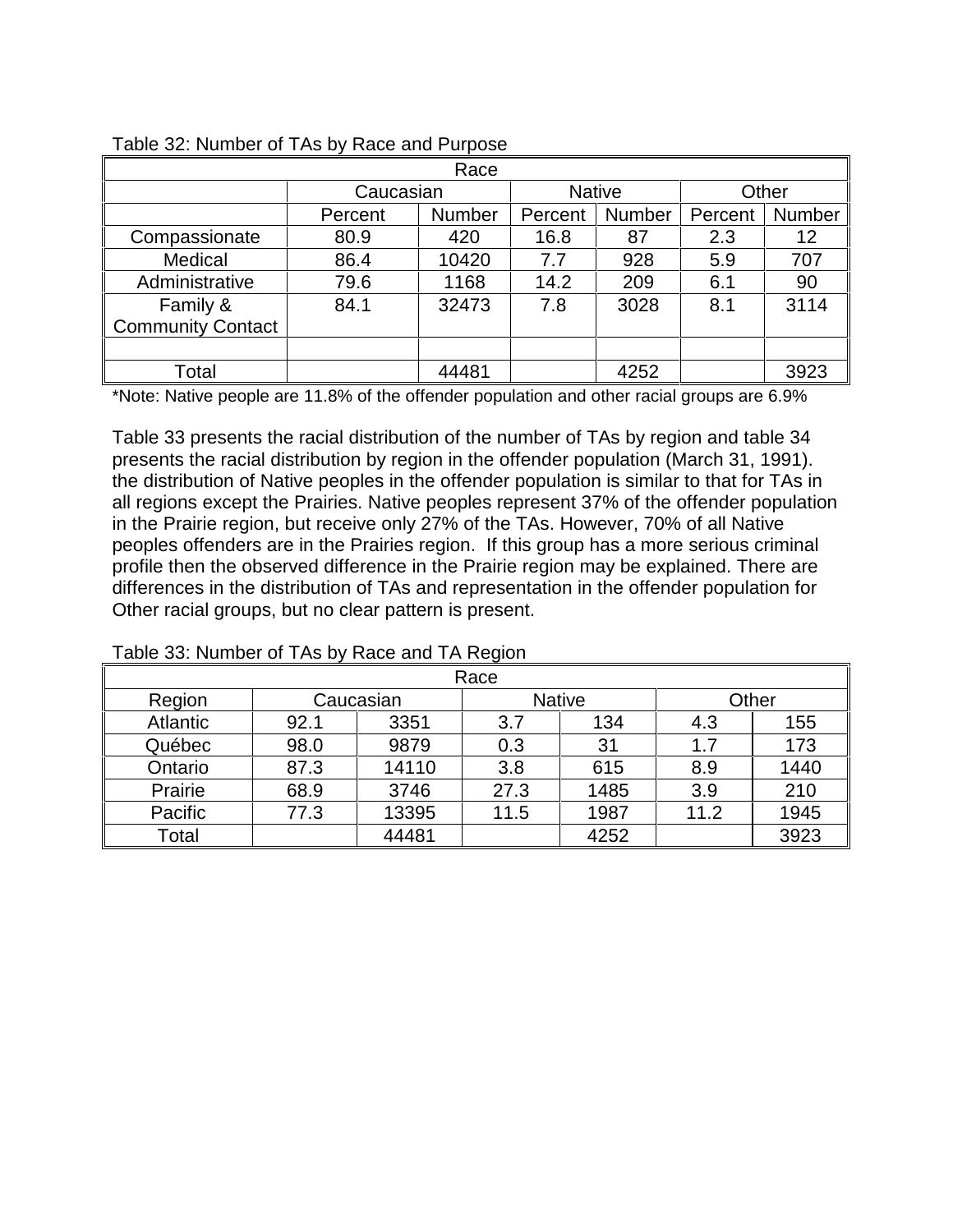Table 32: Number of TAs by Race and Purpose

| Race | | | | | | |
|---|---|---|---|---|---|---|
| | Caucasian | | Native | | Other | |
| | Percent | Number | Percent | Number | Percent | Number |
| Compassionate | 80.9 | 420 | 16.8 | 87 | 2.3 | 12 |
| Medical | 86.4 | 10420 | 7.7 | 928 | 5.9 | 707 |
| Administrative | 79.6 | 1168 | 14.2 | 209 | 6.1 | 90 |
| Family & Community Contact | 84.1 | 32473 | 7.8 | 3028 | 8.1 | 3114 |
| | | | | | | |
| Total | | 44481 | | 4252 | | 3923 |

*Note: Native people are 11.8% of the offender population and other racial groups are 6.9%

Table 33 presents the racial distribution of the number of TAs by region and table 34 presents the racial distribution by region in the offender population (March 31, 1991). the distribution of Native peoples in the offender population is similar to that for TAs in all regions except the Prairies. Native peoples represent 37% of the offender population in the Prairie region, but receive only 27% of the TAs. However, 70% of all Native peoples offenders are in the Prairies region. If this group has a more serious criminal profile then the observed difference in the Prairie region may be explained. There are differences in the distribution of TAs and representation in the offender population for Other racial groups, but no clear pattern is present.

Table 33: Number of TAs by Race and TA Region

| Race | | | | | | |
|---|---|---|---|---|---|---|
| Region | Caucasian | | Native | | Other | |
| Atlantic | 92.1 | 3351 | 3.7 | 134 | 4.3 | 155 |
| Québec | 98.0 | 9879 | 0.3 | 31 | 1.7 | 173 |
| Ontario | 87.3 | 14110 | 3.8 | 615 | 8.9 | 1440 |
| Prairie | 68.9 | 3746 | 27.3 | 1485 | 3.9 | 210 |
| Pacific | 77.3 | 13395 | 11.5 | 1987 | 11.2 | 1945 |
| Total | | 44481 | | 4252 | | 3923 |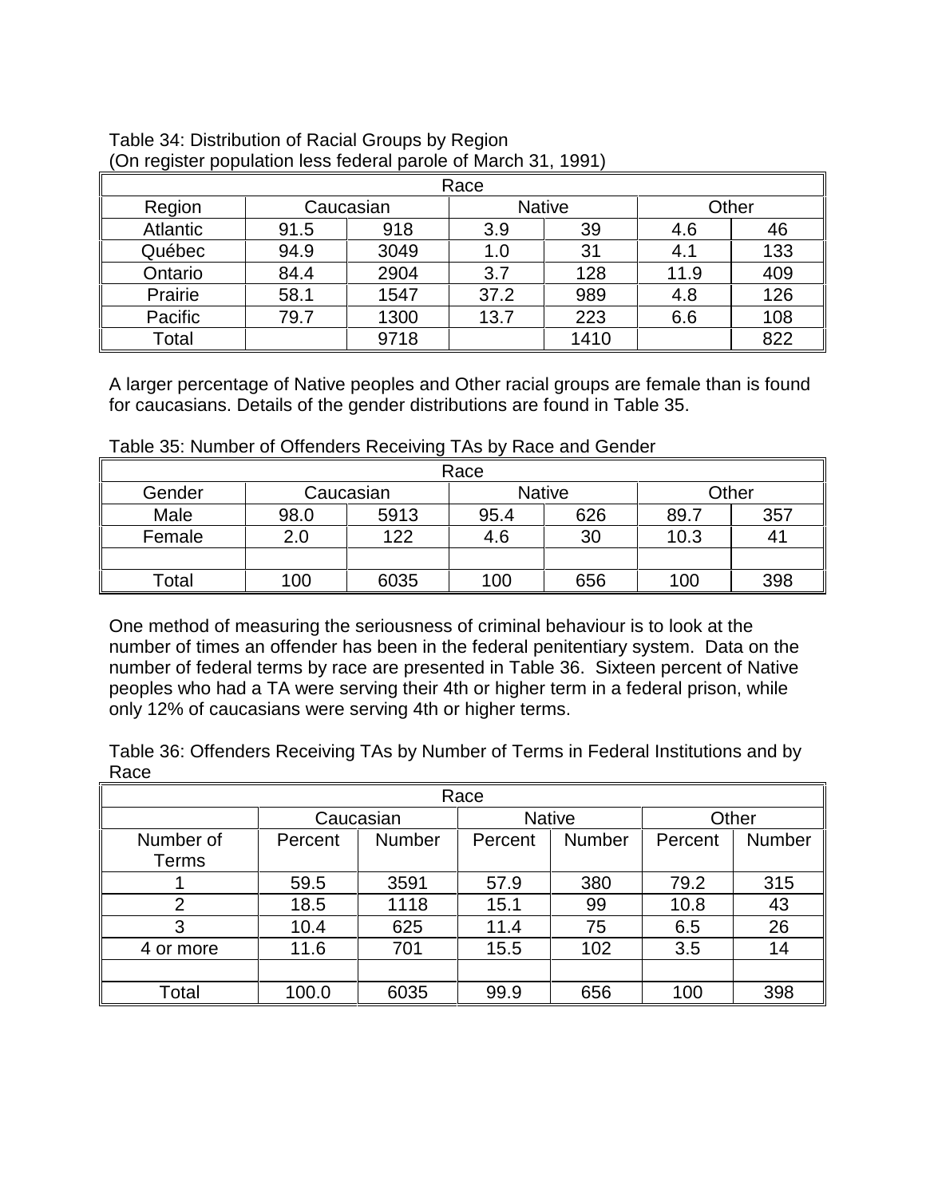Table 34: Distribution of Racial Groups by Region
(On register population less federal parole of March 31, 1991)

| Race | | | | | | |
|---|---|---|---|---|---|---|
| Region | Caucasian | | Native | | Other | |
| Atlantic | 91.5 | 918 | 3.9 | 39 | 4.6 | 46 |
| Québec | 94.9 | 3049 | 1.0 | 31 | 4.1 | 133 |
| Ontario | 84.4 | 2904 | 3.7 | 128 | 11.9 | 409 |
| Prairie | 58.1 | 1547 | 37.2 | 989 | 4.8 | 126 |
| Pacific | 79.7 | 1300 | 13.7 | 223 | 6.6 | 108 |
| Total | | 9718 | | 1410 | | 822 |

A larger percentage of Native peoples and Other racial groups are female than is found for caucasians. Details of the gender distributions are found in Table 35.

Table 35: Number of Offenders Receiving TAs by Race and Gender

| Race | | | | | | |
|---|---|---|---|---|---|---|
| Gender | Caucasian | | Native | | Other | |
| Male | 98.0 | 5913 | 95.4 | 626 | 89.7 | 357 |
| Female | 2.0 | 122 | 4.6 | 30 | 10.3 | 41 |
| | | | | | | |
| Total | 100 | 6035 | 100 | 656 | 100 | 398 |

One method of measuring the seriousness of criminal behaviour is to look at the number of times an offender has been in the federal penitentiary system. Data on the number of federal terms by race are presented in Table 36. Sixteen percent of Native peoples who had a TA were serving their 4th or higher term in a federal prison, while only 12% of caucasians were serving 4th or higher terms.

Table 36: Offenders Receiving TAs by Number of Terms in Federal Institutions and by Race

| Race | | | | | | |
|---|---|---|---|---|---|---|
| | Caucasian | | Native | | Other | |
| Number of Terms | Percent | Number | Percent | Number | Percent | Number |
| 1 | 59.5 | 3591 | 57.9 | 380 | 79.2 | 315 |
| 2 | 18.5 | 1118 | 15.1 | 99 | 10.8 | 43 |
| 3 | 10.4 | 625 | 11.4 | 75 | 6.5 | 26 |
| 4 or more | 11.6 | 701 | 15.5 | 102 | 3.5 | 14 |
| | | | | | | |
| Total | 100.0 | 6035 | 99.9 | 656 | 100 | 398 |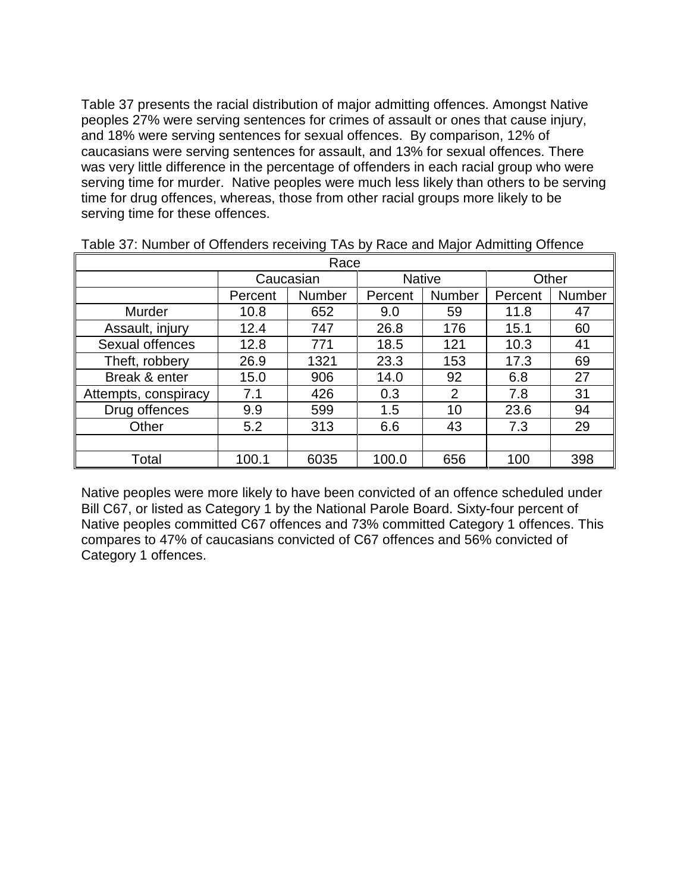Table 37 presents the racial distribution of major admitting offences. Amongst Native peoples 27% were serving sentences for crimes of assault or ones that cause injury, and 18% were serving sentences for sexual offences. By comparison, 12% of caucasians were serving sentences for assault, and 13% for sexual offences. There was very little difference in the percentage of offenders in each racial group who were serving time for murder. Native peoples were much less likely than others to be serving time for drug offences, whereas, those from other racial groups more likely to be serving time for these offences.

Table 37: Number of Offenders receiving TAs by Race and Major Admitting Offence

| Race | | | | | | |
|---|---|---|---|---|---|---|
| | Caucasian | | Native | | Other | |
| | Percent | Number | Percent | Number | Percent | Number |
| Murder | 10.8 | 652 | 9.0 | 59 | 11.8 | 47 |
| Assault, injury | 12.4 | 747 | 26.8 | 176 | 15.1 | 60 |
| Sexual offences | 12.8 | 771 | 18.5 | 121 | 10.3 | 41 |
| Theft, robbery | 26.9 | 1321 | 23.3 | 153 | 17.3 | 69 |
| Break & enter | 15.0 | 906 | 14.0 | 92 | 6.8 | 27 |
| Attempts, conspiracy | 7.1 | 426 | 0.3 | 2 | 7.8 | 31 |
| Drug offences | 9.9 | 599 | 1.5 | 10 | 23.6 | 94 |
| Other | 5.2 | 313 | 6.6 | 43 | 7.3 | 29 |
| | | | | | | |
| Total | 100.1 | 6035 | 100.0 | 656 | 100 | 398 |

Native peoples were more likely to have been convicted of an offence scheduled under Bill C67, or listed as Category 1 by the National Parole Board. Sixty-four percent of Native peoples committed C67 offences and 73% committed Category 1 offences. This compares to 47% of caucasians convicted of C67 offences and 56% convicted of Category 1 offences.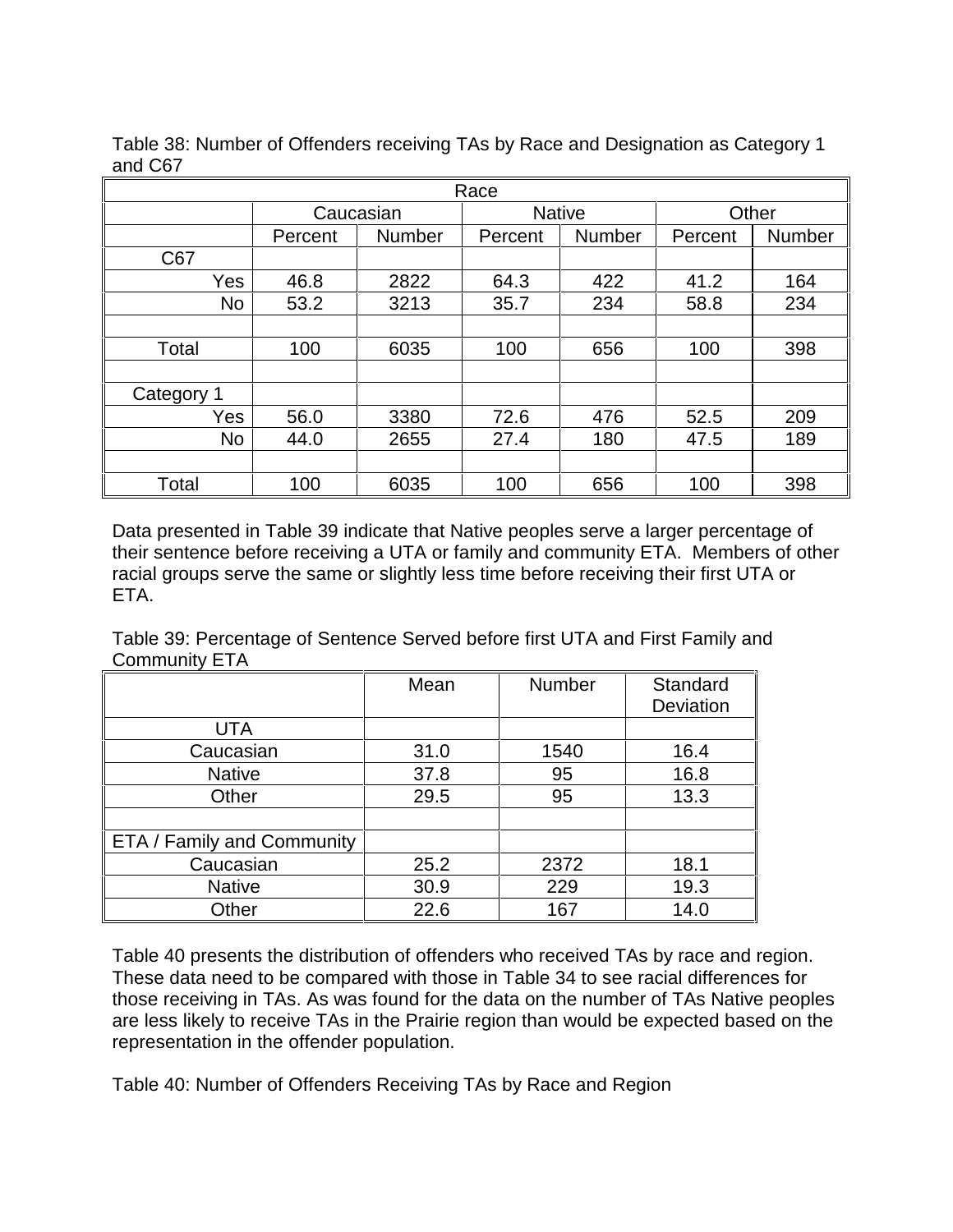Table 38: Number of Offenders receiving TAs by Race and Designation as Category 1 and C67

| | Race | | | | | |
|---|---|---|---|---|---|---|
| | Caucasian | | Native | | Other | |
| | Percent | Number | Percent | Number | Percent | Number |
| C67 | | | | | | |
| Yes | 46.8 | 2822 | 64.3 | 422 | 41.2 | 164 |
| No | 53.2 | 3213 | 35.7 | 234 | 58.8 | 234 |
| | | | | | | |
| Total | 100 | 6035 | 100 | 656 | 100 | 398 |
| | | | | | | |
| Category 1 | | | | | | |
| Yes | 56.0 | 3380 | 72.6 | 476 | 52.5 | 209 |
| No | 44.0 | 2655 | 27.4 | 180 | 47.5 | 189 |
| | | | | | | |
| Total | 100 | 6035 | 100 | 656 | 100 | 398 |

Data presented in Table 39 indicate that Native peoples serve a larger percentage of their sentence before receiving a UTA or family and community ETA. Members of other racial groups serve the same or slightly less time before receiving their first UTA or ETA.

Table 39: Percentage of Sentence Served before first UTA and First Family and Community ETA

| | Mean | Number | Standard Deviation |
|---|---|---|---|
| UTA | | | |
| Caucasian | 31.0 | 1540 | 16.4 |
| Native | 37.8 | 95 | 16.8 |
| Other | 29.5 | 95 | 13.3 |
| | | | |
| ETA / Family and Community | | | |
| Caucasian | 25.2 | 2372 | 18.1 |
| Native | 30.9 | 229 | 19.3 |
| Other | 22.6 | 167 | 14.0 |

Table 40 presents the distribution of offenders who received TAs by race and region. These data need to be compared with those in Table 34 to see racial differences for those receiving in TAs. As was found for the data on the number of TAs Native peoples are less likely to receive TAs in the Prairie region than would be expected based on the representation in the offender population.

Table 40: Number of Offenders Receiving TAs by Race and Region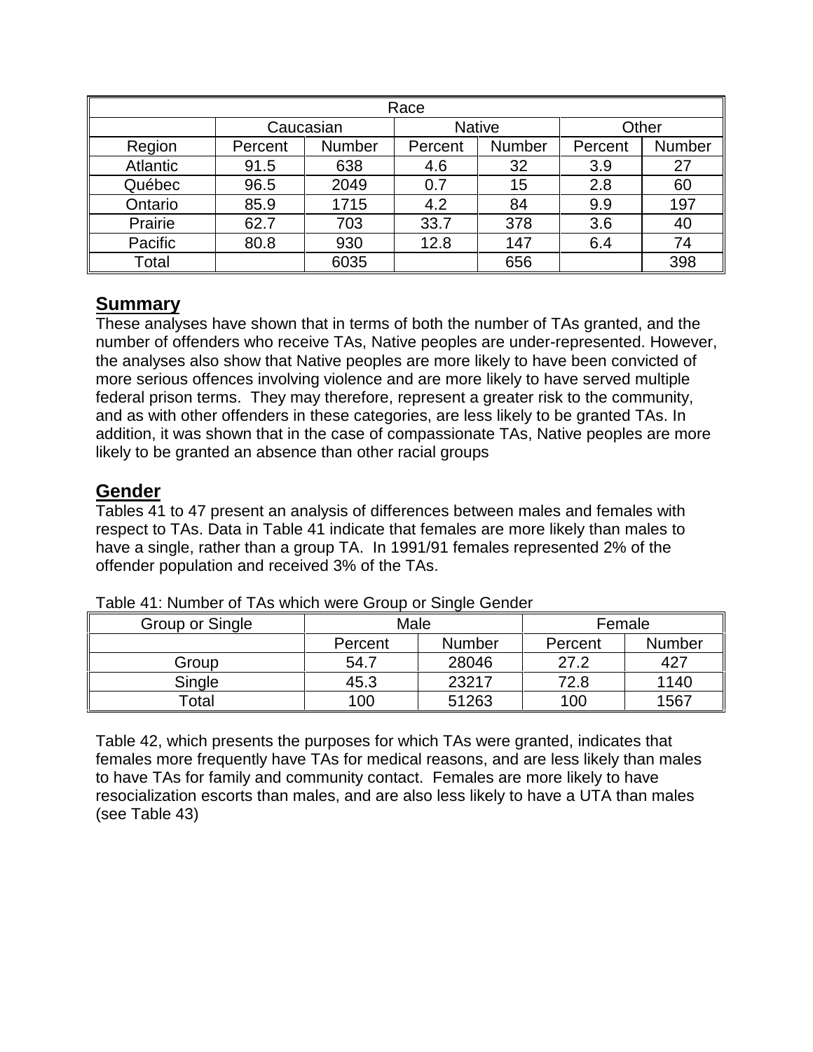| Race | | | | | | |
| --- | --- | --- | --- | --- | --- | --- |
| | Caucasian | | Native | | Other | |
| Region | Percent | Number | Percent | Number | Percent | Number |
| Atlantic | 91.5 | 638 | 4.6 | 32 | 3.9 | 27 |
| Québec | 96.5 | 2049 | 0.7 | 15 | 2.8 | 60 |
| Ontario | 85.9 | 1715 | 4.2 | 84 | 9.9 | 197 |
| Prairie | 62.7 | 703 | 33.7 | 378 | 3.6 | 40 |
| Pacific | 80.8 | 930 | 12.8 | 147 | 6.4 | 74 |
| Total | | 6035 | | 656 | | 398 |

## Summary

These analyses have shown that in terms of both the number of TAs granted, and the number of offenders who receive TAs, Native peoples are under-represented. However, the analyses also show that Native peoples are more likely to have been convicted of more serious offences involving violence and are more likely to have served multiple federal prison terms. They may therefore, represent a greater risk to the community, and as with other offenders in these categories, are less likely to be granted TAs. In addition, it was shown that in the case of compassionate TAs, Native peoples are more likely to be granted an absence than other racial groups

## Gender

Tables 41 to 47 present an analysis of differences between males and females with respect to TAs. Data in Table 41 indicate that females are more likely than males to have a single, rather than a group TA. In 1991/91 females represented 2% of the offender population and received 3% of the TAs.

Table 41: Number of TAs which were Group or Single Gender

| Group or Single | Male | | Female | |
| --- | --- | --- | --- | --- |
| | Percent | Number | Percent | Number |
| Group | 54.7 | 28046 | 27.2 | 427 |
| Single | 45.3 | 23217 | 72.8 | 1140 |
| Total | 100 | 51263 | 100 | 1567 |

Table 42, which presents the purposes for which TAs were granted, indicates that females more frequently have TAs for medical reasons, and are less likely than males to have TAs for family and community contact. Females are more likely to have resocialization escorts than males, and are also less likely to have a UTA than males (see Table 43)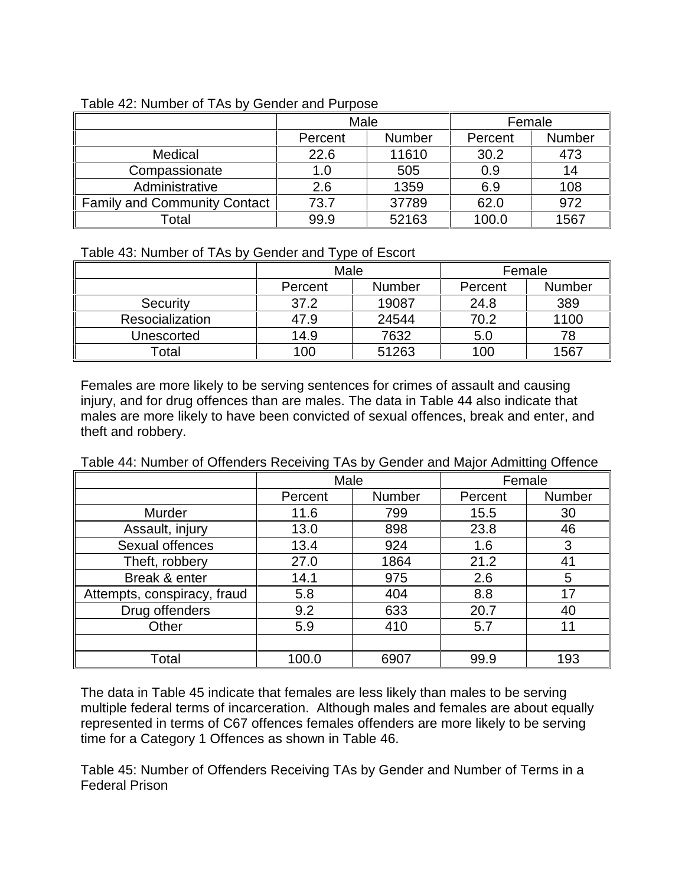Table 42: Number of TAs by Gender and Purpose

| | Male | | Female | |
|---|---|---|---|---|
| | Percent | Number | Percent | Number |
| Medical | 22.6 | 11610 | 30.2 | 473 |
| Compassionate | 1.0 | 505 | 0.9 | 14 |
| Administrative | 2.6 | 1359 | 6.9 | 108 |
| Family and Community Contact | 73.7 | 37789 | 62.0 | 972 |
| Total | 99.9 | 52163 | 100.0 | 1567 |

Table 43: Number of TAs by Gender and Type of Escort

| | Male | | Female | |
|---|---|---|---|---|
| | Percent | Number | Percent | Number |
| Security | 37.2 | 19087 | 24.8 | 389 |
| Resocialization | 47.9 | 24544 | 70.2 | 1100 |
| Unescorted | 14.9 | 7632 | 5.0 | 78 |
| Total | 100 | 51263 | 100 | 1567 |

Females are more likely to be serving sentences for crimes of assault and causing injury, and for drug offences than are males. The data in Table 44 also indicate that males are more likely to have been convicted of sexual offences, break and enter, and theft and robbery.

Table 44: Number of Offenders Receiving TAs by Gender and Major Admitting Offence

| | Male | | Female | |
|---|---|---|---|---|
| | Percent | Number | Percent | Number |
| Murder | 11.6 | 799 | 15.5 | 30 |
| Assault, injury | 13.0 | 898 | 23.8 | 46 |
| Sexual offences | 13.4 | 924 | 1.6 | 3 |
| Theft, robbery | 27.0 | 1864 | 21.2 | 41 |
| Break & enter | 14.1 | 975 | 2.6 | 5 |
| Attempts, conspiracy, fraud | 5.8 | 404 | 8.8 | 17 |
| Drug offenders | 9.2 | 633 | 20.7 | 40 |
| Other | 5.9 | 410 | 5.7 | 11 |
| | | | | |
| Total | 100.0 | 6907 | 99.9 | 193 |

The data in Table 45 indicate that females are less likely than males to be serving multiple federal terms of incarceration. Although males and females are about equally represented in terms of C67 offences females offenders are more likely to be serving time for a Category 1 Offences as shown in Table 46.

Table 45: Number of Offenders Receiving TAs by Gender and Number of Terms in a Federal Prison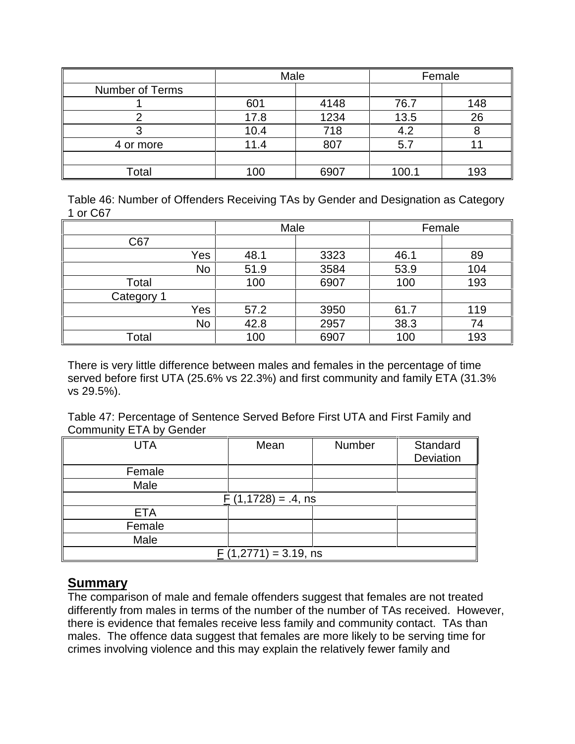| | Male | | Female | |
|---|---|---|---|---|
| Number of Terms | | | | |
| 1 | 601 | 4148 | 76.7 | 148 |
| 2 | 17.8 | 1234 | 13.5 | 26 |
| 3 | 10.4 | 718 | 4.2 | 8 |
| 4 or more | 11.4 | 807 | 5.7 | 11 |
| | | | | |
| Total | 100 | 6907 | 100.1 | 193 |

Table 46: Number of Offenders Receiving TAs by Gender and Designation as Category 1 or C67

| | Male | | Female | |
|---|---|---|---|---|
| C67 | | | | |
| Yes | 48.1 | 3323 | 46.1 | 89 |
| No | 51.9 | 3584 | 53.9 | 104 |
| Total | 100 | 6907 | 100 | 193 |
| Category 1 | | | | |
| Yes | 57.2 | 3950 | 61.7 | 119 |
| No | 42.8 | 2957 | 38.3 | 74 |
| Total | 100 | 6907 | 100 | 193 |

There is very little difference between males and females in the percentage of time served before first UTA (25.6% vs 22.3%) and first community and family ETA (31.3% vs 29.5%).

Table 47: Percentage of Sentence Served Before First UTA and First Family and Community ETA by Gender

| UTA | Mean | Number | Standard Deviation |
|---|---|---|---|
| Female | | | |
| Male | | | |
| $F$ (1,1728) = .4, ns | | | |
| ETA | | | |
| Female | | | |
| Male | | | |
| $F$ (1,2771) = 3.19, ns | | | |

## Summary

The comparison of male and female offenders suggest that females are not treated differently from males in terms of the number of the number of TAs received. However, there is evidence that females receive less family and community contact. TAs than males. The offence data suggest that females are more likely to be serving time for crimes involving violence and this may explain the relatively fewer family and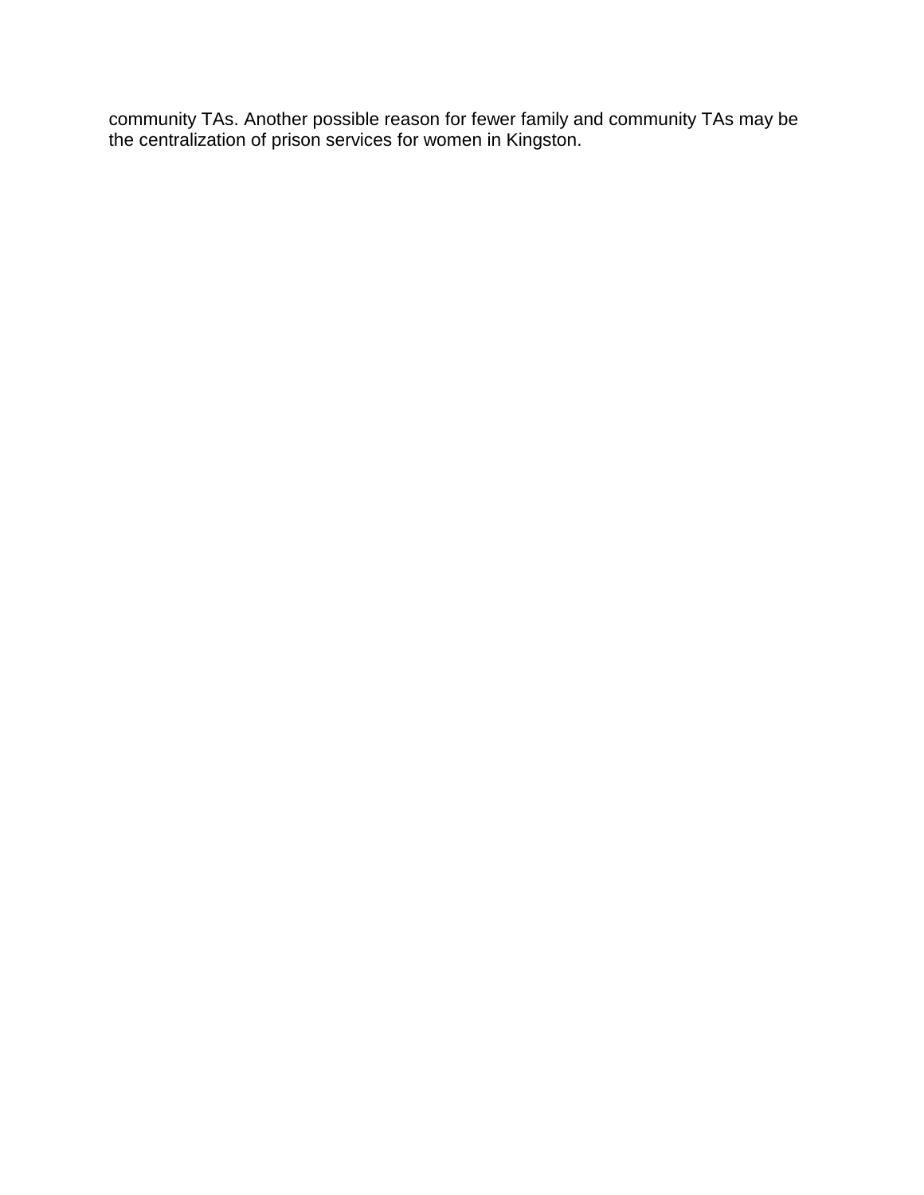community TAs. Another possible reason for fewer family and community TAs may be the centralization of prison services for women in Kingston.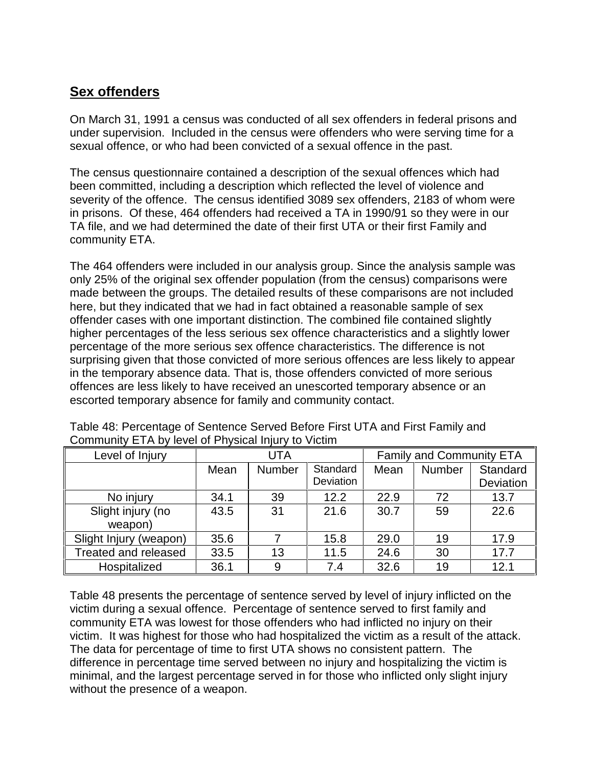## Sex offenders

On March 31, 1991 a census was conducted of all sex offenders in federal prisons and under supervision. Included in the census were offenders who were serving time for a sexual offence, or who had been convicted of a sexual offence in the past.

The census questionnaire contained a description of the sexual offences which had been committed, including a description which reflected the level of violence and severity of the offence. The census identified 3089 sex offenders, 2183 of whom were in prisons. Of these, 464 offenders had received a TA in 1990/91 so they were in our TA file, and we had determined the date of their first UTA or their first Family and community ETA.

The 464 offenders were included in our analysis group. Since the analysis sample was only 25% of the original sex offender population (from the census) comparisons were made between the groups. The detailed results of these comparisons are not included here, but they indicated that we had in fact obtained a reasonable sample of sex offender cases with one important distinction. The combined file contained slightly higher percentages of the less serious sex offence characteristics and a slightly lower percentage of the more serious sex offence characteristics. The difference is not surprising given that those convicted of more serious offences are less likely to appear in the temporary absence data. That is, those offenders convicted of more serious offences are less likely to have received an unescorted temporary absence or an escorted temporary absence for family and community contact.

Table 48: Percentage of Sentence Served Before First UTA and First Family and Community ETA by level of Physical Injury to Victim

| Level of Injury | UTA | | | Family and Community ETA | | |
|---|---|---|---|---|---|---|
| | Mean | Number | Standard Deviation | Mean | Number | Standard Deviation |
| No injury | 34.1 | 39 | 12.2 | 22.9 | 72 | 13.7 |
| Slight injury (no weapon) | 43.5 | 31 | 21.6 | 30.7 | 59 | 22.6 |
| Slight Injury (weapon) | 35.6 | 7 | 15.8 | 29.0 | 19 | 17.9 |
| Treated and released | 33.5 | 13 | 11.5 | 24.6 | 30 | 17.7 |
| Hospitalized | 36.1 | 9 | 7.4 | 32.6 | 19 | 12.1 |

Table 48 presents the percentage of sentence served by level of injury inflicted on the victim during a sexual offence. Percentage of sentence served to first family and community ETA was lowest for those offenders who had inflicted no injury on their victim. It was highest for those who had hospitalized the victim as a result of the attack. The data for percentage of time to first UTA shows no consistent pattern. The difference in percentage time served between no injury and hospitalizing the victim is minimal, and the largest percentage served in for those who inflicted only slight injury without the presence of a weapon.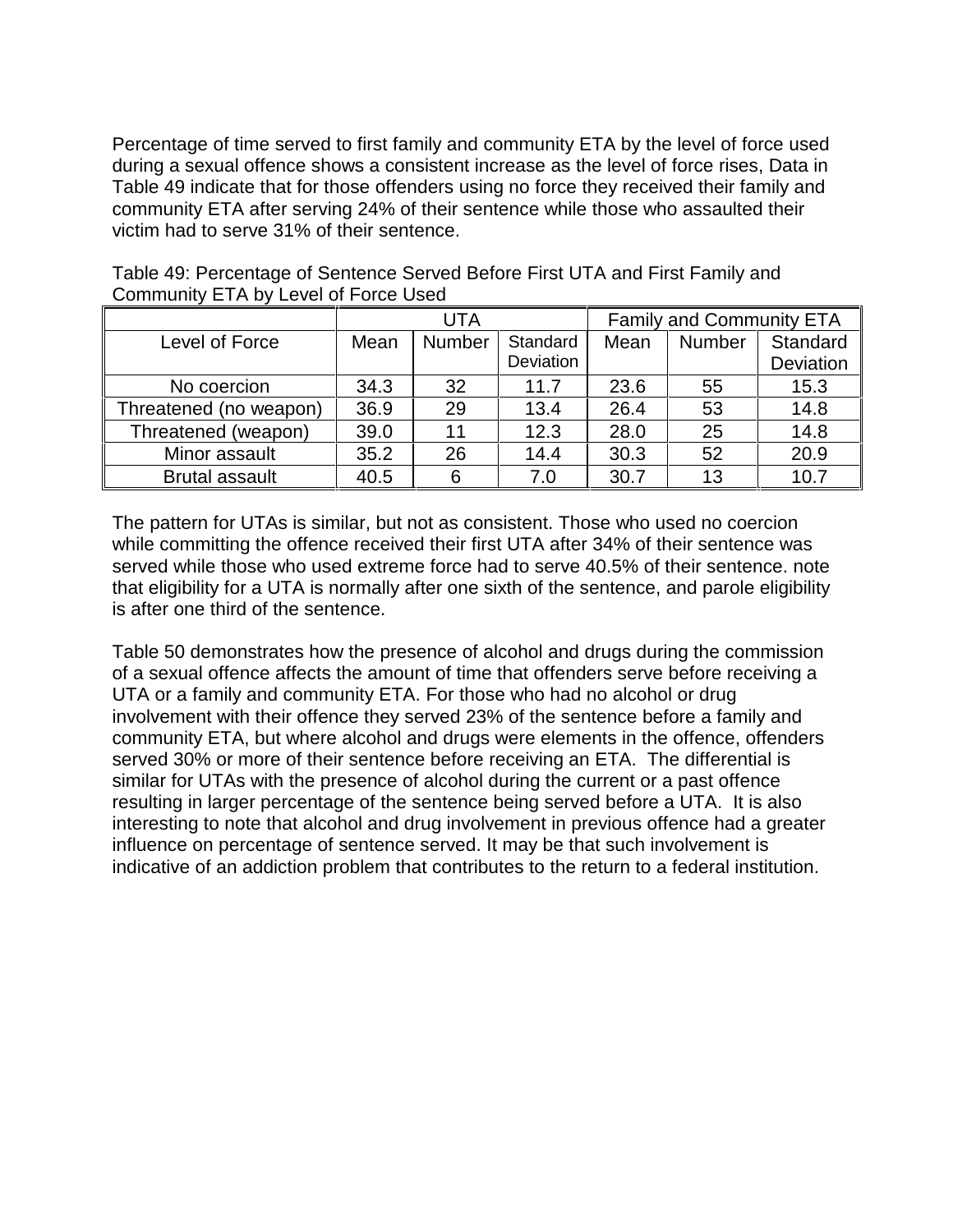Percentage of time served to first family and community ETA by the level of force used during a sexual offence shows a consistent increase as the level of force rises, Data in Table 49 indicate that for those offenders using no force they received their family and community ETA after serving 24% of their sentence while those who assaulted their victim had to serve 31% of their sentence.

Table 49: Percentage of Sentence Served Before First UTA and First Family and Community ETA by Level of Force Used

| | UTA | | | Family and Community ETA | | |
|---|---|---|---|---|---|---|
| Level of Force | Mean | Number | Standard Deviation | Mean | Number | Standard Deviation |
| No coercion | 34.3 | 32 | 11.7 | 23.6 | 55 | 15.3 |
| Threatened (no weapon) | 36.9 | 29 | 13.4 | 26.4 | 53 | 14.8 |
| Threatened (weapon) | 39.0 | 11 | 12.3 | 28.0 | 25 | 14.8 |
| Minor assault | 35.2 | 26 | 14.4 | 30.3 | 52 | 20.9 |
| Brutal assault | 40.5 | 6 | 7.0 | 30.7 | 13 | 10.7 |

The pattern for UTAs is similar, but not as consistent. Those who used no coercion while committing the offence received their first UTA after 34% of their sentence was served while those who used extreme force had to serve 40.5% of their sentence. note that eligibility for a UTA is normally after one sixth of the sentence, and parole eligibility is after one third of the sentence.

Table 50 demonstrates how the presence of alcohol and drugs during the commission of a sexual offence affects the amount of time that offenders serve before receiving a UTA or a family and community ETA. For those who had no alcohol or drug involvement with their offence they served 23% of the sentence before a family and community ETA, but where alcohol and drugs were elements in the offence, offenders served 30% or more of their sentence before receiving an ETA. The differential is similar for UTAs with the presence of alcohol during the current or a past offence resulting in larger percentage of the sentence being served before a UTA. It is also interesting to note that alcohol and drug involvement in previous offence had a greater influence on percentage of sentence served. It may be that such involvement is indicative of an addiction problem that contributes to the return to a federal institution.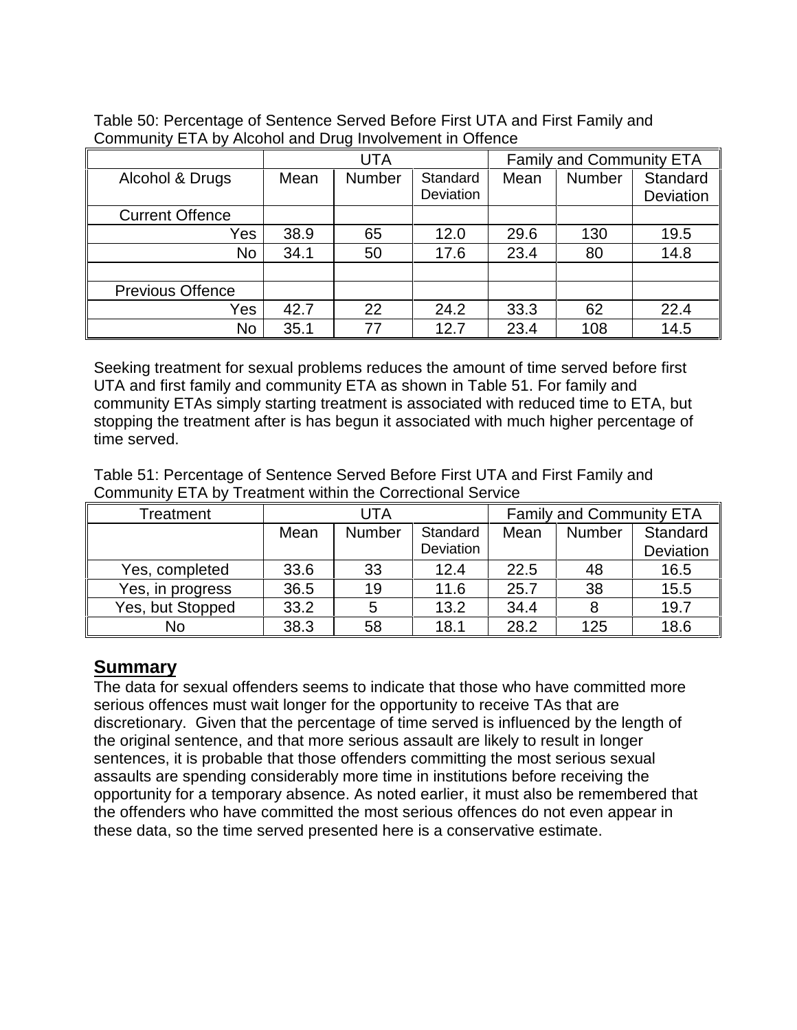Table 50: Percentage of Sentence Served Before First UTA and First Family and Community ETA by Alcohol and Drug Involvement in Offence

| | UTA | | | Family and Community ETA | | |
|---|---|---|---|---|---|---|
| Alcohol & Drugs | Mean | Number | Standard Deviation | Mean | Number | Standard Deviation |
| Current Offence | | | | | | |
| Yes | 38.9 | 65 | 12.0 | 29.6 | 130 | 19.5 |
| No | 34.1 | 50 | 17.6 | 23.4 | 80 | 14.8 |
| | | | | | | |
| Previous Offence | | | | | | |
| Yes | 42.7 | 22 | 24.2 | 33.3 | 62 | 22.4 |
| No | 35.1 | 77 | 12.7 | 23.4 | 108 | 14.5 |

Seeking treatment for sexual problems reduces the amount of time served before first UTA and first family and community ETA as shown in Table 51. For family and community ETAs simply starting treatment is associated with reduced time to ETA, but stopping the treatment after is has begun it associated with much higher percentage of time served.

Table 51: Percentage of Sentence Served Before First UTA and First Family and Community ETA by Treatment within the Correctional Service

| Treatment | UTA | | | Family and Community ETA | | |
|---|---|---|---|---|---|---|
| | Mean | Number | Standard Deviation | Mean | Number | Standard Deviation |
| Yes, completed | 33.6 | 33 | 12.4 | 22.5 | 48 | 16.5 |
| Yes, in progress | 36.5 | 19 | 11.6 | 25.7 | 38 | 15.5 |
| Yes, but Stopped | 33.2 | 5 | 13.2 | 34.4 | 8 | 19.7 |
| No | 38.3 | 58 | 18.1 | 28.2 | 125 | 18.6 |

## Summary

The data for sexual offenders seems to indicate that those who have committed more serious offences must wait longer for the opportunity to receive TAs that are discretionary. Given that the percentage of time served is influenced by the length of the original sentence, and that more serious assault are likely to result in longer sentences, it is probable that those offenders committing the most serious sexual assaults are spending considerably more time in institutions before receiving the opportunity for a temporary absence. As noted earlier, it must also be remembered that the offenders who have committed the most serious offences do not even appear in these data, so the time served presented here is a conservative estimate.